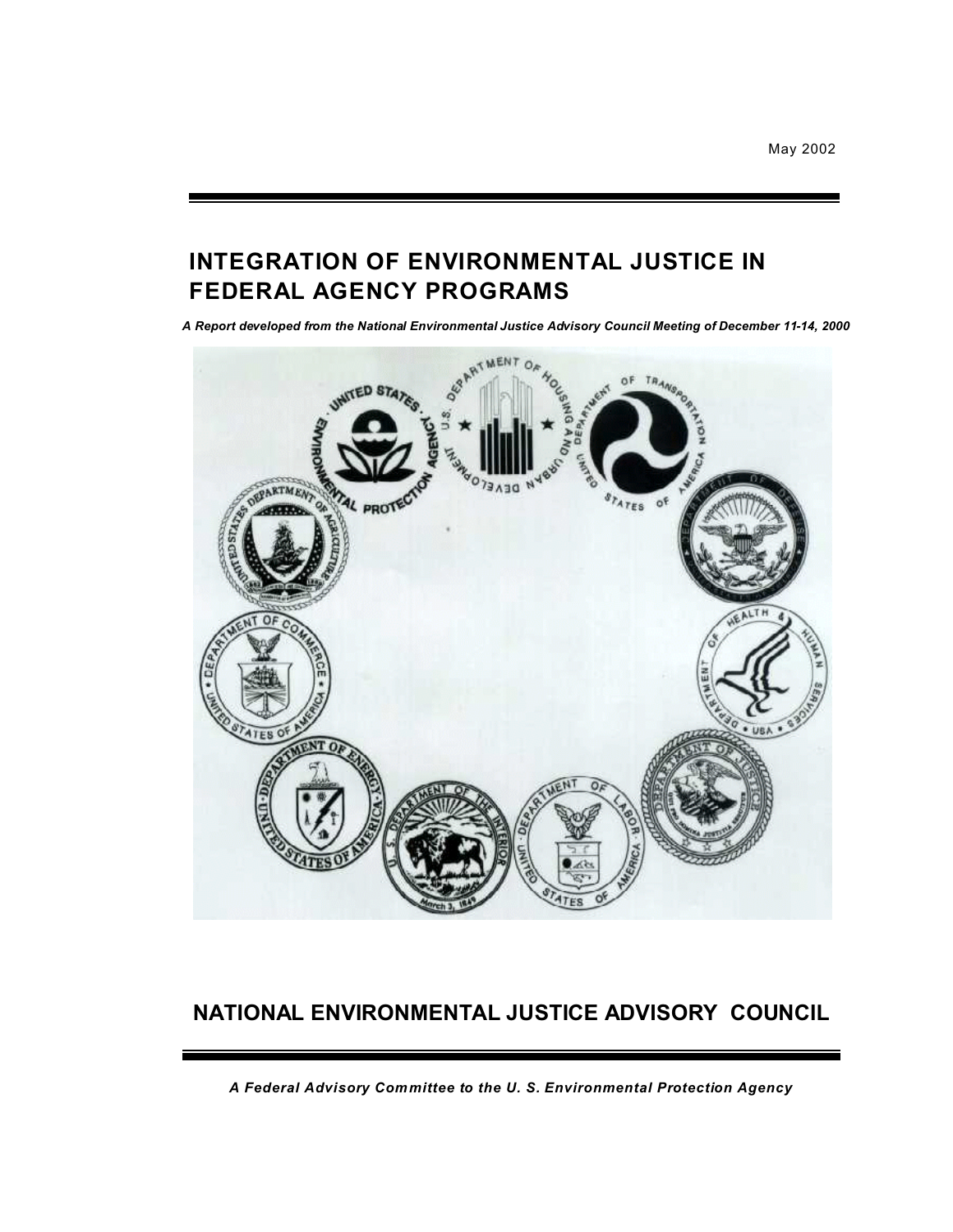May 2002

# INTEGRATION OF ENVIRONMENTAL JUSTICE IN FEDERAL AGENCY PROGRAMS

***A Report developed from the National Environmental Justice Advisory Council Meeting of December 11-14, 2000***

## NATIONAL ENVIRONMENTAL JUSTICE ADVISORY COUNCIL

***A Federal Advisory Committee to the U. S. Environmental Protection Agency***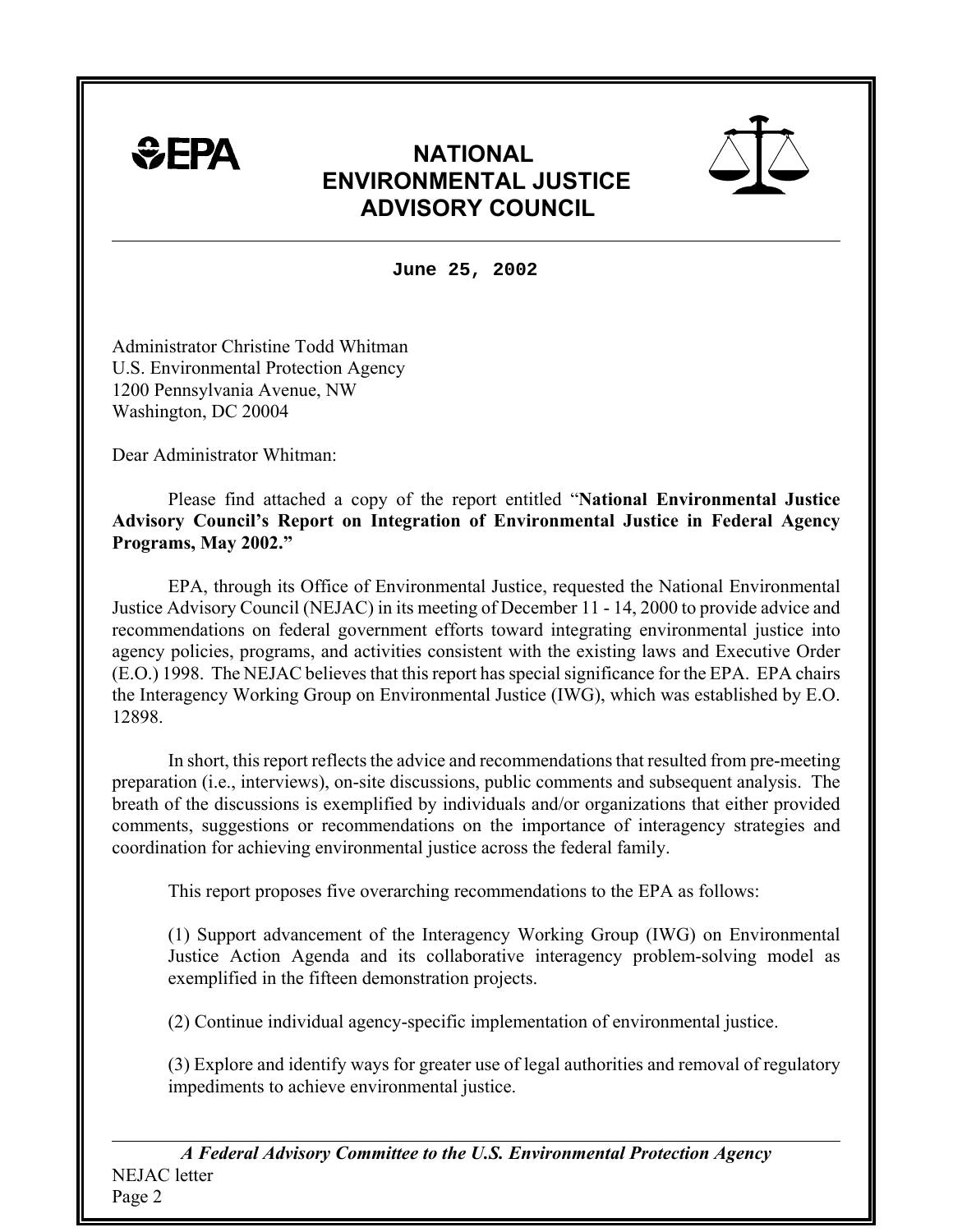# NATIONAL ENVIRONMENTAL JUSTICE ADVISORY COUNCIL

**June 25, 2002**

Administrator Christine Todd Whitman
U.S. Environmental Protection Agency
1200 Pennsylvania Avenue, NW
Washington, DC 20004

Dear Administrator Whitman:

Please find attached a copy of the report entitled "**National Environmental Justice Advisory Council's Report on Integration of Environmental Justice in Federal Agency Programs, May 2002.**"

EPA, through its Office of Environmental Justice, requested the National Environmental Justice Advisory Council (NEJAC) in its meeting of December 11 - 14, 2000 to provide advice and recommendations on federal government efforts toward integrating environmental justice into agency policies, programs, and activities consistent with the existing laws and Executive Order (E.O.) 1998. The NEJAC believes that this report has special significance for the EPA. EPA chairs the Interagency Working Group on Environmental Justice (IWG), which was established by E.O. 12898.

In short, this report reflects the advice and recommendations that resulted from pre-meeting preparation (i.e., interviews), on-site discussions, public comments and subsequent analysis. The breath of the discussions is exemplified by individuals and/or organizations that either provided comments, suggestions or recommendations on the importance of interagency strategies and coordination for achieving environmental justice across the federal family.

This report proposes five overarching recommendations to the EPA as follows:

(1) Support advancement of the Interagency Working Group (IWG) on Environmental Justice Action Agenda and its collaborative interagency problem-solving model as exemplified in the fifteen demonstration projects.

(2) Continue individual agency-specific implementation of environmental justice.

(3) Explore and identify ways for greater use of legal authorities and removal of regulatory impediments to achieve environmental justice.

*A Federal Advisory Committee to the U.S. Environmental Protection Agency*

NEJAC letter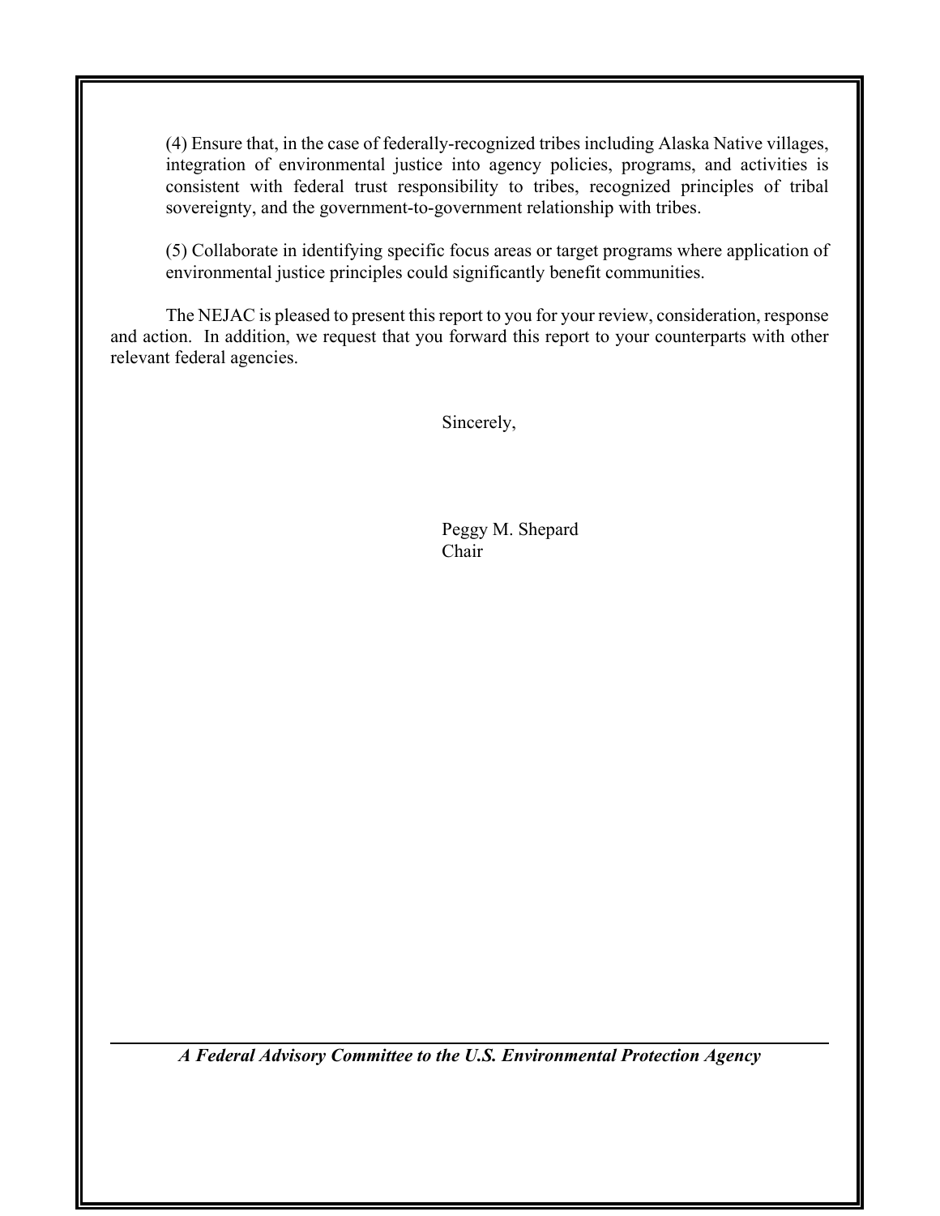(4) Ensure that, in the case of federally-recognized tribes including Alaska Native villages, integration of environmental justice into agency policies, programs, and activities is consistent with federal trust responsibility to tribes, recognized principles of tribal sovereignty, and the government-to-government relationship with tribes.

(5) Collaborate in identifying specific focus areas or target programs where application of environmental justice principles could significantly benefit communities.

The NEJAC is pleased to present this report to you for your review, consideration, response and action. In addition, we request that you forward this report to your counterparts with other relevant federal agencies.

Sincerely,

Peggy M. Shepard
Chair

---

***A Federal Advisory Committee to the U.S. Environmental Protection Agency***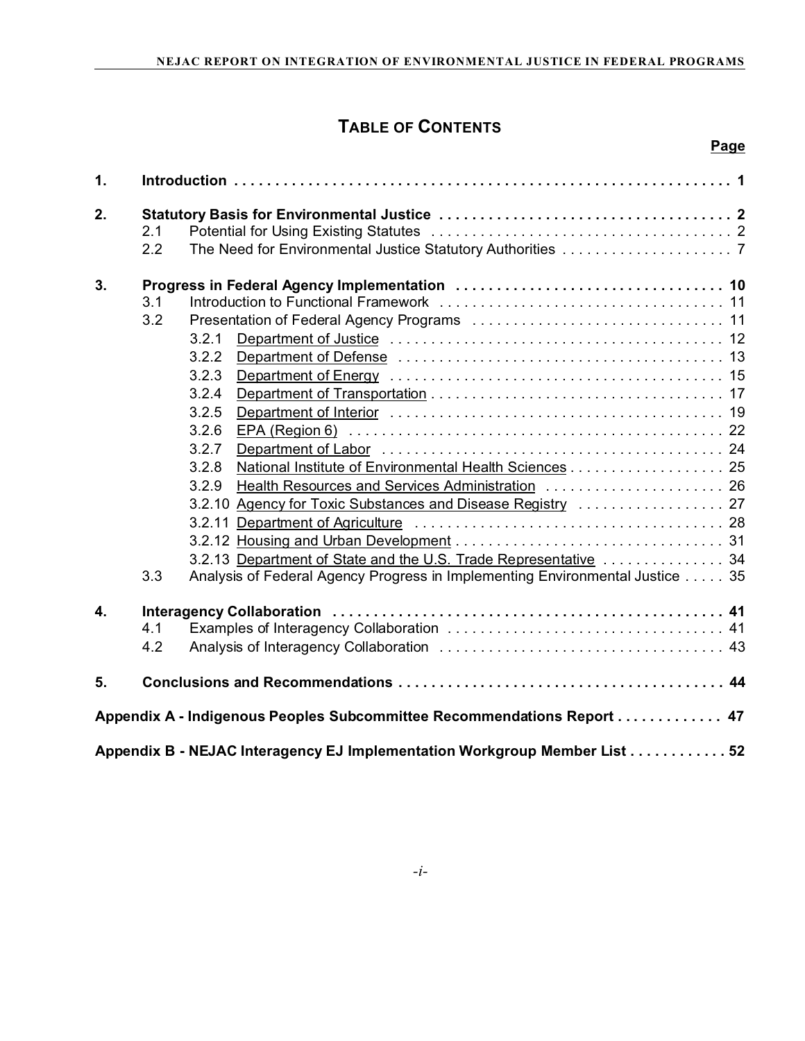# TABLE OF CONTENTS

| | | Page |
|---|---|---|
| **1.** | **Introduction** | **1** |
| **2.** | **Statutory Basis for Environmental Justice** | **2** |
| | 2.1 Potential for Using Existing Statutes | 2 |
| | 2.2 The Need for Environmental Justice Statutory Authorities | 7 |
| **3.** | **Progress in Federal Agency Implementation** | **10** |
| | 3.1 Introduction to Functional Framework | 11 |
| | 3.2 Presentation of Federal Agency Programs | 11 |
| | 3.2.1 Department of Justice | 12 |
| | 3.2.2 Department of Defense | 13 |
| | 3.2.3 Department of Energy | 15 |
| | 3.2.4 Department of Transportation | 17 |
| | 3.2.5 Department of Interior | 19 |
| | 3.2.6 EPA (Region 6) | 22 |
| | 3.2.7 Department of Labor | 24 |
| | 3.2.8 National Institute of Environmental Health Sciences | 25 |
| | 3.2.9 Health Resources and Services Administration | 26 |
| | 3.2.10 Agency for Toxic Substances and Disease Registry | 27 |
| | 3.2.11 Department of Agriculture | 28 |
| | 3.2.12 Housing and Urban Development | 31 |
| | 3.2.13 Department of State and the U.S. Trade Representative | 34 |
| | 3.3 Analysis of Federal Agency Progress in Implementing Environmental Justice | 35 |
| **4.** | **Interagency Collaboration** | **41** |
| | 4.1 Examples of Interagency Collaboration | 41 |
| | 4.2 Analysis of Interagency Collaboration | 43 |
| **5.** | **Conclusions and Recommendations** | **44** |
| | **Appendix A - Indigenous Peoples Subcommittee Recommendations Report** | **47** |
| | **Appendix B - NEJAC Interagency EJ Implementation Workgroup Member List** | **52** |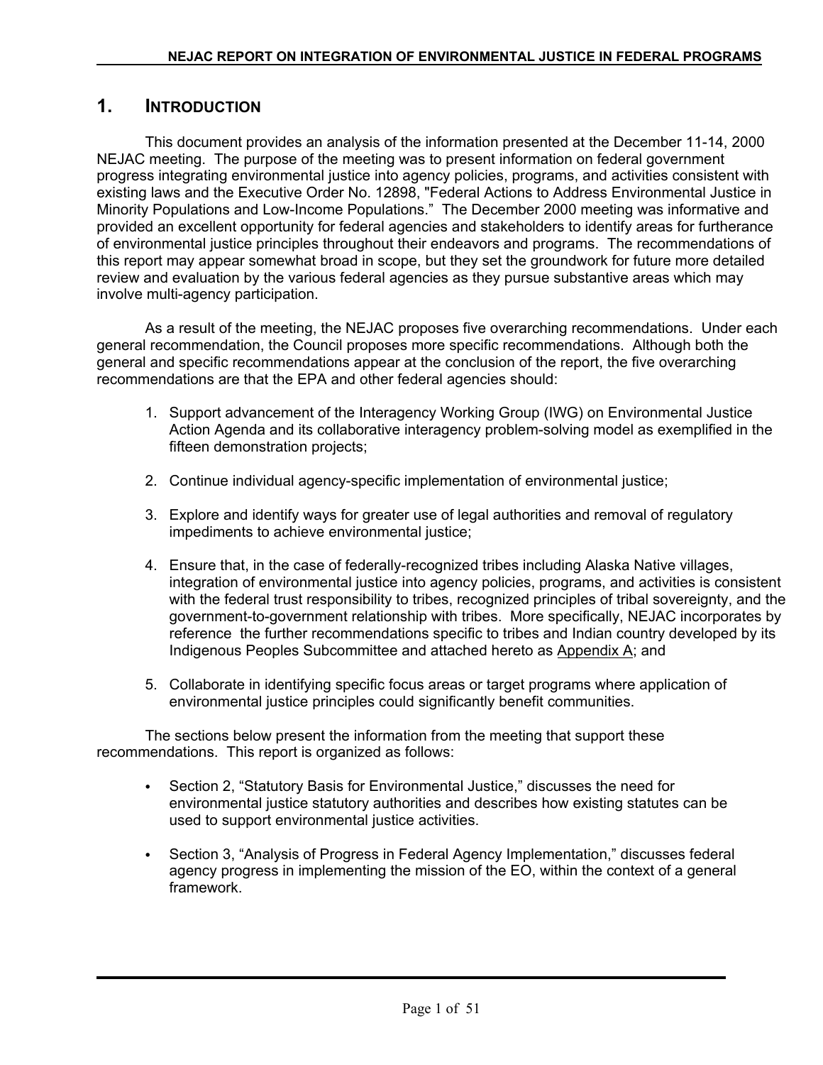# 1. INTRODUCTION

This document provides an analysis of the information presented at the December 11-14, 2000 NEJAC meeting. The purpose of the meeting was to present information on federal government progress integrating environmental justice into agency policies, programs, and activities consistent with existing laws and the Executive Order No. 12898, "Federal Actions to Address Environmental Justice in Minority Populations and Low-Income Populations." The December 2000 meeting was informative and provided an excellent opportunity for federal agencies and stakeholders to identify areas for furtherance of environmental justice principles throughout their endeavors and programs. The recommendations of this report may appear somewhat broad in scope, but they set the groundwork for future more detailed review and evaluation by the various federal agencies as they pursue substantive areas which may involve multi-agency participation.

As a result of the meeting, the NEJAC proposes five overarching recommendations. Under each general recommendation, the Council proposes more specific recommendations. Although both the general and specific recommendations appear at the conclusion of the report, the five overarching recommendations are that the EPA and other federal agencies should:

1. Support advancement of the Interagency Working Group (IWG) on Environmental Justice Action Agenda and its collaborative interagency problem-solving model as exemplified in the fifteen demonstration projects;

2. Continue individual agency-specific implementation of environmental justice;

3. Explore and identify ways for greater use of legal authorities and removal of regulatory impediments to achieve environmental justice;

4. Ensure that, in the case of federally-recognized tribes including Alaska Native villages, integration of environmental justice into agency policies, programs, and activities is consistent with the federal trust responsibility to tribes, recognized principles of tribal sovereignty, and the government-to-government relationship with tribes. More specifically, NEJAC incorporates by reference the further recommendations specific to tribes and Indian country developed by its Indigenous Peoples Subcommittee and attached hereto as Appendix A; and

5. Collaborate in identifying specific focus areas or target programs where application of environmental justice principles could significantly benefit communities.

The sections below present the information from the meeting that support these recommendations. This report is organized as follows:

- Section 2, "Statutory Basis for Environmental Justice," discusses the need for environmental justice statutory authorities and describes how existing statutes can be used to support environmental justice activities.

- Section 3, "Analysis of Progress in Federal Agency Implementation," discusses federal agency progress in implementing the mission of the EO, within the context of a general framework.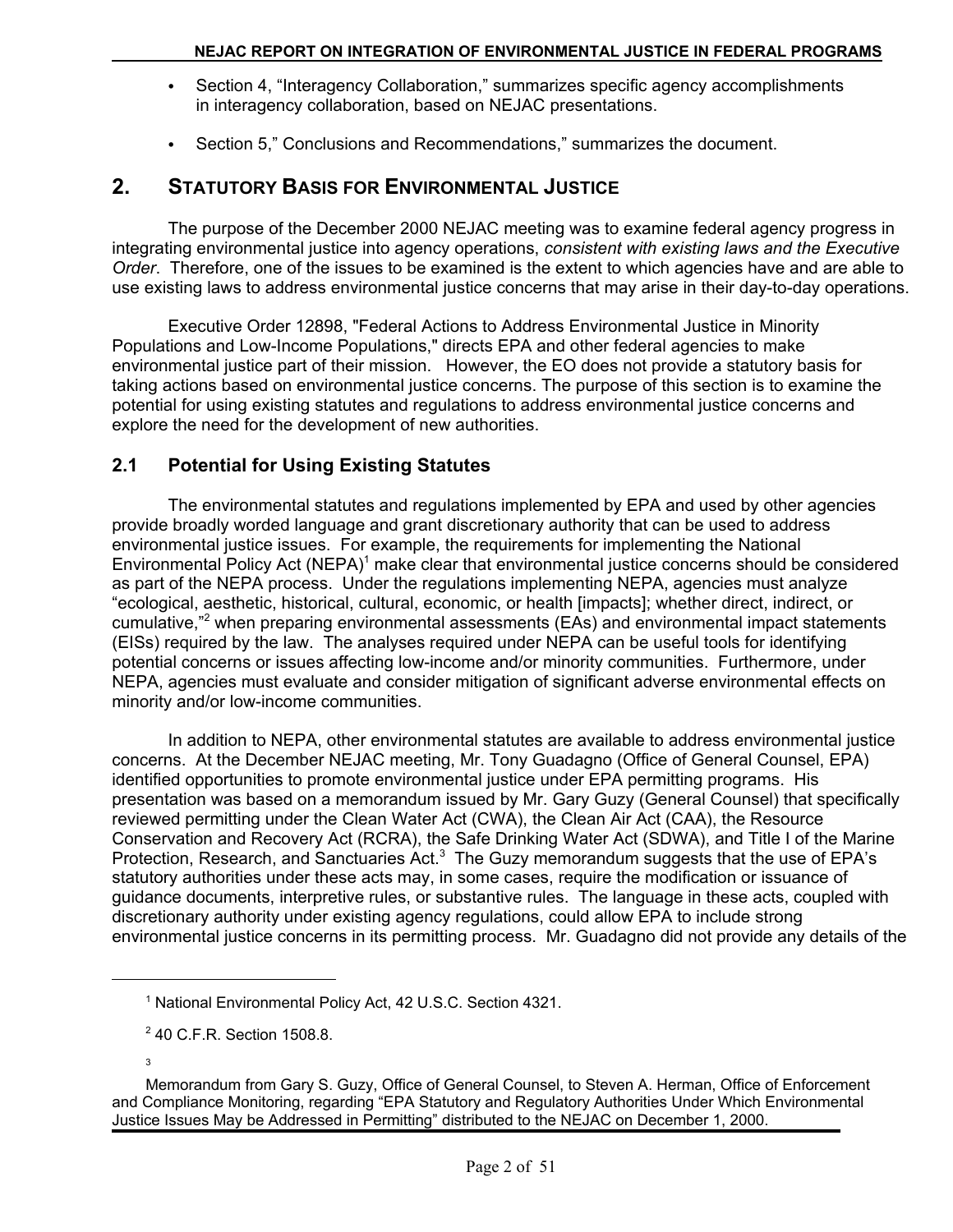- Section 4, "Interagency Collaboration," summarizes specific agency accomplishments in interagency collaboration, based on NEJAC presentations.

- Section 5," Conclusions and Recommendations," summarizes the document.

## 2. STATUTORY BASIS FOR ENVIRONMENTAL JUSTICE

The purpose of the December 2000 NEJAC meeting was to examine federal agency progress in integrating environmental justice into agency operations, *consistent with existing laws and the Executive Order*. Therefore, one of the issues to be examined is the extent to which agencies have and are able to use existing laws to address environmental justice concerns that may arise in their day-to-day operations.

Executive Order 12898, "Federal Actions to Address Environmental Justice in Minority Populations and Low-Income Populations," directs EPA and other federal agencies to make environmental justice part of their mission. However, the EO does not provide a statutory basis for taking actions based on environmental justice concerns. The purpose of this section is to examine the potential for using existing statutes and regulations to address environmental justice concerns and explore the need for the development of new authorities.

### 2.1 Potential for Using Existing Statutes

The environmental statutes and regulations implemented by EPA and used by other agencies provide broadly worded language and grant discretionary authority that can be used to address environmental justice issues. For example, the requirements for implementing the National Environmental Policy Act (NEPA)[1] make clear that environmental justice concerns should be considered as part of the NEPA process. Under the regulations implementing NEPA, agencies must analyze "ecological, aesthetic, historical, cultural, economic, or health [impacts]; whether direct, indirect, or cumulative,"[2] when preparing environmental assessments (EAs) and environmental impact statements (EISs) required by the law. The analyses required under NEPA can be useful tools for identifying potential concerns or issues affecting low-income and/or minority communities. Furthermore, under NEPA, agencies must evaluate and consider mitigation of significant adverse environmental effects on minority and/or low-income communities.

In addition to NEPA, other environmental statutes are available to address environmental justice concerns. At the December NEJAC meeting, Mr. Tony Guadagno (Office of General Counsel, EPA) identified opportunities to promote environmental justice under EPA permitting programs. His presentation was based on a memorandum issued by Mr. Gary Guzy (General Counsel) that specifically reviewed permitting under the Clean Water Act (CWA), the Clean Air Act (CAA), the Resource Conservation and Recovery Act (RCRA), the Safe Drinking Water Act (SDWA), and Title I of the Marine Protection, Research, and Sanctuaries Act.[3] The Guzy memorandum suggests that the use of EPA's statutory authorities under these acts may, in some cases, require the modification or issuance of guidance documents, interpretive rules, or substantive rules. The language in these acts, coupled with discretionary authority under existing agency regulations, could allow EPA to include strong environmental justice concerns in its permitting process. Mr. Guadagno did not provide any details of the

---

[1] National Environmental Policy Act, 42 U.S.C. Section 4321.

[2] 40 C.F.R. Section 1508.8.

[3] Memorandum from Gary S. Guzy, Office of General Counsel, to Steven A. Herman, Office of Enforcement and Compliance Monitoring, regarding "EPA Statutory and Regulatory Authorities Under Which Environmental Justice Issues May be Addressed in Permitting" distributed to the NEJAC on December 1, 2000.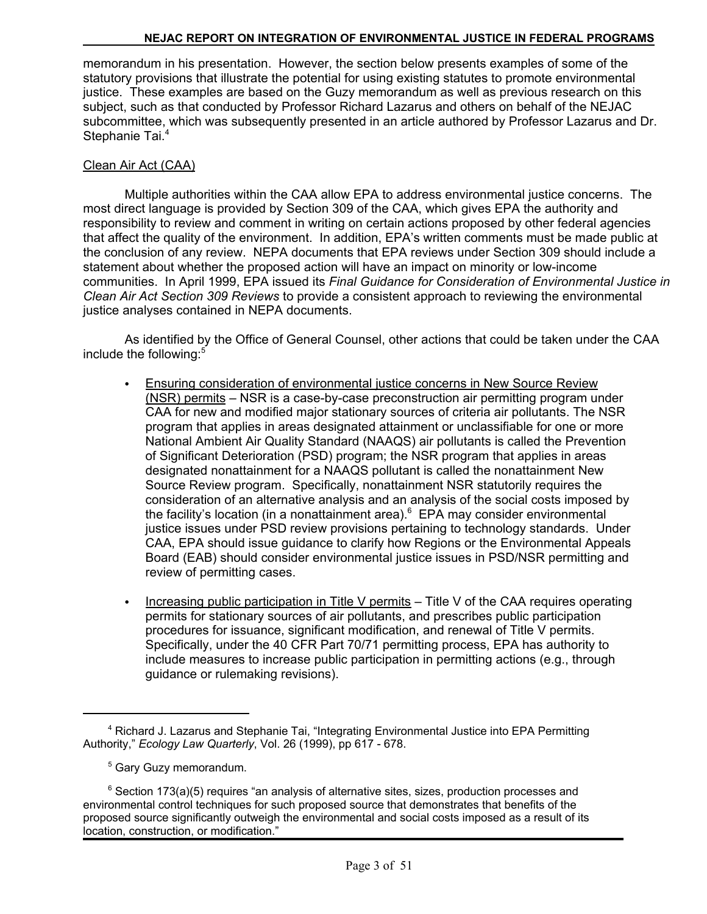memorandum in his presentation. However, the section below presents examples of some of the statutory provisions that illustrate the potential for using existing statutes to promote environmental justice. These examples are based on the Guzy memorandum as well as previous research on this subject, such as that conducted by Professor Richard Lazarus and others on behalf of the NEJAC subcommittee, which was subsequently presented in an article authored by Professor Lazarus and Dr. Stephanie Tai.[4]

Clean Air Act (CAA)

Multiple authorities within the CAA allow EPA to address environmental justice concerns. The most direct language is provided by Section 309 of the CAA, which gives EPA the authority and responsibility to review and comment in writing on certain actions proposed by other federal agencies that affect the quality of the environment. In addition, EPA's written comments must be made public at the conclusion of any review. NEPA documents that EPA reviews under Section 309 should include a statement about whether the proposed action will have an impact on minority or low-income communities. In April 1999, EPA issued its *Final Guidance for Consideration of Environmental Justice in Clean Air Act Section 309 Reviews* to provide a consistent approach to reviewing the environmental justice analyses contained in NEPA documents.

As identified by the Office of General Counsel, other actions that could be taken under the CAA include the following:[5]

- Ensuring consideration of environmental justice concerns in New Source Review (NSR) permits – NSR is a case-by-case preconstruction air permitting program under CAA for new and modified major stationary sources of criteria air pollutants. The NSR program that applies in areas designated attainment or unclassifiable for one or more National Ambient Air Quality Standard (NAAQS) air pollutants is called the Prevention of Significant Deterioration (PSD) program; the NSR program that applies in areas designated nonattainment for a NAAQS pollutant is called the nonattainment New Source Review program. Specifically, nonattainment NSR statutorily requires the consideration of an alternative analysis and an analysis of the social costs imposed by the facility's location (in a nonattainment area).[6] EPA may consider environmental justice issues under PSD review provisions pertaining to technology standards. Under CAA, EPA should issue guidance to clarify how Regions or the Environmental Appeals Board (EAB) should consider environmental justice issues in PSD/NSR permitting and review of permitting cases.

- Increasing public participation in Title V permits – Title V of the CAA requires operating permits for stationary sources of air pollutants, and prescribes public participation procedures for issuance, significant modification, and renewal of Title V permits. Specifically, under the 40 CFR Part 70/71 permitting process, EPA has authority to include measures to increase public participation in permitting actions (e.g., through guidance or rulemaking revisions).

---

[4] Richard J. Lazarus and Stephanie Tai, "Integrating Environmental Justice into EPA Permitting Authority," *Ecology Law Quarterly*, Vol. 26 (1999), pp 617 - 678.

[5] Gary Guzy memorandum.

[6] Section 173(a)(5) requires "an analysis of alternative sites, sizes, production processes and environmental control techniques for such proposed source that demonstrates that benefits of the proposed source significantly outweigh the environmental and social costs imposed as a result of its location, construction, or modification."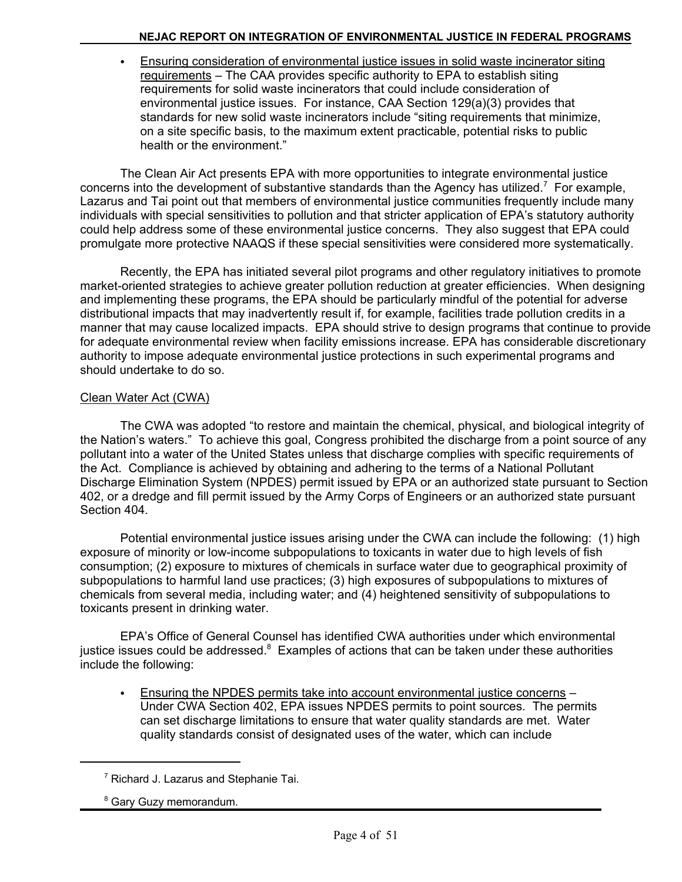- Ensuring consideration of environmental justice issues in solid waste incinerator siting requirements – The CAA provides specific authority to EPA to establish siting requirements for solid waste incinerators that could include consideration of environmental justice issues. For instance, CAA Section 129(a)(3) provides that standards for new solid waste incinerators include "siting requirements that minimize, on a site specific basis, to the maximum extent practicable, potential risks to public health or the environment."

The Clean Air Act presents EPA with more opportunities to integrate environmental justice concerns into the development of substantive standards than the Agency has utilized.[7] For example, Lazarus and Tai point out that members of environmental justice communities frequently include many individuals with special sensitivities to pollution and that stricter application of EPA's statutory authority could help address some of these environmental justice concerns. They also suggest that EPA could promulgate more protective NAAQS if these special sensitivities were considered more systematically.

Recently, the EPA has initiated several pilot programs and other regulatory initiatives to promote market-oriented strategies to achieve greater pollution reduction at greater efficiencies. When designing and implementing these programs, the EPA should be particularly mindful of the potential for adverse distributional impacts that may inadvertently result if, for example, facilities trade pollution credits in a manner that may cause localized impacts. EPA should strive to design programs that continue to provide for adequate environmental review when facility emissions increase. EPA has considerable discretionary authority to impose adequate environmental justice protections in such experimental programs and should undertake to do so.

Clean Water Act (CWA)

The CWA was adopted "to restore and maintain the chemical, physical, and biological integrity of the Nation's waters." To achieve this goal, Congress prohibited the discharge from a point source of any pollutant into a water of the United States unless that discharge complies with specific requirements of the Act. Compliance is achieved by obtaining and adhering to the terms of a National Pollutant Discharge Elimination System (NPDES) permit issued by EPA or an authorized state pursuant to Section 402, or a dredge and fill permit issued by the Army Corps of Engineers or an authorized state pursuant Section 404.

Potential environmental justice issues arising under the CWA can include the following: (1) high exposure of minority or low-income subpopulations to toxicants in water due to high levels of fish consumption; (2) exposure to mixtures of chemicals in surface water due to geographical proximity of subpopulations to harmful land use practices; (3) high exposures of subpopulations to mixtures of chemicals from several media, including water; and (4) heightened sensitivity of subpopulations to toxicants present in drinking water.

EPA's Office of General Counsel has identified CWA authorities under which environmental justice issues could be addressed.[8] Examples of actions that can be taken under these authorities include the following:

- Ensuring the NPDES permits take into account environmental justice concerns – Under CWA Section 402, EPA issues NPDES permits to point sources. The permits can set discharge limitations to ensure that water quality standards are met. Water quality standards consist of designated uses of the water, which can include

---

[7] Richard J. Lazarus and Stephanie Tai.

[8] Gary Guzy memorandum.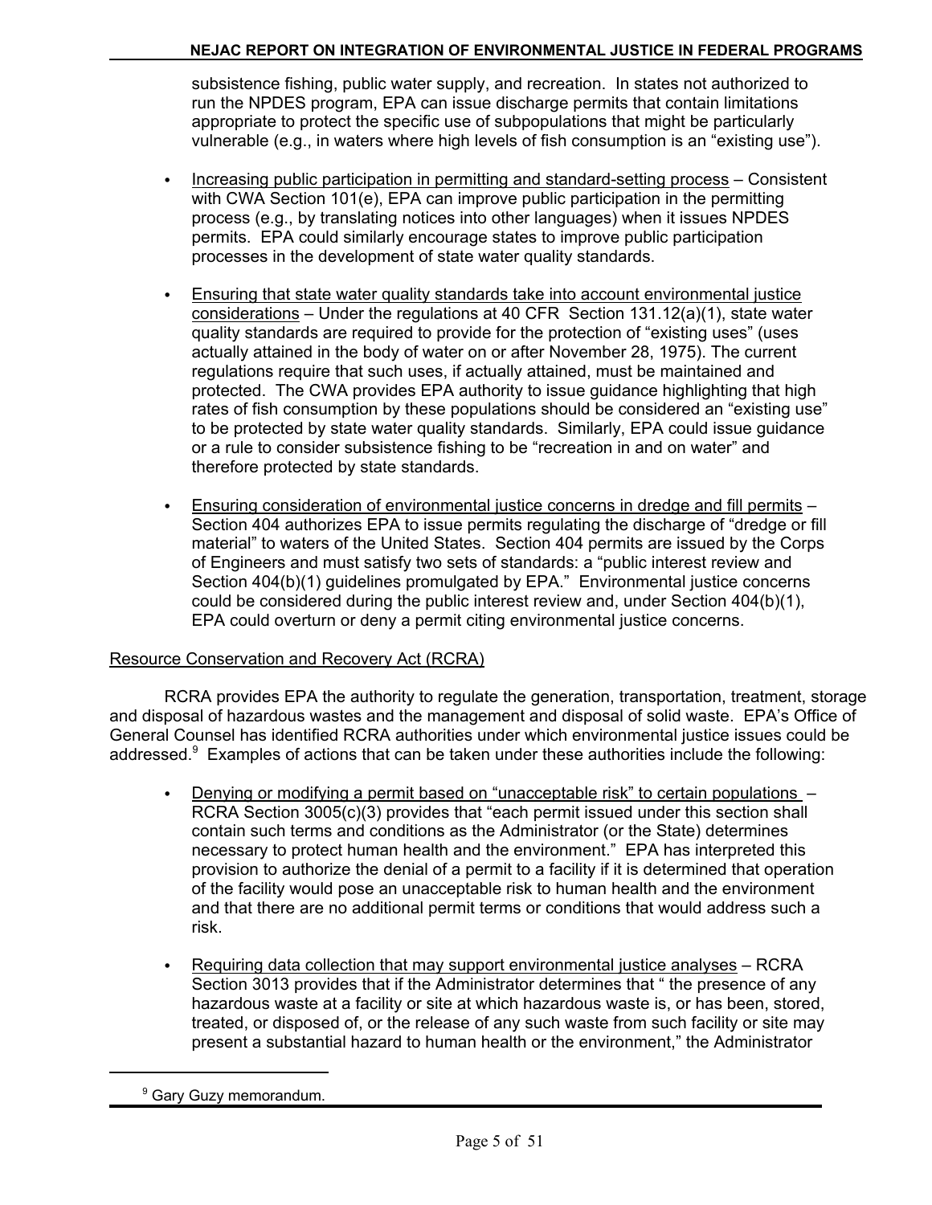subsistence fishing, public water supply, and recreation. In states not authorized to run the NPDES program, EPA can issue discharge permits that contain limitations appropriate to protect the specific use of subpopulations that might be particularly vulnerable (e.g., in waters where high levels of fish consumption is an "existing use").

- Increasing public participation in permitting and standard-setting process – Consistent with CWA Section 101(e), EPA can improve public participation in the permitting process (e.g., by translating notices into other languages) when it issues NPDES permits. EPA could similarly encourage states to improve public participation processes in the development of state water quality standards.

- Ensuring that state water quality standards take into account environmental justice considerations – Under the regulations at 40 CFR Section 131.12(a)(1), state water quality standards are required to provide for the protection of "existing uses" (uses actually attained in the body of water on or after November 28, 1975). The current regulations require that such uses, if actually attained, must be maintained and protected. The CWA provides EPA authority to issue guidance highlighting that high rates of fish consumption by these populations should be considered an "existing use" to be protected by state water quality standards. Similarly, EPA could issue guidance or a rule to consider subsistence fishing to be "recreation in and on water" and therefore protected by state standards.

- Ensuring consideration of environmental justice concerns in dredge and fill permits – Section 404 authorizes EPA to issue permits regulating the discharge of "dredge or fill material" to waters of the United States. Section 404 permits are issued by the Corps of Engineers and must satisfy two sets of standards: a "public interest review and Section 404(b)(1) guidelines promulgated by EPA." Environmental justice concerns could be considered during the public interest review and, under Section 404(b)(1), EPA could overturn or deny a permit citing environmental justice concerns.

Resource Conservation and Recovery Act (RCRA)

RCRA provides EPA the authority to regulate the generation, transportation, treatment, storage and disposal of hazardous wastes and the management and disposal of solid waste. EPA's Office of General Counsel has identified RCRA authorities under which environmental justice issues could be addressed.[9] Examples of actions that can be taken under these authorities include the following:

- Denying or modifying a permit based on "unacceptable risk" to certain populations – RCRA Section 3005(c)(3) provides that "each permit issued under this section shall contain such terms and conditions as the Administrator (or the State) determines necessary to protect human health and the environment." EPA has interpreted this provision to authorize the denial of a permit to a facility if it is determined that operation of the facility would pose an unacceptable risk to human health and the environment and that there are no additional permit terms or conditions that would address such a risk.

- Requiring data collection that may support environmental justice analyses – RCRA Section 3013 provides that if the Administrator determines that " the presence of any hazardous waste at a facility or site at which hazardous waste is, or has been, stored, treated, or disposed of, or the release of any such waste from such facility or site may present a substantial hazard to human health or the environment," the Administrator

[9] Gary Guzy memorandum.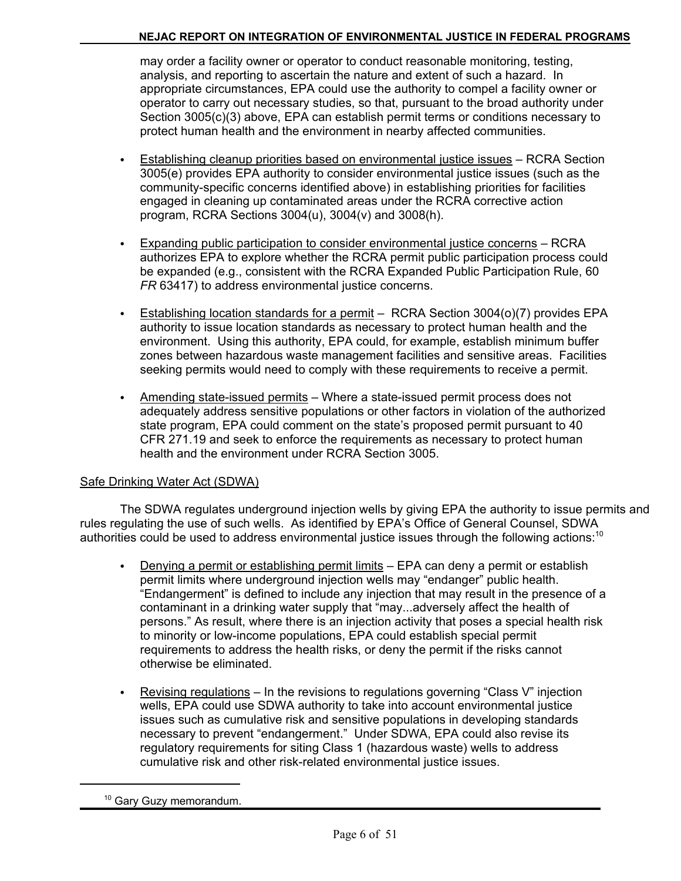may order a facility owner or operator to conduct reasonable monitoring, testing, analysis, and reporting to ascertain the nature and extent of such a hazard. In appropriate circumstances, EPA could use the authority to compel a facility owner or operator to carry out necessary studies, so that, pursuant to the broad authority under Section 3005(c)(3) above, EPA can establish permit terms or conditions necessary to protect human health and the environment in nearby affected communities.

- Establishing cleanup priorities based on environmental justice issues – RCRA Section 3005(e) provides EPA authority to consider environmental justice issues (such as the community-specific concerns identified above) in establishing priorities for facilities engaged in cleaning up contaminated areas under the RCRA corrective action program, RCRA Sections 3004(u), 3004(v) and 3008(h).

- Expanding public participation to consider environmental justice concerns – RCRA authorizes EPA to explore whether the RCRA permit public participation process could be expanded (e.g., consistent with the RCRA Expanded Public Participation Rule, 60 *FR* 63417) to address environmental justice concerns.

- Establishing location standards for a permit – RCRA Section 3004(o)(7) provides EPA authority to issue location standards as necessary to protect human health and the environment. Using this authority, EPA could, for example, establish minimum buffer zones between hazardous waste management facilities and sensitive areas. Facilities seeking permits would need to comply with these requirements to receive a permit.

- Amending state-issued permits – Where a state-issued permit process does not adequately address sensitive populations or other factors in violation of the authorized state program, EPA could comment on the state's proposed permit pursuant to 40 CFR 271.19 and seek to enforce the requirements as necessary to protect human health and the environment under RCRA Section 3005.

Safe Drinking Water Act (SDWA)

The SDWA regulates underground injection wells by giving EPA the authority to issue permits and rules regulating the use of such wells. As identified by EPA's Office of General Counsel, SDWA authorities could be used to address environmental justice issues through the following actions:[10]

- Denying a permit or establishing permit limits – EPA can deny a permit or establish permit limits where underground injection wells may "endanger" public health. "Endangerment" is defined to include any injection that may result in the presence of a contaminant in a drinking water supply that "may...adversely affect the health of persons." As result, where there is an injection activity that poses a special health risk to minority or low-income populations, EPA could establish special permit requirements to address the health risks, or deny the permit if the risks cannot otherwise be eliminated.

- Revising regulations – In the revisions to regulations governing "Class V" injection wells, EPA could use SDWA authority to take into account environmental justice issues such as cumulative risk and sensitive populations in developing standards necessary to prevent "endangerment." Under SDWA, EPA could also revise its regulatory requirements for siting Class 1 (hazardous waste) wells to address cumulative risk and other risk-related environmental justice issues.

[10] Gary Guzy memorandum.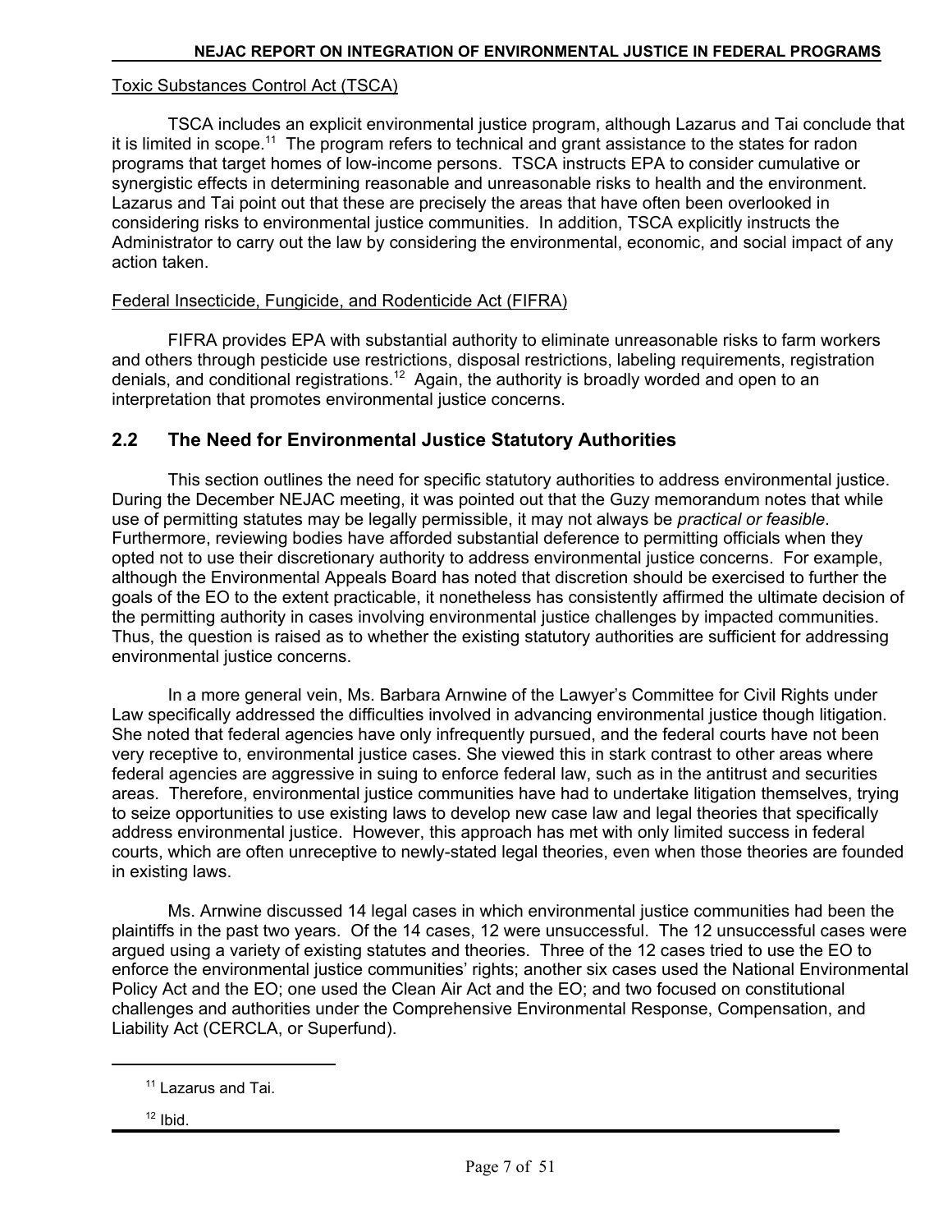Toxic Substances Control Act (TSCA)

TSCA includes an explicit environmental justice program, although Lazarus and Tai conclude that it is limited in scope.[11] The program refers to technical and grant assistance to the states for radon programs that target homes of low-income persons. TSCA instructs EPA to consider cumulative or synergistic effects in determining reasonable and unreasonable risks to health and the environment. Lazarus and Tai point out that these are precisely the areas that have often been overlooked in considering risks to environmental justice communities. In addition, TSCA explicitly instructs the Administrator to carry out the law by considering the environmental, economic, and social impact of any action taken.

Federal Insecticide, Fungicide, and Rodenticide Act (FIFRA)

FIFRA provides EPA with substantial authority to eliminate unreasonable risks to farm workers and others through pesticide use restrictions, disposal restrictions, labeling requirements, registration denials, and conditional registrations.[12] Again, the authority is broadly worded and open to an interpretation that promotes environmental justice concerns.

## 2.2 The Need for Environmental Justice Statutory Authorities

This section outlines the need for specific statutory authorities to address environmental justice. During the December NEJAC meeting, it was pointed out that the Guzy memorandum notes that while use of permitting statutes may be legally permissible, it may not always be *practical or feasible*. Furthermore, reviewing bodies have afforded substantial deference to permitting officials when they opted not to use their discretionary authority to address environmental justice concerns. For example, although the Environmental Appeals Board has noted that discretion should be exercised to further the goals of the EO to the extent practicable, it nonetheless has consistently affirmed the ultimate decision of the permitting authority in cases involving environmental justice challenges by impacted communities. Thus, the question is raised as to whether the existing statutory authorities are sufficient for addressing environmental justice concerns.

In a more general vein, Ms. Barbara Arnwine of the Lawyer's Committee for Civil Rights under Law specifically addressed the difficulties involved in advancing environmental justice though litigation. She noted that federal agencies have only infrequently pursued, and the federal courts have not been very receptive to, environmental justice cases. She viewed this in stark contrast to other areas where federal agencies are aggressive in suing to enforce federal law, such as in the antitrust and securities areas. Therefore, environmental justice communities have had to undertake litigation themselves, trying to seize opportunities to use existing laws to develop new case law and legal theories that specifically address environmental justice. However, this approach has met with only limited success in federal courts, which are often unreceptive to newly-stated legal theories, even when those theories are founded in existing laws.

Ms. Arnwine discussed 14 legal cases in which environmental justice communities had been the plaintiffs in the past two years. Of the 14 cases, 12 were unsuccessful. The 12 unsuccessful cases were argued using a variety of existing statutes and theories. Three of the 12 cases tried to use the EO to enforce the environmental justice communities' rights; another six cases used the National Environmental Policy Act and the EO; one used the Clean Air Act and the EO; and two focused on constitutional challenges and authorities under the Comprehensive Environmental Response, Compensation, and Liability Act (CERCLA, or Superfund).

[11] Lazarus and Tai.

[12] Ibid.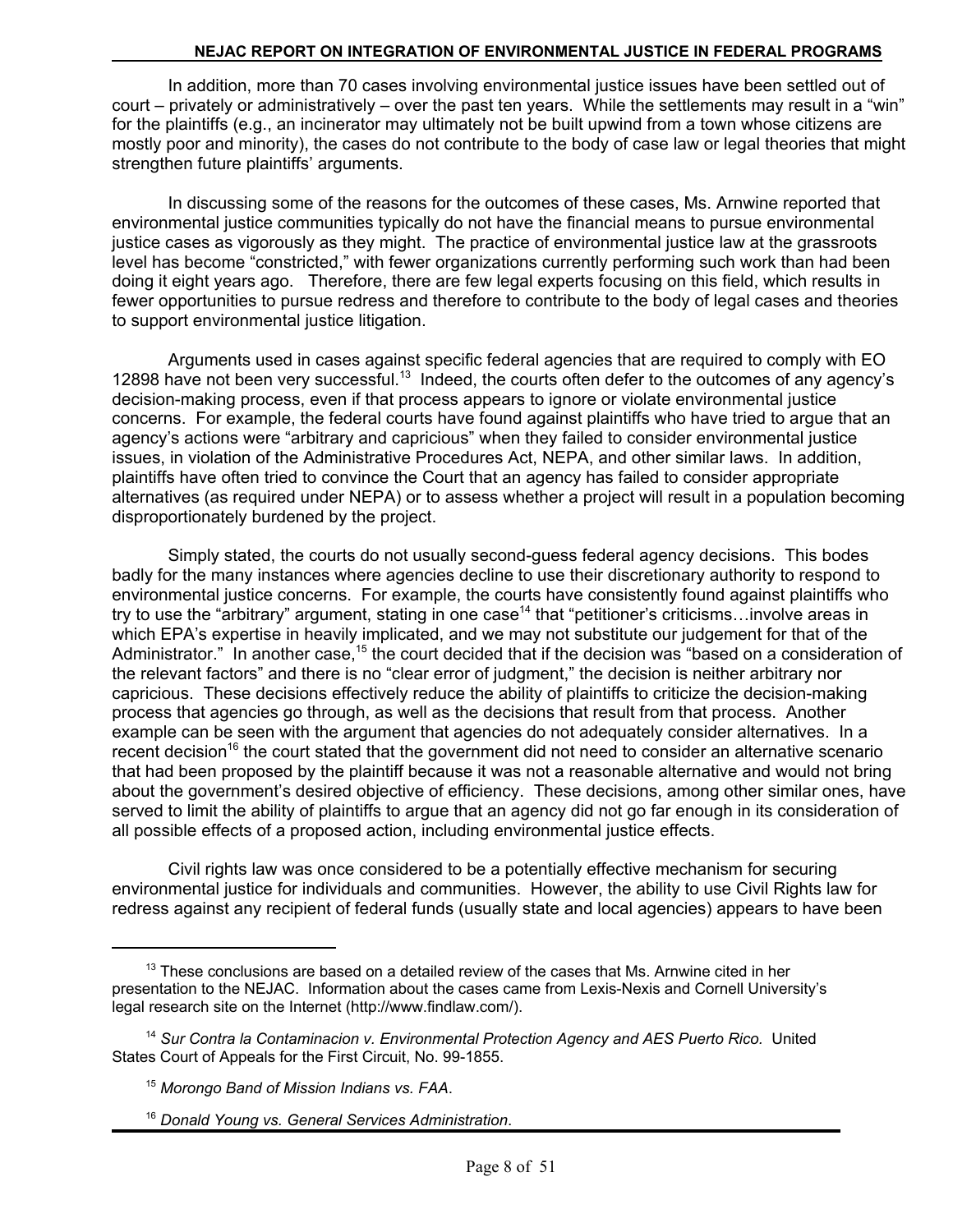In addition, more than 70 cases involving environmental justice issues have been settled out of court – privately or administratively – over the past ten years. While the settlements may result in a "win" for the plaintiffs (e.g., an incinerator may ultimately not be built upwind from a town whose citizens are mostly poor and minority), the cases do not contribute to the body of case law or legal theories that might strengthen future plaintiffs' arguments.

In discussing some of the reasons for the outcomes of these cases, Ms. Arnwine reported that environmental justice communities typically do not have the financial means to pursue environmental justice cases as vigorously as they might. The practice of environmental justice law at the grassroots level has become "constricted," with fewer organizations currently performing such work than had been doing it eight years ago. Therefore, there are few legal experts focusing on this field, which results in fewer opportunities to pursue redress and therefore to contribute to the body of legal cases and theories to support environmental justice litigation.

Arguments used in cases against specific federal agencies that are required to comply with EO 12898 have not been very successful.[13] Indeed, the courts often defer to the outcomes of any agency's decision-making process, even if that process appears to ignore or violate environmental justice concerns. For example, the federal courts have found against plaintiffs who have tried to argue that an agency's actions were "arbitrary and capricious" when they failed to consider environmental justice issues, in violation of the Administrative Procedures Act, NEPA, and other similar laws. In addition, plaintiffs have often tried to convince the Court that an agency has failed to consider appropriate alternatives (as required under NEPA) or to assess whether a project will result in a population becoming disproportionately burdened by the project.

Simply stated, the courts do not usually second-guess federal agency decisions. This bodes badly for the many instances where agencies decline to use their discretionary authority to respond to environmental justice concerns. For example, the courts have consistently found against plaintiffs who try to use the "arbitrary" argument, stating in one case[14] that "petitioner's criticisms…involve areas in which EPA's expertise in heavily implicated, and we may not substitute our judgement for that of the Administrator." In another case,[15] the court decided that if the decision was "based on a consideration of the relevant factors" and there is no "clear error of judgment," the decision is neither arbitrary nor capricious. These decisions effectively reduce the ability of plaintiffs to criticize the decision-making process that agencies go through, as well as the decisions that result from that process. Another example can be seen with the argument that agencies do not adequately consider alternatives. In a recent decision[16] the court stated that the government did not need to consider an alternative scenario that had been proposed by the plaintiff because it was not a reasonable alternative and would not bring about the government's desired objective of efficiency. These decisions, among other similar ones, have served to limit the ability of plaintiffs to argue that an agency did not go far enough in its consideration of all possible effects of a proposed action, including environmental justice effects.

Civil rights law was once considered to be a potentially effective mechanism for securing environmental justice for individuals and communities. However, the ability to use Civil Rights law for redress against any recipient of federal funds (usually state and local agencies) appears to have been

---

[13] These conclusions are based on a detailed review of the cases that Ms. Arnwine cited in her presentation to the NEJAC. Information about the cases came from Lexis-Nexis and Cornell University's legal research site on the Internet (http://www.findlaw.com/).

[14] *Sur Contra la Contaminacion v. Environmental Protection Agency and AES Puerto Rico.* United States Court of Appeals for the First Circuit, No. 99-1855.

[15] *Morongo Band of Mission Indians vs. FAA*.

[16] *Donald Young vs. General Services Administration*.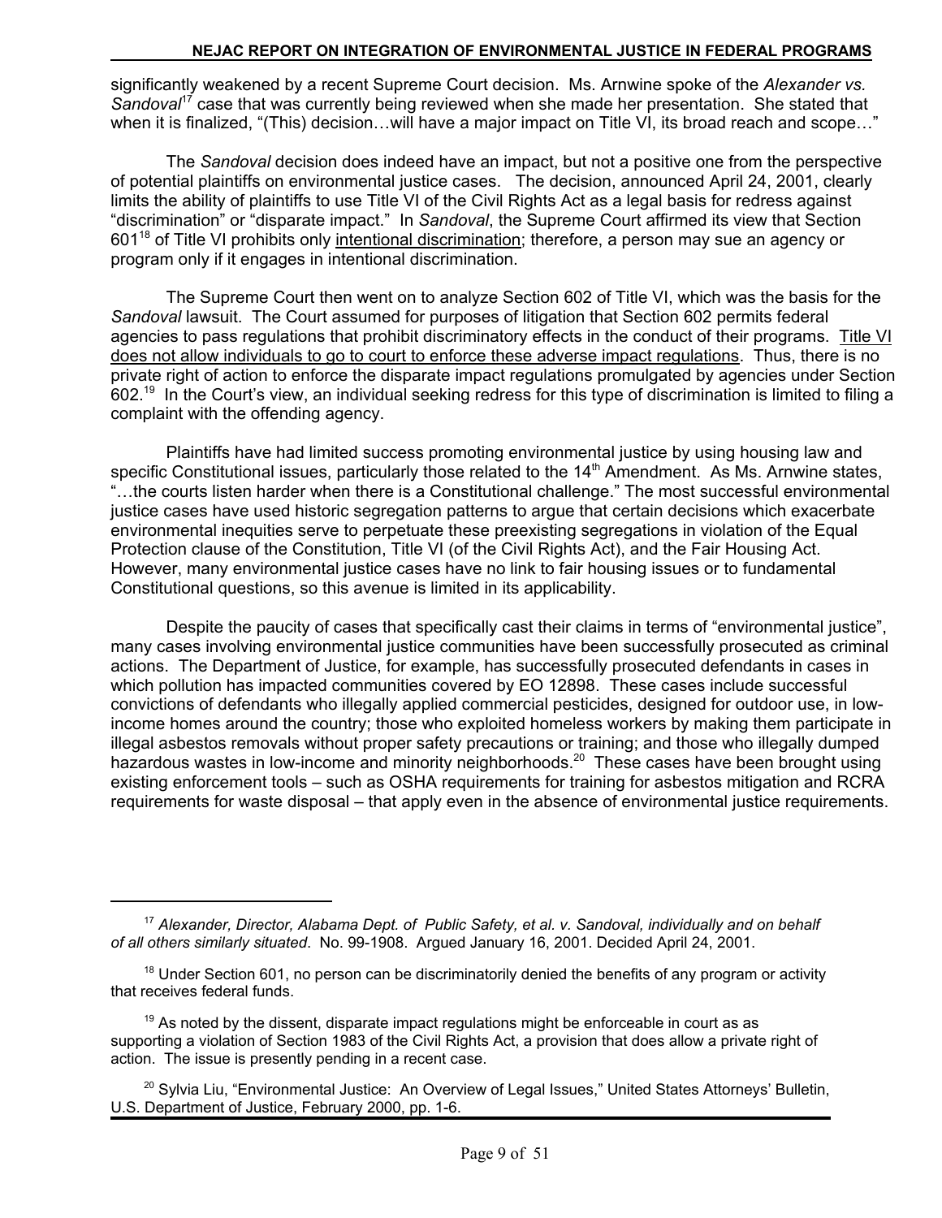significantly weakened by a recent Supreme Court decision. Ms. Arnwine spoke of the *Alexander vs. Sandoval*[17] case that was currently being reviewed when she made her presentation. She stated that when it is finalized, "(This) decision…will have a major impact on Title VI, its broad reach and scope…"

The *Sandoval* decision does indeed have an impact, but not a positive one from the perspective of potential plaintiffs on environmental justice cases. The decision, announced April 24, 2001, clearly limits the ability of plaintiffs to use Title VI of the Civil Rights Act as a legal basis for redress against "discrimination" or "disparate impact." In *Sandoval*, the Supreme Court affirmed its view that Section 601[18] of Title VI prohibits only <u>intentional discrimination</u>; therefore, a person may sue an agency or program only if it engages in intentional discrimination.

The Supreme Court then went on to analyze Section 602 of Title VI, which was the basis for the *Sandoval* lawsuit. The Court assumed for purposes of litigation that Section 602 permits federal agencies to pass regulations that prohibit discriminatory effects in the conduct of their programs. <u>Title VI does not allow individuals to go to court to enforce these adverse impact regulations</u>. Thus, there is no private right of action to enforce the disparate impact regulations promulgated by agencies under Section 602.[19] In the Court's view, an individual seeking redress for this type of discrimination is limited to filing a complaint with the offending agency.

Plaintiffs have had limited success promoting environmental justice by using housing law and specific Constitutional issues, particularly those related to the 14th Amendment. As Ms. Arnwine states, "…the courts listen harder when there is a Constitutional challenge." The most successful environmental justice cases have used historic segregation patterns to argue that certain decisions which exacerbate environmental inequities serve to perpetuate these preexisting segregations in violation of the Equal Protection clause of the Constitution, Title VI (of the Civil Rights Act), and the Fair Housing Act. However, many environmental justice cases have no link to fair housing issues or to fundamental Constitutional questions, so this avenue is limited in its applicability.

Despite the paucity of cases that specifically cast their claims in terms of "environmental justice", many cases involving environmental justice communities have been successfully prosecuted as criminal actions. The Department of Justice, for example, has successfully prosecuted defendants in cases in which pollution has impacted communities covered by EO 12898. These cases include successful convictions of defendants who illegally applied commercial pesticides, designed for outdoor use, in low-income homes around the country; those who exploited homeless workers by making them participate in illegal asbestos removals without proper safety precautions or training; and those who illegally dumped hazardous wastes in low-income and minority neighborhoods.[20] These cases have been brought using existing enforcement tools – such as OSHA requirements for training for asbestos mitigation and RCRA requirements for waste disposal – that apply even in the absence of environmental justice requirements.

---

[17] *Alexander, Director, Alabama Dept. of Public Safety, et al. v. Sandoval, individually and on behalf of all others similarly situated*. No. 99-1908. Argued January 16, 2001. Decided April 24, 2001.

[18] Under Section 601, no person can be discriminatorily denied the benefits of any program or activity that receives federal funds.

[19] As noted by the dissent, disparate impact regulations might be enforceable in court as as supporting a violation of Section 1983 of the Civil Rights Act, a provision that does allow a private right of action. The issue is presently pending in a recent case.

[20] Sylvia Liu, "Environmental Justice: An Overview of Legal Issues," United States Attorneys' Bulletin, U.S. Department of Justice, February 2000, pp. 1-6.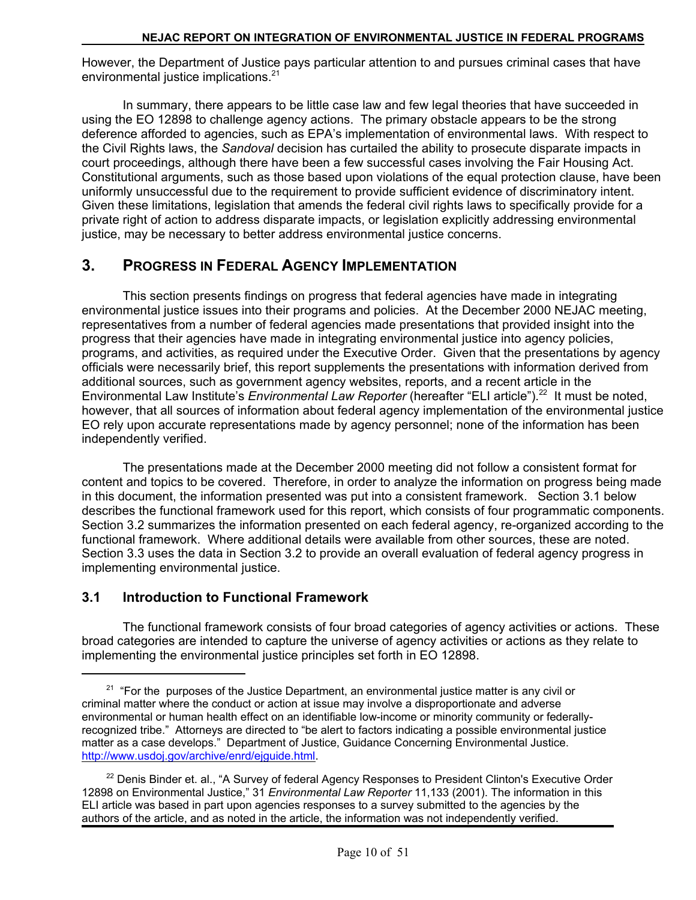However, the Department of Justice pays particular attention to and pursues criminal cases that have environmental justice implications.[21]

In summary, there appears to be little case law and few legal theories that have succeeded in using the EO 12898 to challenge agency actions. The primary obstacle appears to be the strong deference afforded to agencies, such as EPA's implementation of environmental laws. With respect to the Civil Rights laws, the *Sandoval* decision has curtailed the ability to prosecute disparate impacts in court proceedings, although there have been a few successful cases involving the Fair Housing Act. Constitutional arguments, such as those based upon violations of the equal protection clause, have been uniformly unsuccessful due to the requirement to provide sufficient evidence of discriminatory intent. Given these limitations, legislation that amends the federal civil rights laws to specifically provide for a private right of action to address disparate impacts, or legislation explicitly addressing environmental justice, may be necessary to better address environmental justice concerns.

## 3. PROGRESS IN FEDERAL AGENCY IMPLEMENTATION

This section presents findings on progress that federal agencies have made in integrating environmental justice issues into their programs and policies. At the December 2000 NEJAC meeting, representatives from a number of federal agencies made presentations that provided insight into the progress that their agencies have made in integrating environmental justice into agency policies, programs, and activities, as required under the Executive Order. Given that the presentations by agency officials were necessarily brief, this report supplements the presentations with information derived from additional sources, such as government agency websites, reports, and a recent article in the Environmental Law Institute's *Environmental Law Reporter* (hereafter "ELI article").[22] It must be noted, however, that all sources of information about federal agency implementation of the environmental justice EO rely upon accurate representations made by agency personnel; none of the information has been independently verified.

The presentations made at the December 2000 meeting did not follow a consistent format for content and topics to be covered. Therefore, in order to analyze the information on progress being made in this document, the information presented was put into a consistent framework. Section 3.1 below describes the functional framework used for this report, which consists of four programmatic components. Section 3.2 summarizes the information presented on each federal agency, re-organized according to the functional framework. Where additional details were available from other sources, these are noted. Section 3.3 uses the data in Section 3.2 to provide an overall evaluation of federal agency progress in implementing environmental justice.

### 3.1 Introduction to Functional Framework

The functional framework consists of four broad categories of agency activities or actions. These broad categories are intended to capture the universe of agency activities or actions as they relate to implementing the environmental justice principles set forth in EO 12898.

---

[21] "For the purposes of the Justice Department, an environmental justice matter is any civil or criminal matter where the conduct or action at issue may involve a disproportionate and adverse environmental or human health effect on an identifiable low-income or minority community or federally-recognized tribe." Attorneys are directed to "be alert to factors indicating a possible environmental justice matter as a case develops." Department of Justice, Guidance Concerning Environmental Justice. http://www.usdoj.gov/archive/enrd/ejguide.html.

[22] Denis Binder et. al., "A Survey of federal Agency Responses to President Clinton's Executive Order 12898 on Environmental Justice," 31 *Environmental Law Reporter* 11,133 (2001). The information in this ELI article was based in part upon agencies responses to a survey submitted to the agencies by the authors of the article, and as noted in the article, the information was not independently verified.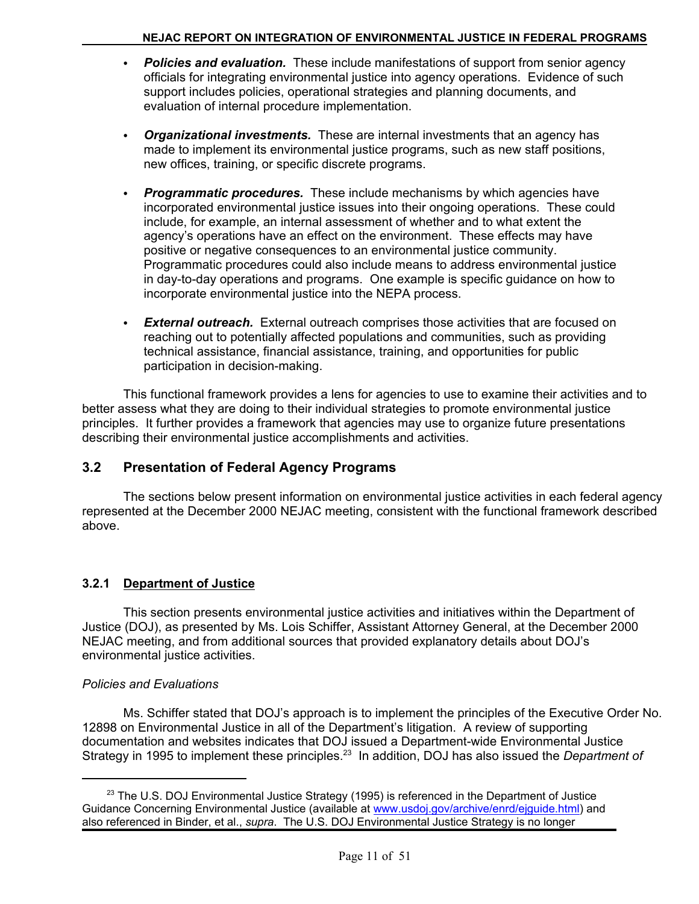- ***Policies and evaluation.*** These include manifestations of support from senior agency officials for integrating environmental justice into agency operations. Evidence of such support includes policies, operational strategies and planning documents, and evaluation of internal procedure implementation.

- ***Organizational investments.*** These are internal investments that an agency has made to implement its environmental justice programs, such as new staff positions, new offices, training, or specific discrete programs.

- ***Programmatic procedures.*** These include mechanisms by which agencies have incorporated environmental justice issues into their ongoing operations. These could include, for example, an internal assessment of whether and to what extent the agency's operations have an effect on the environment. These effects may have positive or negative consequences to an environmental justice community. Programmatic procedures could also include means to address environmental justice in day-to-day operations and programs. One example is specific guidance on how to incorporate environmental justice into the NEPA process.

- ***External outreach.*** External outreach comprises those activities that are focused on reaching out to potentially affected populations and communities, such as providing technical assistance, financial assistance, training, and opportunities for public participation in decision-making.

This functional framework provides a lens for agencies to use to examine their activities and to better assess what they are doing to their individual strategies to promote environmental justice principles. It further provides a framework that agencies may use to organize future presentations describing their environmental justice accomplishments and activities.

## 3.2 Presentation of Federal Agency Programs

The sections below present information on environmental justice activities in each federal agency represented at the December 2000 NEJAC meeting, consistent with the functional framework described above.

### 3.2.1 Department of Justice

This section presents environmental justice activities and initiatives within the Department of Justice (DOJ), as presented by Ms. Lois Schiffer, Assistant Attorney General, at the December 2000 NEJAC meeting, and from additional sources that provided explanatory details about DOJ's environmental justice activities.

*Policies and Evaluations*

Ms. Schiffer stated that DOJ's approach is to implement the principles of the Executive Order No. 12898 on Environmental Justice in all of the Department's litigation. A review of supporting documentation and websites indicates that DOJ issued a Department-wide Environmental Justice Strategy in 1995 to implement these principles.[23] In addition, DOJ has also issued the *Department of*

[23] The U.S. DOJ Environmental Justice Strategy (1995) is referenced in the Department of Justice Guidance Concerning Environmental Justice (available at www.usdoj.gov/archive/enrd/ejguide.html) and also referenced in Binder, et al., *supra*. The U.S. DOJ Environmental Justice Strategy is no longer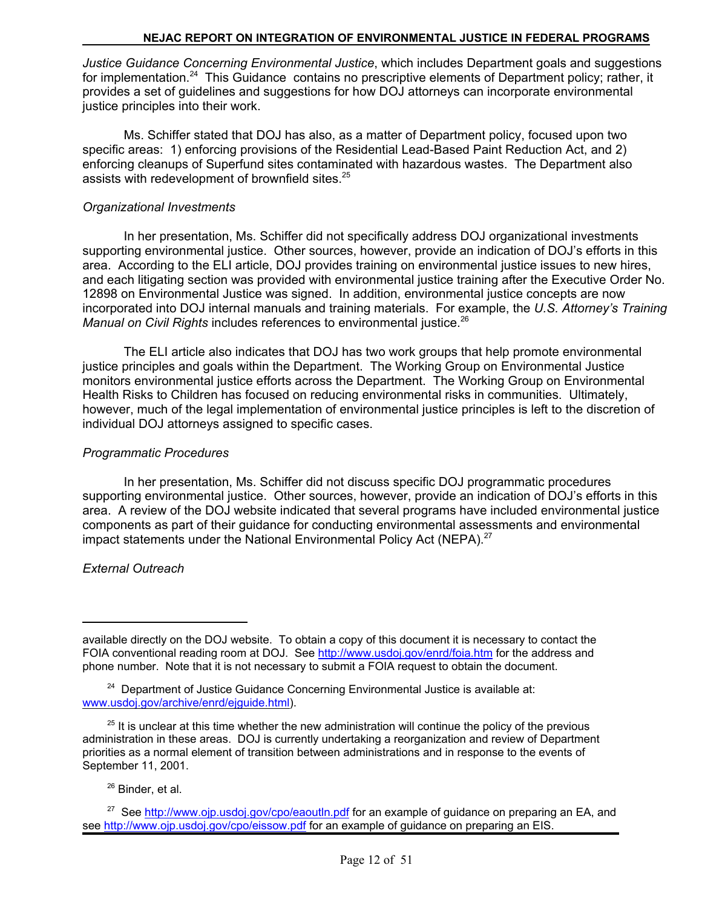*Justice Guidance Concerning Environmental Justice*, which includes Department goals and suggestions for implementation.[24] This Guidance contains no prescriptive elements of Department policy; rather, it provides a set of guidelines and suggestions for how DOJ attorneys can incorporate environmental justice principles into their work.

Ms. Schiffer stated that DOJ has also, as a matter of Department policy, focused upon two specific areas: 1) enforcing provisions of the Residential Lead-Based Paint Reduction Act, and 2) enforcing cleanups of Superfund sites contaminated with hazardous wastes. The Department also assists with redevelopment of brownfield sites.[25]

*Organizational Investments*

In her presentation, Ms. Schiffer did not specifically address DOJ organizational investments supporting environmental justice. Other sources, however, provide an indication of DOJ's efforts in this area. According to the ELI article, DOJ provides training on environmental justice issues to new hires, and each litigating section was provided with environmental justice training after the Executive Order No. 12898 on Environmental Justice was signed. In addition, environmental justice concepts are now incorporated into DOJ internal manuals and training materials. For example, the *U.S. Attorney's Training Manual on Civil Rights* includes references to environmental justice.[26]

The ELI article also indicates that DOJ has two work groups that help promote environmental justice principles and goals within the Department. The Working Group on Environmental Justice monitors environmental justice efforts across the Department. The Working Group on Environmental Health Risks to Children has focused on reducing environmental risks in communities. Ultimately, however, much of the legal implementation of environmental justice principles is left to the discretion of individual DOJ attorneys assigned to specific cases.

*Programmatic Procedures*

In her presentation, Ms. Schiffer did not discuss specific DOJ programmatic procedures supporting environmental justice. Other sources, however, provide an indication of DOJ's efforts in this area. A review of the DOJ website indicated that several programs have included environmental justice components as part of their guidance for conducting environmental assessments and environmental impact statements under the National Environmental Policy Act (NEPA).[27]

*External Outreach*

---

available directly on the DOJ website. To obtain a copy of this document it is necessary to contact the FOIA conventional reading room at DOJ. See http://www.usdoj.gov/enrd/foia.htm for the address and phone number. Note that it is not necessary to submit a FOIA request to obtain the document.

[24] Department of Justice Guidance Concerning Environmental Justice is available at: www.usdoj.gov/archive/enrd/ejguide.html).

[25] It is unclear at this time whether the new administration will continue the policy of the previous administration in these areas. DOJ is currently undertaking a reorganization and review of Department priorities as a normal element of transition between administrations and in response to the events of September 11, 2001.

[26] Binder, et al.

[27] See http://www.ojp.usdoj.gov/cpo/eaoutln.pdf for an example of guidance on preparing an EA, and see http://www.ojp.usdoj.gov/cpo/eissow.pdf for an example of guidance on preparing an EIS.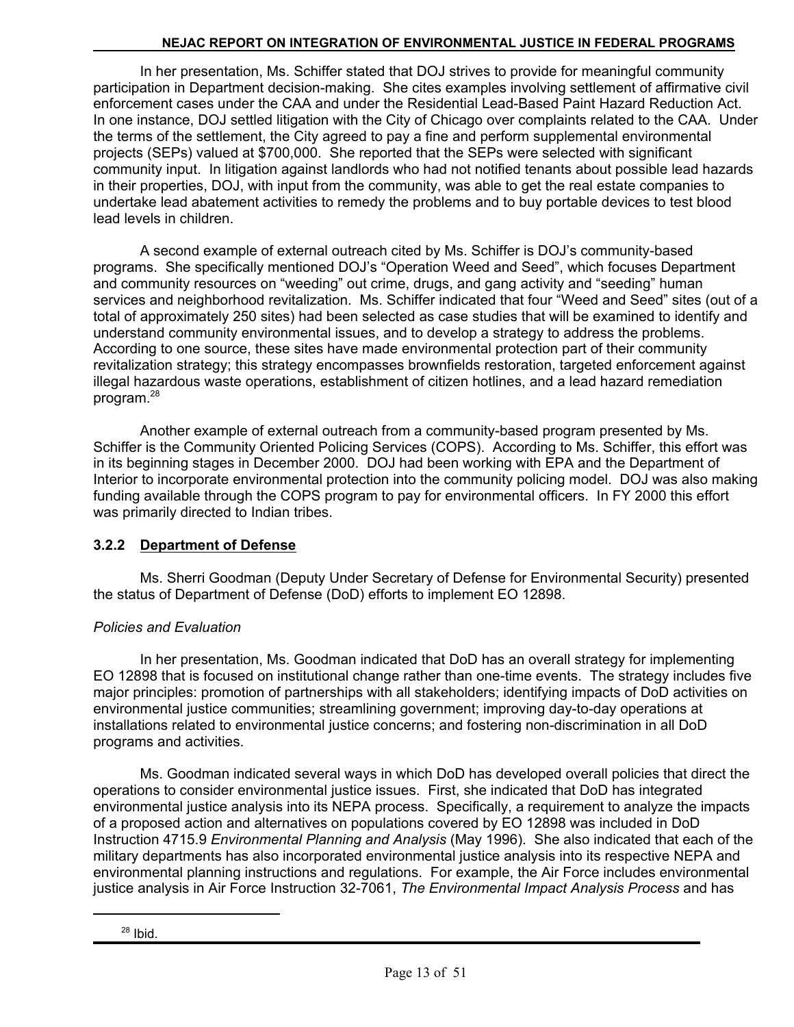In her presentation, Ms. Schiffer stated that DOJ strives to provide for meaningful community participation in Department decision-making. She cites examples involving settlement of affirmative civil enforcement cases under the CAA and under the Residential Lead-Based Paint Hazard Reduction Act. In one instance, DOJ settled litigation with the City of Chicago over complaints related to the CAA. Under the terms of the settlement, the City agreed to pay a fine and perform supplemental environmental projects (SEPs) valued at $700,000. She reported that the SEPs were selected with significant community input. In litigation against landlords who had not notified tenants about possible lead hazards in their properties, DOJ, with input from the community, was able to get the real estate companies to undertake lead abatement activities to remedy the problems and to buy portable devices to test blood lead levels in children.

A second example of external outreach cited by Ms. Schiffer is DOJ's community-based programs. She specifically mentioned DOJ's "Operation Weed and Seed", which focuses Department and community resources on "weeding" out crime, drugs, and gang activity and "seeding" human services and neighborhood revitalization. Ms. Schiffer indicated that four "Weed and Seed" sites (out of a total of approximately 250 sites) had been selected as case studies that will be examined to identify and understand community environmental issues, and to develop a strategy to address the problems. According to one source, these sites have made environmental protection part of their community revitalization strategy; this strategy encompasses brownfields restoration, targeted enforcement against illegal hazardous waste operations, establishment of citizen hotlines, and a lead hazard remediation program.[28]

Another example of external outreach from a community-based program presented by Ms. Schiffer is the Community Oriented Policing Services (COPS). According to Ms. Schiffer, this effort was in its beginning stages in December 2000. DOJ had been working with EPA and the Department of Interior to incorporate environmental protection into the community policing model. DOJ was also making funding available through the COPS program to pay for environmental officers. In FY 2000 this effort was primarily directed to Indian tribes.

### 3.2.2 Department of Defense

Ms. Sherri Goodman (Deputy Under Secretary of Defense for Environmental Security) presented the status of Department of Defense (DoD) efforts to implement EO 12898.

*Policies and Evaluation*

In her presentation, Ms. Goodman indicated that DoD has an overall strategy for implementing EO 12898 that is focused on institutional change rather than one-time events. The strategy includes five major principles: promotion of partnerships with all stakeholders; identifying impacts of DoD activities on environmental justice communities; streamlining government; improving day-to-day operations at installations related to environmental justice concerns; and fostering non-discrimination in all DoD programs and activities.

Ms. Goodman indicated several ways in which DoD has developed overall policies that direct the operations to consider environmental justice issues. First, she indicated that DoD has integrated environmental justice analysis into its NEPA process. Specifically, a requirement to analyze the impacts of a proposed action and alternatives on populations covered by EO 12898 was included in DoD Instruction 4715.9 *Environmental Planning and Analysis* (May 1996). She also indicated that each of the military departments has also incorporated environmental justice analysis into its respective NEPA and environmental planning instructions and regulations. For example, the Air Force includes environmental justice analysis in Air Force Instruction 32-7061, *The Environmental Impact Analysis Process* and has

[28] Ibid.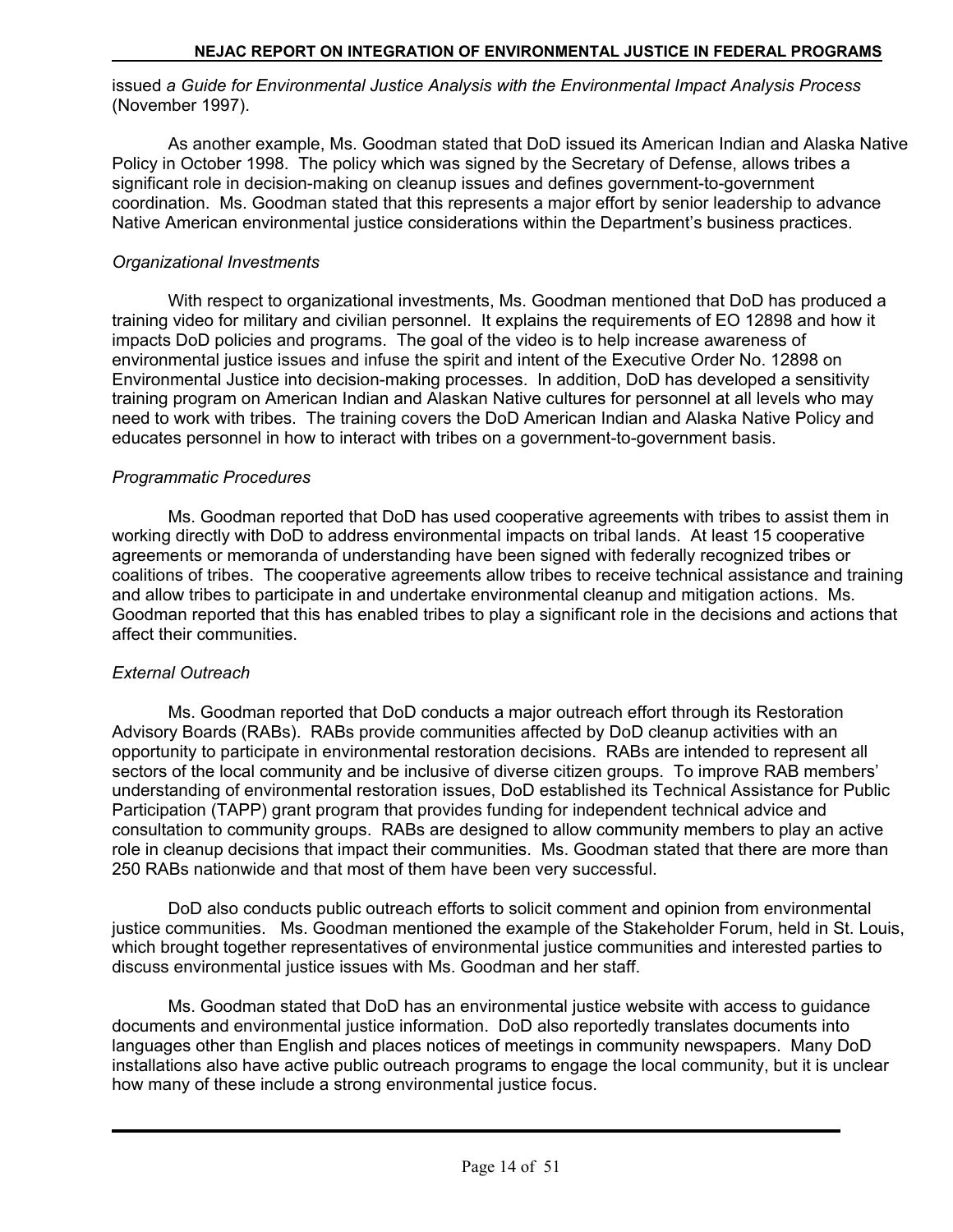issued *a Guide for Environmental Justice Analysis with the Environmental Impact Analysis Process* (November 1997).

As another example, Ms. Goodman stated that DoD issued its American Indian and Alaska Native Policy in October 1998. The policy which was signed by the Secretary of Defense, allows tribes a significant role in decision-making on cleanup issues and defines government-to-government coordination. Ms. Goodman stated that this represents a major effort by senior leadership to advance Native American environmental justice considerations within the Department's business practices.

*Organizational Investments*

With respect to organizational investments, Ms. Goodman mentioned that DoD has produced a training video for military and civilian personnel. It explains the requirements of EO 12898 and how it impacts DoD policies and programs. The goal of the video is to help increase awareness of environmental justice issues and infuse the spirit and intent of the Executive Order No. 12898 on Environmental Justice into decision-making processes. In addition, DoD has developed a sensitivity training program on American Indian and Alaskan Native cultures for personnel at all levels who may need to work with tribes. The training covers the DoD American Indian and Alaska Native Policy and educates personnel in how to interact with tribes on a government-to-government basis.

*Programmatic Procedures*

Ms. Goodman reported that DoD has used cooperative agreements with tribes to assist them in working directly with DoD to address environmental impacts on tribal lands. At least 15 cooperative agreements or memoranda of understanding have been signed with federally recognized tribes or coalitions of tribes. The cooperative agreements allow tribes to receive technical assistance and training and allow tribes to participate in and undertake environmental cleanup and mitigation actions. Ms. Goodman reported that this has enabled tribes to play a significant role in the decisions and actions that affect their communities.

*External Outreach*

Ms. Goodman reported that DoD conducts a major outreach effort through its Restoration Advisory Boards (RABs). RABs provide communities affected by DoD cleanup activities with an opportunity to participate in environmental restoration decisions. RABs are intended to represent all sectors of the local community and be inclusive of diverse citizen groups. To improve RAB members' understanding of environmental restoration issues, DoD established its Technical Assistance for Public Participation (TAPP) grant program that provides funding for independent technical advice and consultation to community groups. RABs are designed to allow community members to play an active role in cleanup decisions that impact their communities. Ms. Goodman stated that there are more than 250 RABs nationwide and that most of them have been very successful.

DoD also conducts public outreach efforts to solicit comment and opinion from environmental justice communities. Ms. Goodman mentioned the example of the Stakeholder Forum, held in St. Louis, which brought together representatives of environmental justice communities and interested parties to discuss environmental justice issues with Ms. Goodman and her staff.

Ms. Goodman stated that DoD has an environmental justice website with access to guidance documents and environmental justice information. DoD also reportedly translates documents into languages other than English and places notices of meetings in community newspapers. Many DoD installations also have active public outreach programs to engage the local community, but it is unclear how many of these include a strong environmental justice focus.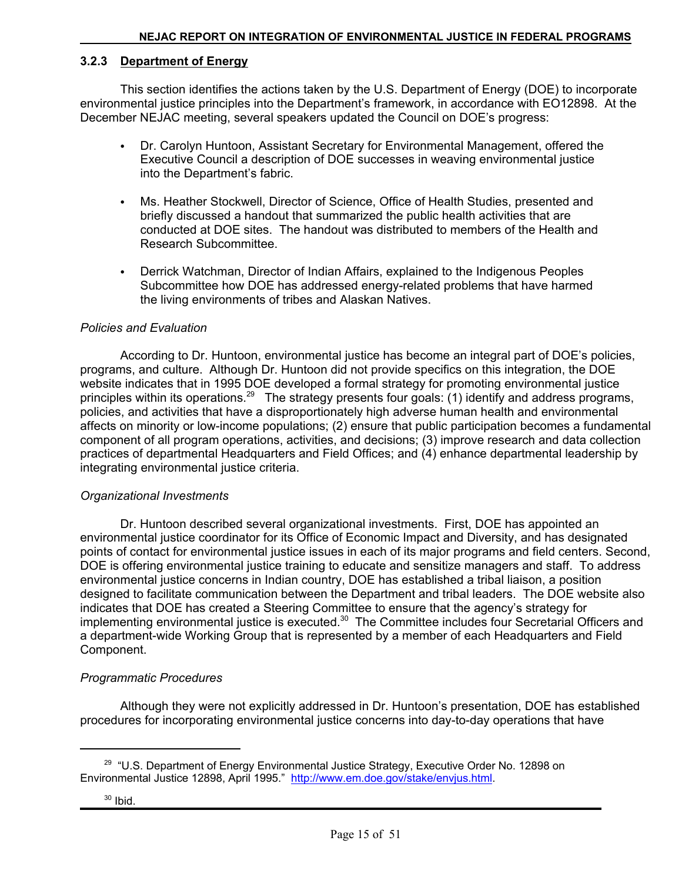### 3.2.3 Department of Energy

This section identifies the actions taken by the U.S. Department of Energy (DOE) to incorporate environmental justice principles into the Department's framework, in accordance with EO12898. At the December NEJAC meeting, several speakers updated the Council on DOE's progress:

- Dr. Carolyn Huntoon, Assistant Secretary for Environmental Management, offered the Executive Council a description of DOE successes in weaving environmental justice into the Department's fabric.
- Ms. Heather Stockwell, Director of Science, Office of Health Studies, presented and briefly discussed a handout that summarized the public health activities that are conducted at DOE sites. The handout was distributed to members of the Health and Research Subcommittee.
- Derrick Watchman, Director of Indian Affairs, explained to the Indigenous Peoples Subcommittee how DOE has addressed energy-related problems that have harmed the living environments of tribes and Alaskan Natives.

*Policies and Evaluation*

According to Dr. Huntoon, environmental justice has become an integral part of DOE's policies, programs, and culture. Although Dr. Huntoon did not provide specifics on this integration, the DOE website indicates that in 1995 DOE developed a formal strategy for promoting environmental justice principles within its operations.[29] The strategy presents four goals: (1) identify and address programs, policies, and activities that have a disproportionately high adverse human health and environmental affects on minority or low-income populations; (2) ensure that public participation becomes a fundamental component of all program operations, activities, and decisions; (3) improve research and data collection practices of departmental Headquarters and Field Offices; and (4) enhance departmental leadership by integrating environmental justice criteria.

*Organizational Investments*

Dr. Huntoon described several organizational investments. First, DOE has appointed an environmental justice coordinator for its Office of Economic Impact and Diversity, and has designated points of contact for environmental justice issues in each of its major programs and field centers. Second, DOE is offering environmental justice training to educate and sensitize managers and staff. To address environmental justice concerns in Indian country, DOE has established a tribal liaison, a position designed to facilitate communication between the Department and tribal leaders. The DOE website also indicates that DOE has created a Steering Committee to ensure that the agency's strategy for implementing environmental justice is executed.[30] The Committee includes four Secretarial Officers and a department-wide Working Group that is represented by a member of each Headquarters and Field Component.

*Programmatic Procedures*

Although they were not explicitly addressed in Dr. Huntoon's presentation, DOE has established procedures for incorporating environmental justice concerns into day-to-day operations that have

---

[29] "U.S. Department of Energy Environmental Justice Strategy, Executive Order No. 12898 on Environmental Justice 12898, April 1995." http://www.em.doe.gov/stake/envjus.html.

[30] Ibid.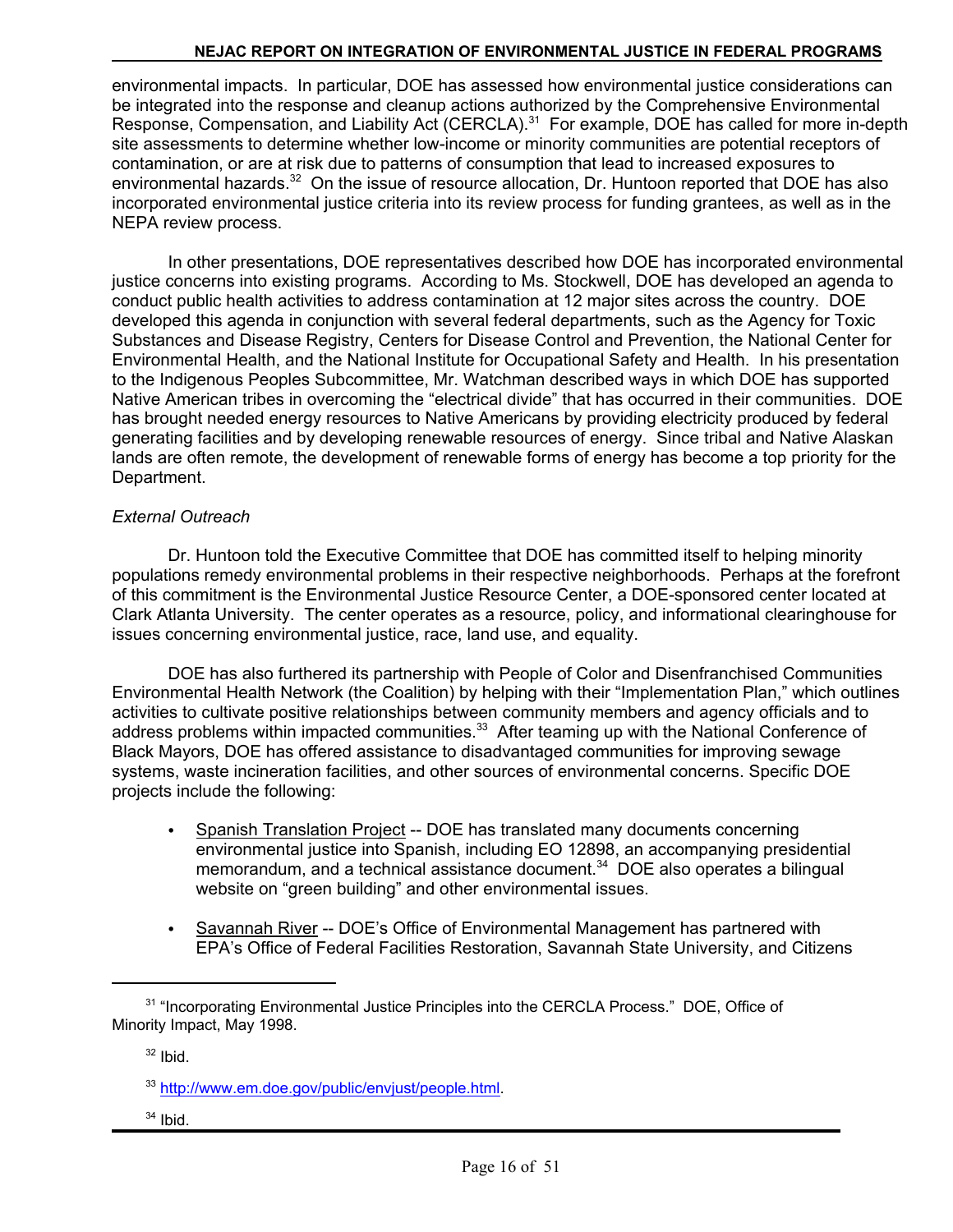environmental impacts. In particular, DOE has assessed how environmental justice considerations can be integrated into the response and cleanup actions authorized by the Comprehensive Environmental Response, Compensation, and Liability Act (CERCLA).[31] For example, DOE has called for more in-depth site assessments to determine whether low-income or minority communities are potential receptors of contamination, or are at risk due to patterns of consumption that lead to increased exposures to environmental hazards.[32] On the issue of resource allocation, Dr. Huntoon reported that DOE has also incorporated environmental justice criteria into its review process for funding grantees, as well as in the NEPA review process.

In other presentations, DOE representatives described how DOE has incorporated environmental justice concerns into existing programs. According to Ms. Stockwell, DOE has developed an agenda to conduct public health activities to address contamination at 12 major sites across the country. DOE developed this agenda in conjunction with several federal departments, such as the Agency for Toxic Substances and Disease Registry, Centers for Disease Control and Prevention, the National Center for Environmental Health, and the National Institute for Occupational Safety and Health. In his presentation to the Indigenous Peoples Subcommittee, Mr. Watchman described ways in which DOE has supported Native American tribes in overcoming the "electrical divide" that has occurred in their communities. DOE has brought needed energy resources to Native Americans by providing electricity produced by federal generating facilities and by developing renewable resources of energy. Since tribal and Native Alaskan lands are often remote, the development of renewable forms of energy has become a top priority for the Department.

*External Outreach*

Dr. Huntoon told the Executive Committee that DOE has committed itself to helping minority populations remedy environmental problems in their respective neighborhoods. Perhaps at the forefront of this commitment is the Environmental Justice Resource Center, a DOE-sponsored center located at Clark Atlanta University. The center operates as a resource, policy, and informational clearinghouse for issues concerning environmental justice, race, land use, and equality.

DOE has also furthered its partnership with People of Color and Disenfranchised Communities Environmental Health Network (the Coalition) by helping with their "Implementation Plan," which outlines activities to cultivate positive relationships between community members and agency officials and to address problems within impacted communities.[33] After teaming up with the National Conference of Black Mayors, DOE has offered assistance to disadvantaged communities for improving sewage systems, waste incineration facilities, and other sources of environmental concerns. Specific DOE projects include the following:

- Spanish Translation Project -- DOE has translated many documents concerning environmental justice into Spanish, including EO 12898, an accompanying presidential memorandum, and a technical assistance document.[34] DOE also operates a bilingual website on "green building" and other environmental issues.

- Savannah River -- DOE's Office of Environmental Management has partnered with EPA's Office of Federal Facilities Restoration, Savannah State University, and Citizens

---

[31] "Incorporating Environmental Justice Principles into the CERCLA Process." DOE, Office of Minority Impact, May 1998.

[32] Ibid.

[33] http://www.em.doe.gov/public/envjust/people.html.

[34] Ibid.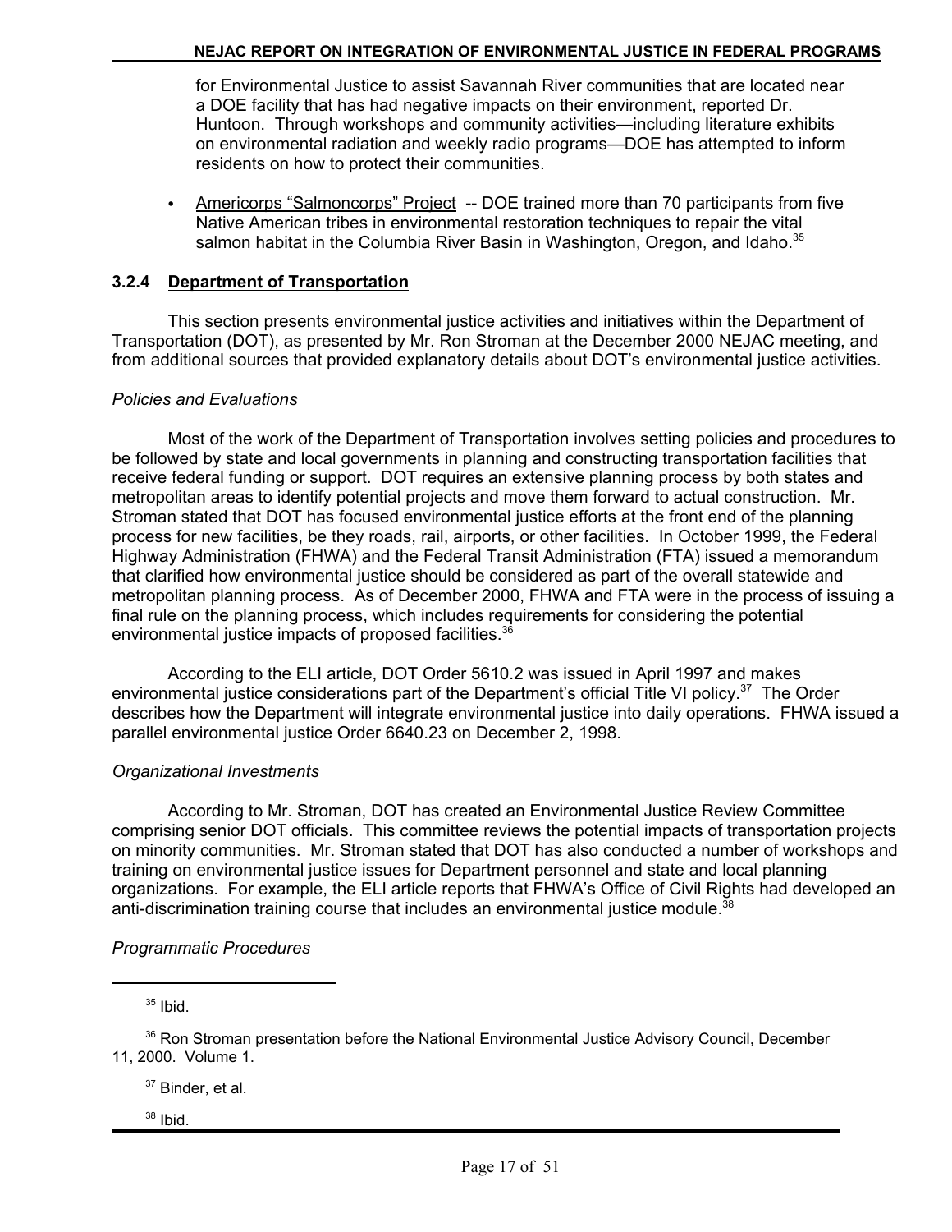for Environmental Justice to assist Savannah River communities that are located near a DOE facility that has had negative impacts on their environment, reported Dr. Huntoon. Through workshops and community activities—including literature exhibits on environmental radiation and weekly radio programs—DOE has attempted to inform residents on how to protect their communities.

- Americorps "Salmoncorps" Project -- DOE trained more than 70 participants from five Native American tribes in environmental restoration techniques to repair the vital salmon habitat in the Columbia River Basin in Washington, Oregon, and Idaho.[35]

### 3.2.4 Department of Transportation

This section presents environmental justice activities and initiatives within the Department of Transportation (DOT), as presented by Mr. Ron Stroman at the December 2000 NEJAC meeting, and from additional sources that provided explanatory details about DOT's environmental justice activities.

*Policies and Evaluations*

Most of the work of the Department of Transportation involves setting policies and procedures to be followed by state and local governments in planning and constructing transportation facilities that receive federal funding or support. DOT requires an extensive planning process by both states and metropolitan areas to identify potential projects and move them forward to actual construction. Mr. Stroman stated that DOT has focused environmental justice efforts at the front end of the planning process for new facilities, be they roads, rail, airports, or other facilities. In October 1999, the Federal Highway Administration (FHWA) and the Federal Transit Administration (FTA) issued a memorandum that clarified how environmental justice should be considered as part of the overall statewide and metropolitan planning process. As of December 2000, FHWA and FTA were in the process of issuing a final rule on the planning process, which includes requirements for considering the potential environmental justice impacts of proposed facilities.[36]

According to the ELI article, DOT Order 5610.2 was issued in April 1997 and makes environmental justice considerations part of the Department's official Title VI policy.[37] The Order describes how the Department will integrate environmental justice into daily operations. FHWA issued a parallel environmental justice Order 6640.23 on December 2, 1998.

*Organizational Investments*

According to Mr. Stroman, DOT has created an Environmental Justice Review Committee comprising senior DOT officials. This committee reviews the potential impacts of transportation projects on minority communities. Mr. Stroman stated that DOT has also conducted a number of workshops and training on environmental justice issues for Department personnel and state and local planning organizations. For example, the ELI article reports that FHWA's Office of Civil Rights had developed an anti-discrimination training course that includes an environmental justice module.[38]

*Programmatic Procedures*

---

[35] Ibid.

[36] Ron Stroman presentation before the National Environmental Justice Advisory Council, December 11, 2000. Volume 1.

[37] Binder, et al.

[38] Ibid.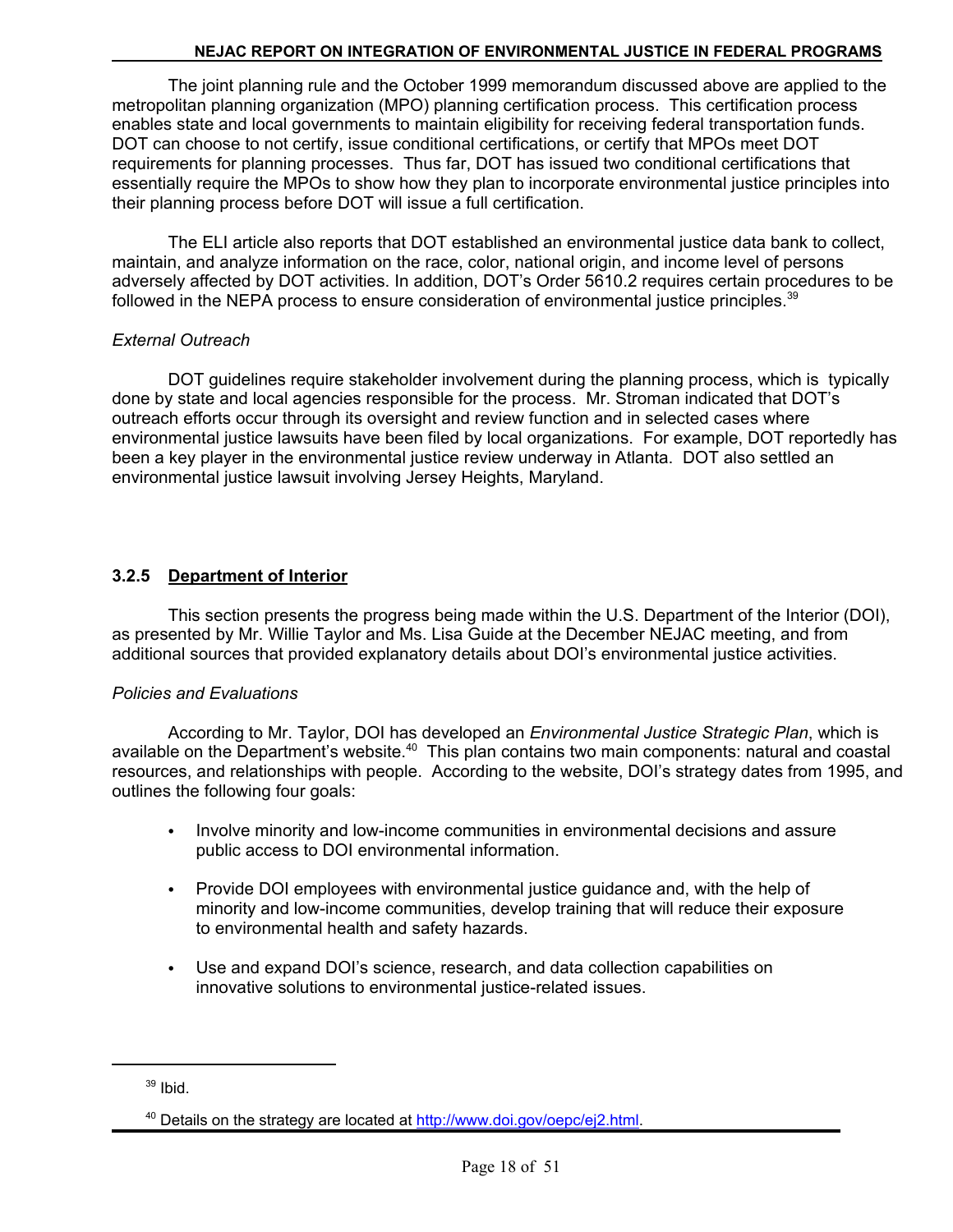The joint planning rule and the October 1999 memorandum discussed above are applied to the metropolitan planning organization (MPO) planning certification process. This certification process enables state and local governments to maintain eligibility for receiving federal transportation funds. DOT can choose to not certify, issue conditional certifications, or certify that MPOs meet DOT requirements for planning processes. Thus far, DOT has issued two conditional certifications that essentially require the MPOs to show how they plan to incorporate environmental justice principles into their planning process before DOT will issue a full certification.

The ELI article also reports that DOT established an environmental justice data bank to collect, maintain, and analyze information on the race, color, national origin, and income level of persons adversely affected by DOT activities. In addition, DOT's Order 5610.2 requires certain procedures to be followed in the NEPA process to ensure consideration of environmental justice principles.[39]

*External Outreach*

DOT guidelines require stakeholder involvement during the planning process, which is typically done by state and local agencies responsible for the process. Mr. Stroman indicated that DOT's outreach efforts occur through its oversight and review function and in selected cases where environmental justice lawsuits have been filed by local organizations. For example, DOT reportedly has been a key player in the environmental justice review underway in Atlanta. DOT also settled an environmental justice lawsuit involving Jersey Heights, Maryland.

### 3.2.5 Department of Interior

This section presents the progress being made within the U.S. Department of the Interior (DOI), as presented by Mr. Willie Taylor and Ms. Lisa Guide at the December NEJAC meeting, and from additional sources that provided explanatory details about DOI's environmental justice activities.

*Policies and Evaluations*

According to Mr. Taylor, DOI has developed an *Environmental Justice Strategic Plan*, which is available on the Department's website.[40] This plan contains two main components: natural and coastal resources, and relationships with people. According to the website, DOI's strategy dates from 1995, and outlines the following four goals:

- Involve minority and low-income communities in environmental decisions and assure public access to DOI environmental information.
- Provide DOI employees with environmental justice guidance and, with the help of minority and low-income communities, develop training that will reduce their exposure to environmental health and safety hazards.
- Use and expand DOI's science, research, and data collection capabilities on innovative solutions to environmental justice-related issues.

---

[39] Ibid.

[40] Details on the strategy are located at http://www.doi.gov/oepc/ej2.html.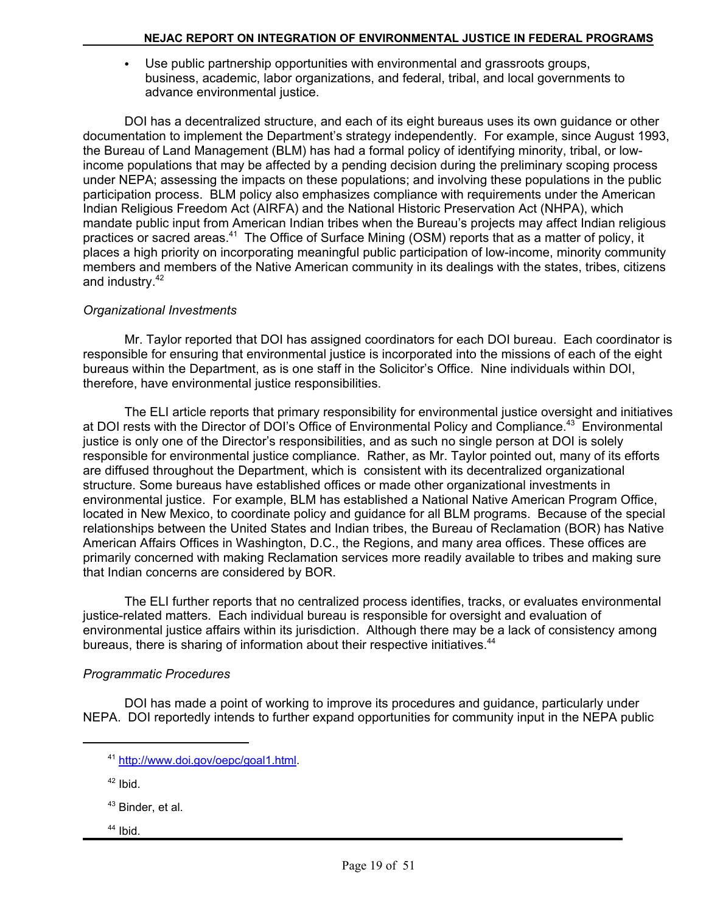- Use public partnership opportunities with environmental and grassroots groups, business, academic, labor organizations, and federal, tribal, and local governments to advance environmental justice.

DOI has a decentralized structure, and each of its eight bureaus uses its own guidance or other documentation to implement the Department's strategy independently. For example, since August 1993, the Bureau of Land Management (BLM) has had a formal policy of identifying minority, tribal, or low-income populations that may be affected by a pending decision during the preliminary scoping process under NEPA; assessing the impacts on these populations; and involving these populations in the public participation process. BLM policy also emphasizes compliance with requirements under the American Indian Religious Freedom Act (AIRFA) and the National Historic Preservation Act (NHPA), which mandate public input from American Indian tribes when the Bureau's projects may affect Indian religious practices or sacred areas.[41] The Office of Surface Mining (OSM) reports that as a matter of policy, it places a high priority on incorporating meaningful public participation of low-income, minority community members and members of the Native American community in its dealings with the states, tribes, citizens and industry.[42]

*Organizational Investments*

Mr. Taylor reported that DOI has assigned coordinators for each DOI bureau. Each coordinator is responsible for ensuring that environmental justice is incorporated into the missions of each of the eight bureaus within the Department, as is one staff in the Solicitor's Office. Nine individuals within DOI, therefore, have environmental justice responsibilities.

The ELI article reports that primary responsibility for environmental justice oversight and initiatives at DOI rests with the Director of DOI's Office of Environmental Policy and Compliance.[43] Environmental justice is only one of the Director's responsibilities, and as such no single person at DOI is solely responsible for environmental justice compliance. Rather, as Mr. Taylor pointed out, many of its efforts are diffused throughout the Department, which is consistent with its decentralized organizational structure. Some bureaus have established offices or made other organizational investments in environmental justice. For example, BLM has established a National Native American Program Office, located in New Mexico, to coordinate policy and guidance for all BLM programs. Because of the special relationships between the United States and Indian tribes, the Bureau of Reclamation (BOR) has Native American Affairs Offices in Washington, D.C., the Regions, and many area offices. These offices are primarily concerned with making Reclamation services more readily available to tribes and making sure that Indian concerns are considered by BOR.

The ELI further reports that no centralized process identifies, tracks, or evaluates environmental justice-related matters. Each individual bureau is responsible for oversight and evaluation of environmental justice affairs within its jurisdiction. Although there may be a lack of consistency among bureaus, there is sharing of information about their respective initiatives.[44]

*Programmatic Procedures*

DOI has made a point of working to improve its procedures and guidance, particularly under NEPA. DOI reportedly intends to further expand opportunities for community input in the NEPA public

---

[41] http://www.doi.gov/oepc/goal1.html.

[42] Ibid.

[43] Binder, et al.

[44] Ibid.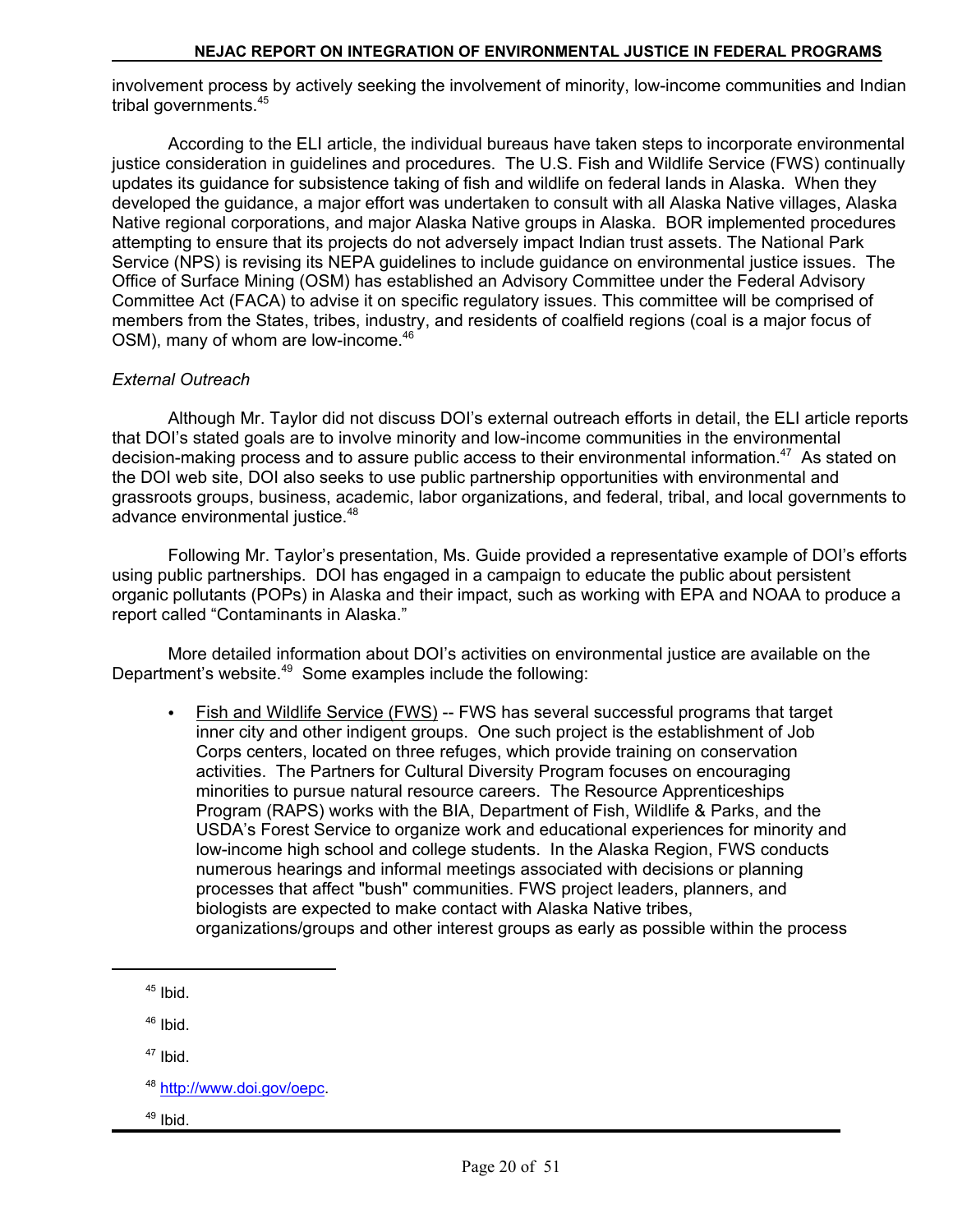involvement process by actively seeking the involvement of minority, low-income communities and Indian tribal governments.[45]

According to the ELI article, the individual bureaus have taken steps to incorporate environmental justice consideration in guidelines and procedures. The U.S. Fish and Wildlife Service (FWS) continually updates its guidance for subsistence taking of fish and wildlife on federal lands in Alaska. When they developed the guidance, a major effort was undertaken to consult with all Alaska Native villages, Alaska Native regional corporations, and major Alaska Native groups in Alaska. BOR implemented procedures attempting to ensure that its projects do not adversely impact Indian trust assets. The National Park Service (NPS) is revising its NEPA guidelines to include guidance on environmental justice issues. The Office of Surface Mining (OSM) has established an Advisory Committee under the Federal Advisory Committee Act (FACA) to advise it on specific regulatory issues. This committee will be comprised of members from the States, tribes, industry, and residents of coalfield regions (coal is a major focus of OSM), many of whom are low-income.[46]

*External Outreach*

Although Mr. Taylor did not discuss DOI's external outreach efforts in detail, the ELI article reports that DOI's stated goals are to involve minority and low-income communities in the environmental decision-making process and to assure public access to their environmental information.[47] As stated on the DOI web site, DOI also seeks to use public partnership opportunities with environmental and grassroots groups, business, academic, labor organizations, and federal, tribal, and local governments to advance environmental justice.[48]

Following Mr. Taylor's presentation, Ms. Guide provided a representative example of DOI's efforts using public partnerships. DOI has engaged in a campaign to educate the public about persistent organic pollutants (POPs) in Alaska and their impact, such as working with EPA and NOAA to produce a report called "Contaminants in Alaska."

More detailed information about DOI's activities on environmental justice are available on the Department's website.[49] Some examples include the following:

- Fish and Wildlife Service (FWS) -- FWS has several successful programs that target inner city and other indigent groups. One such project is the establishment of Job Corps centers, located on three refuges, which provide training on conservation activities. The Partners for Cultural Diversity Program focuses on encouraging minorities to pursue natural resource careers. The Resource Apprenticeships Program (RAPS) works with the BIA, Department of Fish, Wildlife & Parks, and the USDA's Forest Service to organize work and educational experiences for minority and low-income high school and college students. In the Alaska Region, FWS conducts numerous hearings and informal meetings associated with decisions or planning processes that affect "bush" communities. FWS project leaders, planners, and biologists are expected to make contact with Alaska Native tribes, organizations/groups and other interest groups as early as possible within the process

---

[45] Ibid.

[46] Ibid.

[47] Ibid.

[48] http://www.doi.gov/oepc.

[49] Ibid.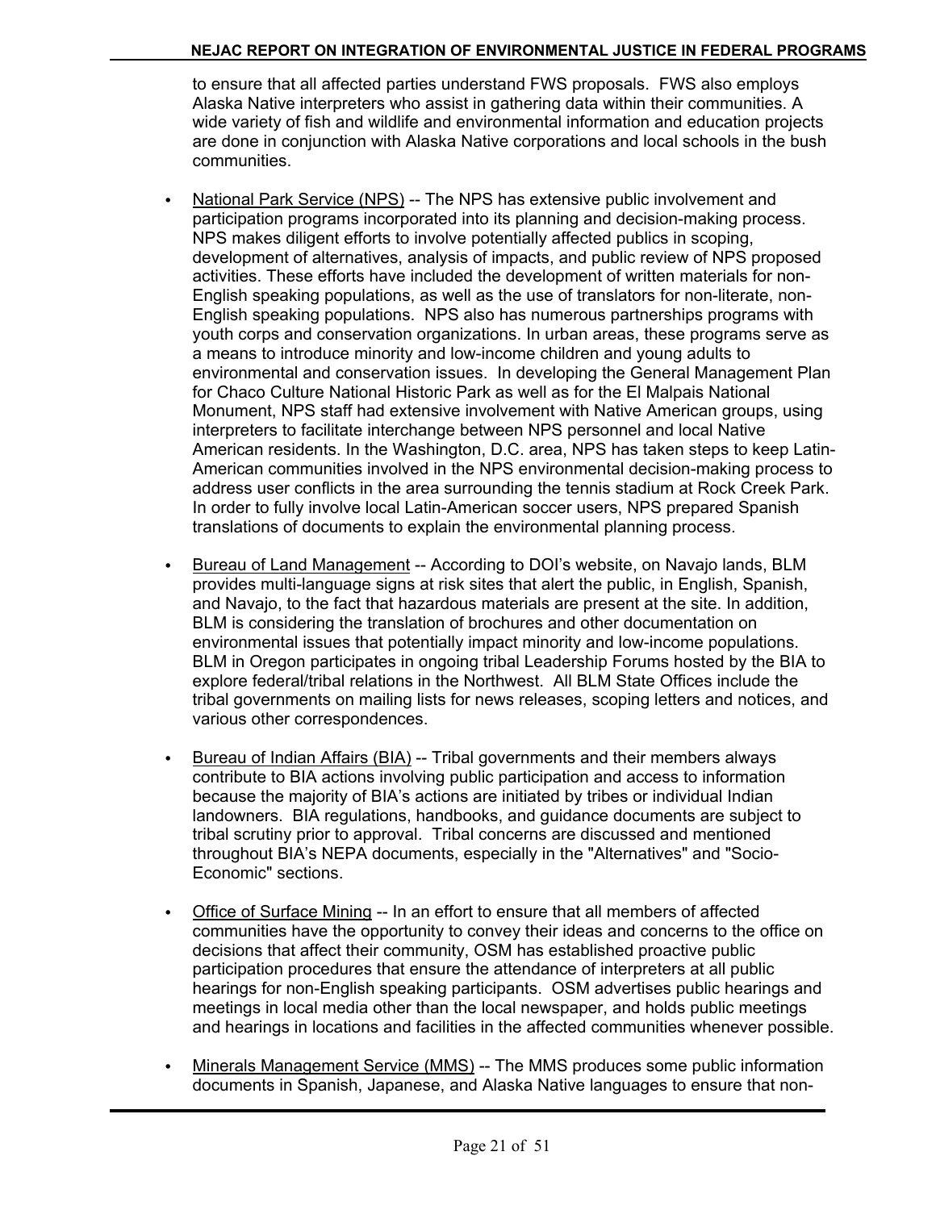to ensure that all affected parties understand FWS proposals. FWS also employs Alaska Native interpreters who assist in gathering data within their communities. A wide variety of fish and wildlife and environmental information and education projects are done in conjunction with Alaska Native corporations and local schools in the bush communities.

- National Park Service (NPS) -- The NPS has extensive public involvement and participation programs incorporated into its planning and decision-making process. NPS makes diligent efforts to involve potentially affected publics in scoping, development of alternatives, analysis of impacts, and public review of NPS proposed activities. These efforts have included the development of written materials for non-English speaking populations, as well as the use of translators for non-literate, non-English speaking populations. NPS also has numerous partnerships programs with youth corps and conservation organizations. In urban areas, these programs serve as a means to introduce minority and low-income children and young adults to environmental and conservation issues. In developing the General Management Plan for Chaco Culture National Historic Park as well as for the El Malpais National Monument, NPS staff had extensive involvement with Native American groups, using interpreters to facilitate interchange between NPS personnel and local Native American residents. In the Washington, D.C. area, NPS has taken steps to keep Latin-American communities involved in the NPS environmental decision-making process to address user conflicts in the area surrounding the tennis stadium at Rock Creek Park. In order to fully involve local Latin-American soccer users, NPS prepared Spanish translations of documents to explain the environmental planning process.

- Bureau of Land Management -- According to DOI's website, on Navajo lands, BLM provides multi-language signs at risk sites that alert the public, in English, Spanish, and Navajo, to the fact that hazardous materials are present at the site. In addition, BLM is considering the translation of brochures and other documentation on environmental issues that potentially impact minority and low-income populations. BLM in Oregon participates in ongoing tribal Leadership Forums hosted by the BIA to explore federal/tribal relations in the Northwest. All BLM State Offices include the tribal governments on mailing lists for news releases, scoping letters and notices, and various other correspondences.

- Bureau of Indian Affairs (BIA) -- Tribal governments and their members always contribute to BIA actions involving public participation and access to information because the majority of BIA's actions are initiated by tribes or individual Indian landowners. BIA regulations, handbooks, and guidance documents are subject to tribal scrutiny prior to approval. Tribal concerns are discussed and mentioned throughout BIA's NEPA documents, especially in the "Alternatives" and "Socio-Economic" sections.

- Office of Surface Mining -- In an effort to ensure that all members of affected communities have the opportunity to convey their ideas and concerns to the office on decisions that affect their community, OSM has established proactive public participation procedures that ensure the attendance of interpreters at all public hearings for non-English speaking participants. OSM advertises public hearings and meetings in local media other than the local newspaper, and holds public meetings and hearings in locations and facilities in the affected communities whenever possible.

- Minerals Management Service (MMS) -- The MMS produces some public information documents in Spanish, Japanese, and Alaska Native languages to ensure that non-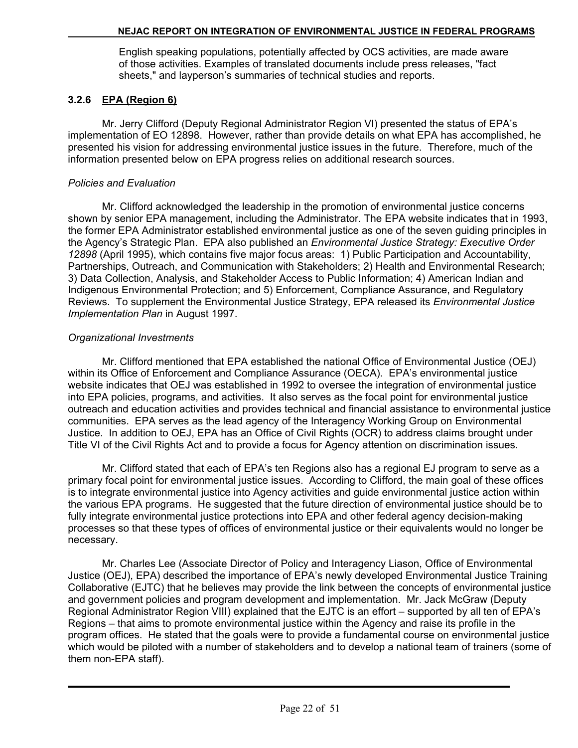English speaking populations, potentially affected by OCS activities, are made aware of those activities. Examples of translated documents include press releases, "fact sheets," and layperson's summaries of technical studies and reports.

### 3.2.6 EPA (Region 6)

Mr. Jerry Clifford (Deputy Regional Administrator Region VI) presented the status of EPA's implementation of EO 12898. However, rather than provide details on what EPA has accomplished, he presented his vision for addressing environmental justice issues in the future. Therefore, much of the information presented below on EPA progress relies on additional research sources.

*Policies and Evaluation*

Mr. Clifford acknowledged the leadership in the promotion of environmental justice concerns shown by senior EPA management, including the Administrator. The EPA website indicates that in 1993, the former EPA Administrator established environmental justice as one of the seven guiding principles in the Agency's Strategic Plan. EPA also published an *Environmental Justice Strategy: Executive Order 12898* (April 1995), which contains five major focus areas: 1) Public Participation and Accountability, Partnerships, Outreach, and Communication with Stakeholders; 2) Health and Environmental Research; 3) Data Collection, Analysis, and Stakeholder Access to Public Information; 4) American Indian and Indigenous Environmental Protection; and 5) Enforcement, Compliance Assurance, and Regulatory Reviews. To supplement the Environmental Justice Strategy, EPA released its *Environmental Justice Implementation Plan* in August 1997.

*Organizational Investments*

Mr. Clifford mentioned that EPA established the national Office of Environmental Justice (OEJ) within its Office of Enforcement and Compliance Assurance (OECA). EPA's environmental justice website indicates that OEJ was established in 1992 to oversee the integration of environmental justice into EPA policies, programs, and activities. It also serves as the focal point for environmental justice outreach and education activities and provides technical and financial assistance to environmental justice communities. EPA serves as the lead agency of the Interagency Working Group on Environmental Justice. In addition to OEJ, EPA has an Office of Civil Rights (OCR) to address claims brought under Title VI of the Civil Rights Act and to provide a focus for Agency attention on discrimination issues.

Mr. Clifford stated that each of EPA's ten Regions also has a regional EJ program to serve as a primary focal point for environmental justice issues. According to Clifford, the main goal of these offices is to integrate environmental justice into Agency activities and guide environmental justice action within the various EPA programs. He suggested that the future direction of environmental justice should be to fully integrate environmental justice protections into EPA and other federal agency decision-making processes so that these types of offices of environmental justice or their equivalents would no longer be necessary.

Mr. Charles Lee (Associate Director of Policy and Interagency Liason, Office of Environmental Justice (OEJ), EPA) described the importance of EPA's newly developed Environmental Justice Training Collaborative (EJTC) that he believes may provide the link between the concepts of environmental justice and government policies and program development and implementation. Mr. Jack McGraw (Deputy Regional Administrator Region VIII) explained that the EJTC is an effort – supported by all ten of EPA's Regions – that aims to promote environmental justice within the Agency and raise its profile in the program offices. He stated that the goals were to provide a fundamental course on environmental justice which would be piloted with a number of stakeholders and to develop a national team of trainers (some of them non-EPA staff).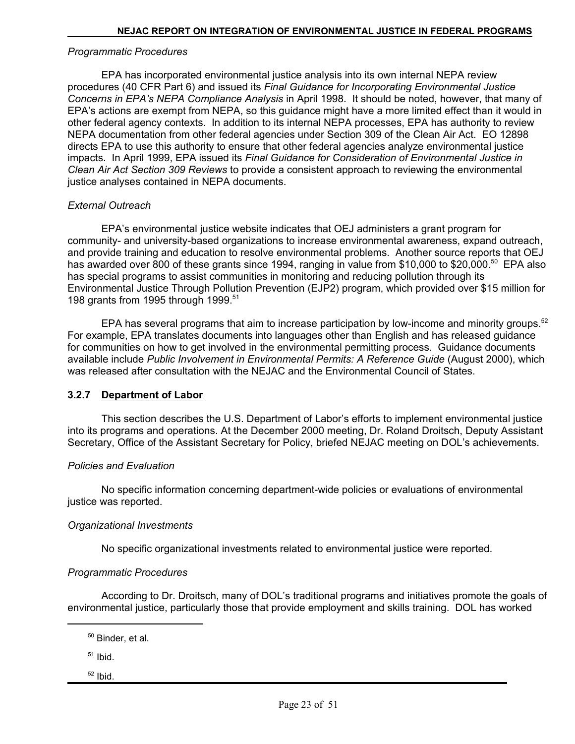*Programmatic Procedures*

EPA has incorporated environmental justice analysis into its own internal NEPA review procedures (40 CFR Part 6) and issued its *Final Guidance for Incorporating Environmental Justice Concerns in EPA's NEPA Compliance Analysis* in April 1998. It should be noted, however, that many of EPA's actions are exempt from NEPA, so this guidance might have a more limited effect than it would in other federal agency contexts. In addition to its internal NEPA processes, EPA has authority to review NEPA documentation from other federal agencies under Section 309 of the Clean Air Act. EO 12898 directs EPA to use this authority to ensure that other federal agencies analyze environmental justice impacts. In April 1999, EPA issued its *Final Guidance for Consideration of Environmental Justice in Clean Air Act Section 309 Reviews* to provide a consistent approach to reviewing the environmental justice analyses contained in NEPA documents.

*External Outreach*

EPA's environmental justice website indicates that OEJ administers a grant program for community- and university-based organizations to increase environmental awareness, expand outreach, and provide training and education to resolve environmental problems. Another source reports that OEJ has awarded over 800 of these grants since 1994, ranging in value from $10,000 to $20,000.[50] EPA also has special programs to assist communities in monitoring and reducing pollution through its Environmental Justice Through Pollution Prevention (EJP2) program, which provided over $15 million for 198 grants from 1995 through 1999.[51]

EPA has several programs that aim to increase participation by low-income and minority groups.[52] For example, EPA translates documents into languages other than English and has released guidance for communities on how to get involved in the environmental permitting process. Guidance documents available include *Public Involvement in Environmental Permits: A Reference Guide* (August 2000), which was released after consultation with the NEJAC and the Environmental Council of States.

### 3.2.7 Department of Labor

This section describes the U.S. Department of Labor's efforts to implement environmental justice into its programs and operations. At the December 2000 meeting, Dr. Roland Droitsch, Deputy Assistant Secretary, Office of the Assistant Secretary for Policy, briefed NEJAC meeting on DOL's achievements.

*Policies and Evaluation*

No specific information concerning department-wide policies or evaluations of environmental justice was reported.

*Organizational Investments*

No specific organizational investments related to environmental justice were reported.

*Programmatic Procedures*

According to Dr. Droitsch, many of DOL's traditional programs and initiatives promote the goals of environmental justice, particularly those that provide employment and skills training. DOL has worked

---

[50] Binder, et al.

[51] Ibid.

[52] Ibid.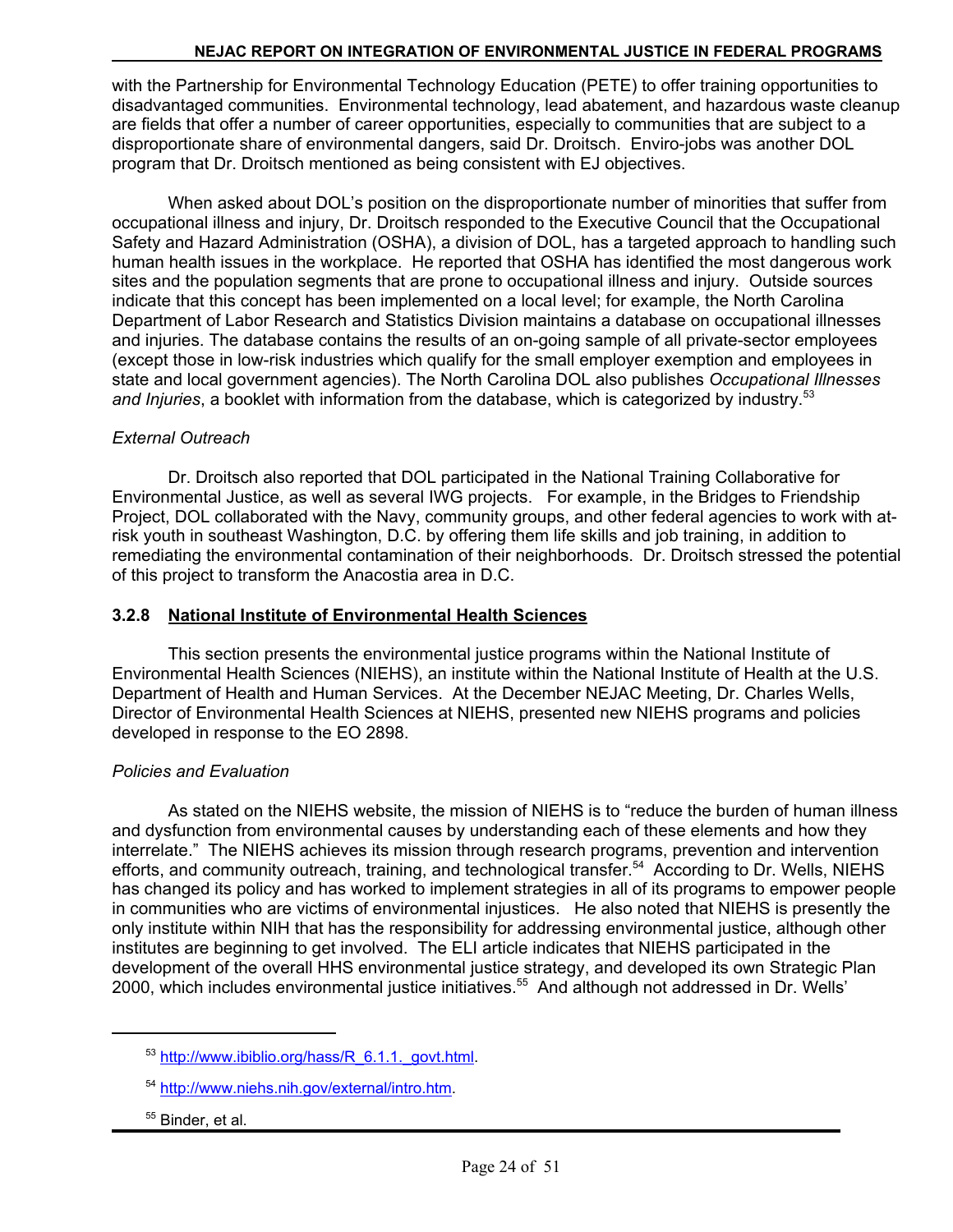with the Partnership for Environmental Technology Education (PETE) to offer training opportunities to disadvantaged communities. Environmental technology, lead abatement, and hazardous waste cleanup are fields that offer a number of career opportunities, especially to communities that are subject to a disproportionate share of environmental dangers, said Dr. Droitsch. Enviro-jobs was another DOL program that Dr. Droitsch mentioned as being consistent with EJ objectives.

When asked about DOL's position on the disproportionate number of minorities that suffer from occupational illness and injury, Dr. Droitsch responded to the Executive Council that the Occupational Safety and Hazard Administration (OSHA), a division of DOL, has a targeted approach to handling such human health issues in the workplace. He reported that OSHA has identified the most dangerous work sites and the population segments that are prone to occupational illness and injury. Outside sources indicate that this concept has been implemented on a local level; for example, the North Carolina Department of Labor Research and Statistics Division maintains a database on occupational illnesses and injuries. The database contains the results of an on-going sample of all private-sector employees (except those in low-risk industries which qualify for the small employer exemption and employees in state and local government agencies). The North Carolina DOL also publishes *Occupational Illnesses and Injuries*, a booklet with information from the database, which is categorized by industry.[53]

*External Outreach*

Dr. Droitsch also reported that DOL participated in the National Training Collaborative for Environmental Justice, as well as several IWG projects. For example, in the Bridges to Friendship Project, DOL collaborated with the Navy, community groups, and other federal agencies to work with at-risk youth in southeast Washington, D.C. by offering them life skills and job training, in addition to remediating the environmental contamination of their neighborhoods. Dr. Droitsch stressed the potential of this project to transform the Anacostia area in D.C.

### 3.2.8 National Institute of Environmental Health Sciences

This section presents the environmental justice programs within the National Institute of Environmental Health Sciences (NIEHS), an institute within the National Institute of Health at the U.S. Department of Health and Human Services. At the December NEJAC Meeting, Dr. Charles Wells, Director of Environmental Health Sciences at NIEHS, presented new NIEHS programs and policies developed in response to the EO 2898.

*Policies and Evaluation*

As stated on the NIEHS website, the mission of NIEHS is to "reduce the burden of human illness and dysfunction from environmental causes by understanding each of these elements and how they interrelate." The NIEHS achieves its mission through research programs, prevention and intervention efforts, and community outreach, training, and technological transfer.[54] According to Dr. Wells, NIEHS has changed its policy and has worked to implement strategies in all of its programs to empower people in communities who are victims of environmental injustices. He also noted that NIEHS is presently the only institute within NIH that has the responsibility for addressing environmental justice, although other institutes are beginning to get involved. The ELI article indicates that NIEHS participated in the development of the overall HHS environmental justice strategy, and developed its own Strategic Plan 2000, which includes environmental justice initiatives.[55] And although not addressed in Dr. Wells'

---

[53] http://www.ibiblio.org/hass/R_6.1.1._govt.html.

[54] http://www.niehs.nih.gov/external/intro.htm.

[55] Binder, et al.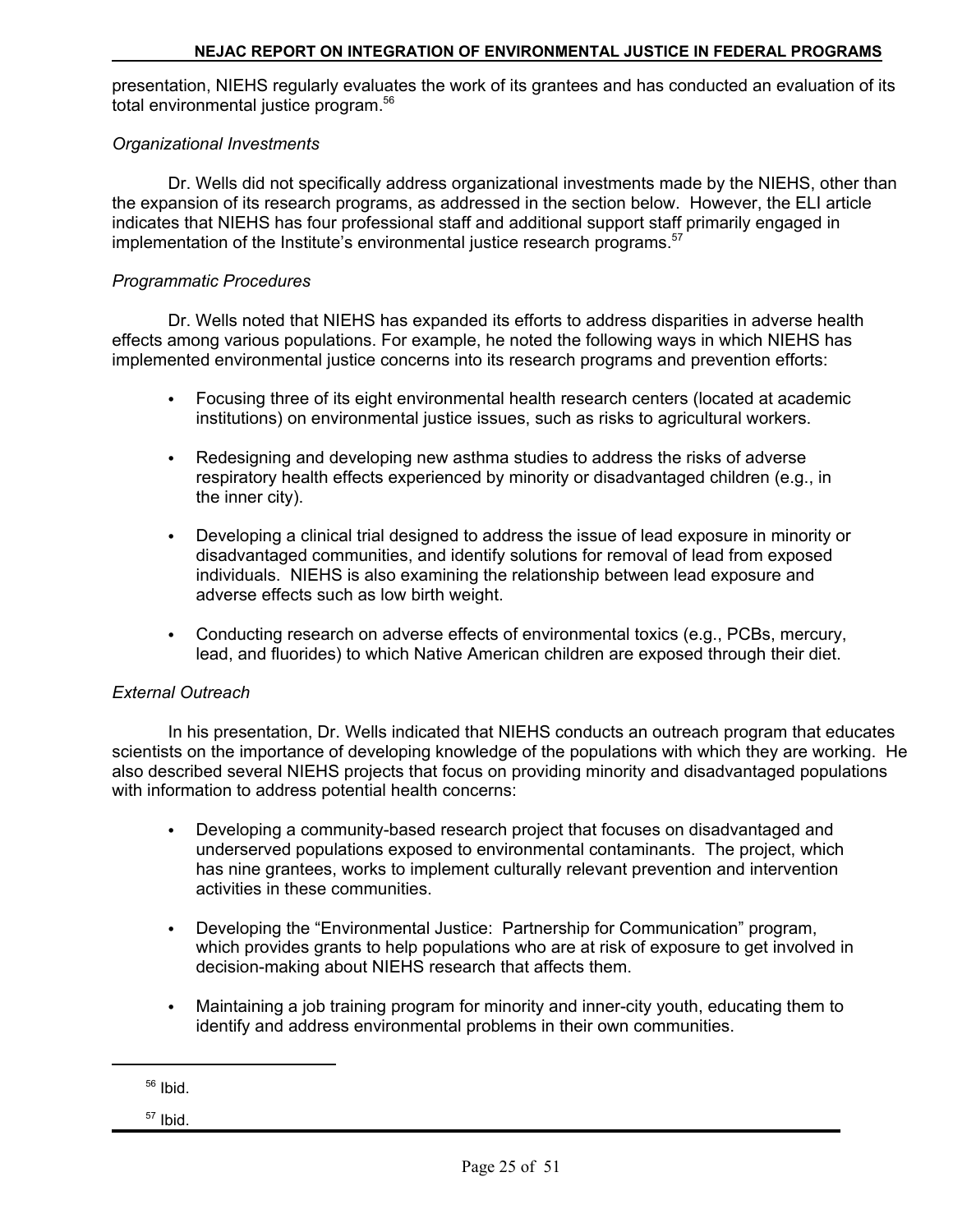presentation, NIEHS regularly evaluates the work of its grantees and has conducted an evaluation of its total environmental justice program.[56]

*Organizational Investments*

Dr. Wells did not specifically address organizational investments made by the NIEHS, other than the expansion of its research programs, as addressed in the section below. However, the ELI article indicates that NIEHS has four professional staff and additional support staff primarily engaged in implementation of the Institute's environmental justice research programs.[57]

*Programmatic Procedures*

Dr. Wells noted that NIEHS has expanded its efforts to address disparities in adverse health effects among various populations. For example, he noted the following ways in which NIEHS has implemented environmental justice concerns into its research programs and prevention efforts:

- Focusing three of its eight environmental health research centers (located at academic institutions) on environmental justice issues, such as risks to agricultural workers.

- Redesigning and developing new asthma studies to address the risks of adverse respiratory health effects experienced by minority or disadvantaged children (e.g., in the inner city).

- Developing a clinical trial designed to address the issue of lead exposure in minority or disadvantaged communities, and identify solutions for removal of lead from exposed individuals. NIEHS is also examining the relationship between lead exposure and adverse effects such as low birth weight.

- Conducting research on adverse effects of environmental toxics (e.g., PCBs, mercury, lead, and fluorides) to which Native American children are exposed through their diet.

*External Outreach*

In his presentation, Dr. Wells indicated that NIEHS conducts an outreach program that educates scientists on the importance of developing knowledge of the populations with which they are working. He also described several NIEHS projects that focus on providing minority and disadvantaged populations with information to address potential health concerns:

- Developing a community-based research project that focuses on disadvantaged and underserved populations exposed to environmental contaminants. The project, which has nine grantees, works to implement culturally relevant prevention and intervention activities in these communities.

- Developing the "Environmental Justice: Partnership for Communication" program, which provides grants to help populations who are at risk of exposure to get involved in decision-making about NIEHS research that affects them.

- Maintaining a job training program for minority and inner-city youth, educating them to identify and address environmental problems in their own communities.

---

[56] Ibid.

[57] Ibid.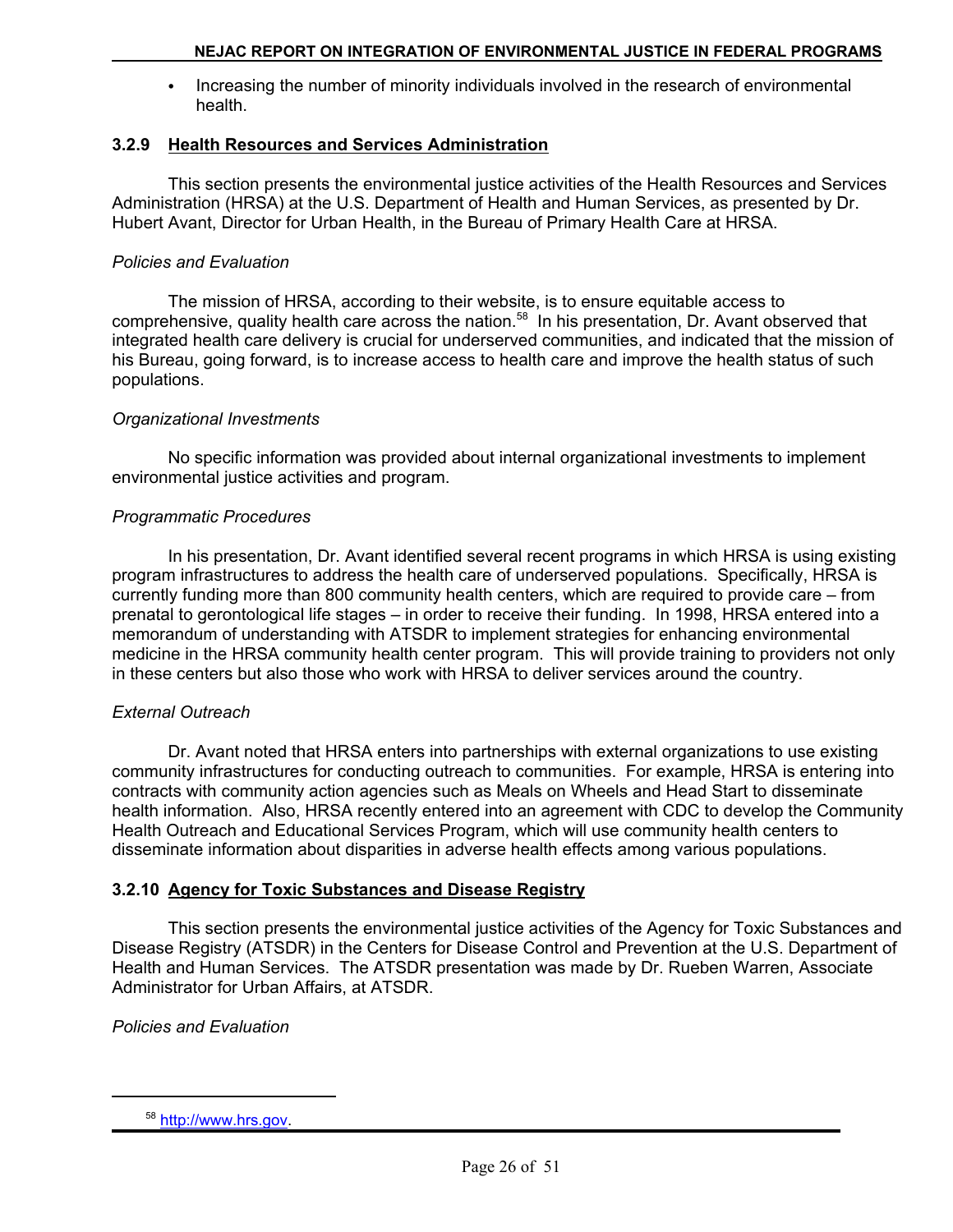- Increasing the number of minority individuals involved in the research of environmental health.

### 3.2.9 Health Resources and Services Administration

This section presents the environmental justice activities of the Health Resources and Services Administration (HRSA) at the U.S. Department of Health and Human Services, as presented by Dr. Hubert Avant, Director for Urban Health, in the Bureau of Primary Health Care at HRSA.

*Policies and Evaluation*

The mission of HRSA, according to their website, is to ensure equitable access to comprehensive, quality health care across the nation.[58] In his presentation, Dr. Avant observed that integrated health care delivery is crucial for underserved communities, and indicated that the mission of his Bureau, going forward, is to increase access to health care and improve the health status of such populations.

*Organizational Investments*

No specific information was provided about internal organizational investments to implement environmental justice activities and program.

*Programmatic Procedures*

In his presentation, Dr. Avant identified several recent programs in which HRSA is using existing program infrastructures to address the health care of underserved populations. Specifically, HRSA is currently funding more than 800 community health centers, which are required to provide care – from prenatal to gerontological life stages – in order to receive their funding. In 1998, HRSA entered into a memorandum of understanding with ATSDR to implement strategies for enhancing environmental medicine in the HRSA community health center program. This will provide training to providers not only in these centers but also those who work with HRSA to deliver services around the country.

*External Outreach*

Dr. Avant noted that HRSA enters into partnerships with external organizations to use existing community infrastructures for conducting outreach to communities. For example, HRSA is entering into contracts with community action agencies such as Meals on Wheels and Head Start to disseminate health information. Also, HRSA recently entered into an agreement with CDC to develop the Community Health Outreach and Educational Services Program, which will use community health centers to disseminate information about disparities in adverse health effects among various populations.

### 3.2.10 Agency for Toxic Substances and Disease Registry

This section presents the environmental justice activities of the Agency for Toxic Substances and Disease Registry (ATSDR) in the Centers for Disease Control and Prevention at the U.S. Department of Health and Human Services. The ATSDR presentation was made by Dr. Rueben Warren, Associate Administrator for Urban Affairs, at ATSDR.

*Policies and Evaluation*

---

[58] http://www.hrs.gov.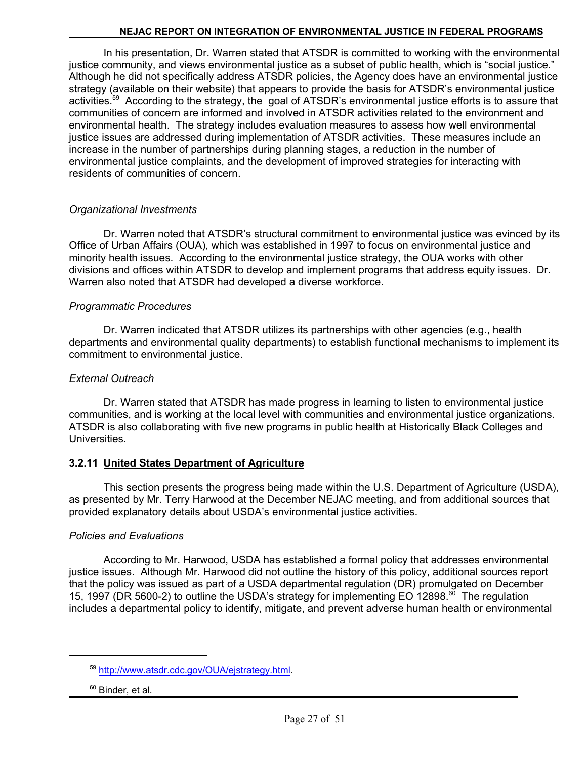In his presentation, Dr. Warren stated that ATSDR is committed to working with the environmental justice community, and views environmental justice as a subset of public health, which is "social justice." Although he did not specifically address ATSDR policies, the Agency does have an environmental justice strategy (available on their website) that appears to provide the basis for ATSDR's environmental justice activities.[59] According to the strategy, the goal of ATSDR's environmental justice efforts is to assure that communities of concern are informed and involved in ATSDR activities related to the environment and environmental health. The strategy includes evaluation measures to assess how well environmental justice issues are addressed during implementation of ATSDR activities. These measures include an increase in the number of partnerships during planning stages, a reduction in the number of environmental justice complaints, and the development of improved strategies for interacting with residents of communities of concern.

*Organizational Investments*

Dr. Warren noted that ATSDR's structural commitment to environmental justice was evinced by its Office of Urban Affairs (OUA), which was established in 1997 to focus on environmental justice and minority health issues. According to the environmental justice strategy, the OUA works with other divisions and offices within ATSDR to develop and implement programs that address equity issues. Dr. Warren also noted that ATSDR had developed a diverse workforce.

*Programmatic Procedures*

Dr. Warren indicated that ATSDR utilizes its partnerships with other agencies (e.g., health departments and environmental quality departments) to establish functional mechanisms to implement its commitment to environmental justice.

*External Outreach*

Dr. Warren stated that ATSDR has made progress in learning to listen to environmental justice communities, and is working at the local level with communities and environmental justice organizations. ATSDR is also collaborating with five new programs in public health at Historically Black Colleges and Universities.

### 3.2.11 United States Department of Agriculture

This section presents the progress being made within the U.S. Department of Agriculture (USDA), as presented by Mr. Terry Harwood at the December NEJAC meeting, and from additional sources that provided explanatory details about USDA's environmental justice activities.

*Policies and Evaluations*

According to Mr. Harwood, USDA has established a formal policy that addresses environmental justice issues. Although Mr. Harwood did not outline the history of this policy, additional sources report that the policy was issued as part of a USDA departmental regulation (DR) promulgated on December 15, 1997 (DR 5600-2) to outline the USDA's strategy for implementing EO 12898.[60] The regulation includes a departmental policy to identify, mitigate, and prevent adverse human health or environmental

---

[59] http://www.atsdr.cdc.gov/OUA/ejstrategy.html.

[60] Binder, et al.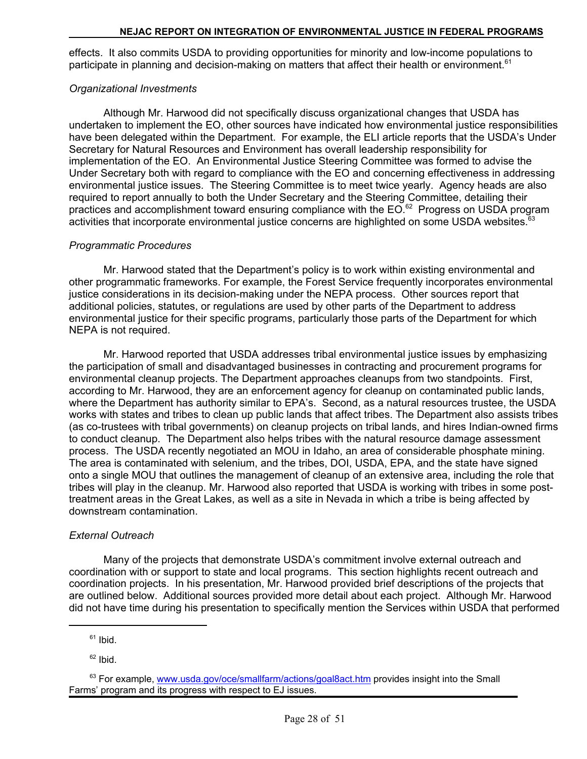effects. It also commits USDA to providing opportunities for minority and low-income populations to participate in planning and decision-making on matters that affect their health or environment.[61]

*Organizational Investments*

Although Mr. Harwood did not specifically discuss organizational changes that USDA has undertaken to implement the EO, other sources have indicated how environmental justice responsibilities have been delegated within the Department. For example, the ELI article reports that the USDA's Under Secretary for Natural Resources and Environment has overall leadership responsibility for implementation of the EO. An Environmental Justice Steering Committee was formed to advise the Under Secretary both with regard to compliance with the EO and concerning effectiveness in addressing environmental justice issues. The Steering Committee is to meet twice yearly. Agency heads are also required to report annually to both the Under Secretary and the Steering Committee, detailing their practices and accomplishment toward ensuring compliance with the EO.[62] Progress on USDA program activities that incorporate environmental justice concerns are highlighted on some USDA websites.[63]

*Programmatic Procedures*

Mr. Harwood stated that the Department's policy is to work within existing environmental and other programmatic frameworks. For example, the Forest Service frequently incorporates environmental justice considerations in its decision-making under the NEPA process. Other sources report that additional policies, statutes, or regulations are used by other parts of the Department to address environmental justice for their specific programs, particularly those parts of the Department for which NEPA is not required.

Mr. Harwood reported that USDA addresses tribal environmental justice issues by emphasizing the participation of small and disadvantaged businesses in contracting and procurement programs for environmental cleanup projects. The Department approaches cleanups from two standpoints. First, according to Mr. Harwood, they are an enforcement agency for cleanup on contaminated public lands, where the Department has authority similar to EPA's. Second, as a natural resources trustee, the USDA works with states and tribes to clean up public lands that affect tribes. The Department also assists tribes (as co-trustees with tribal governments) on cleanup projects on tribal lands, and hires Indian-owned firms to conduct cleanup. The Department also helps tribes with the natural resource damage assessment process. The USDA recently negotiated an MOU in Idaho, an area of considerable phosphate mining. The area is contaminated with selenium, and the tribes, DOI, USDA, EPA, and the state have signed onto a single MOU that outlines the management of cleanup of an extensive area, including the role that tribes will play in the cleanup. Mr. Harwood also reported that USDA is working with tribes in some post-treatment areas in the Great Lakes, as well as a site in Nevada in which a tribe is being affected by downstream contamination.

*External Outreach*

Many of the projects that demonstrate USDA's commitment involve external outreach and coordination with or support to state and local programs. This section highlights recent outreach and coordination projects. In his presentation, Mr. Harwood provided brief descriptions of the projects that are outlined below. Additional sources provided more detail about each project. Although Mr. Harwood did not have time during his presentation to specifically mention the Services within USDA that performed

---

[61] Ibid.

[62] Ibid.

[63] For example, www.usda.gov/oce/smallfarm/actions/goal8act.htm provides insight into the Small Farms' program and its progress with respect to EJ issues.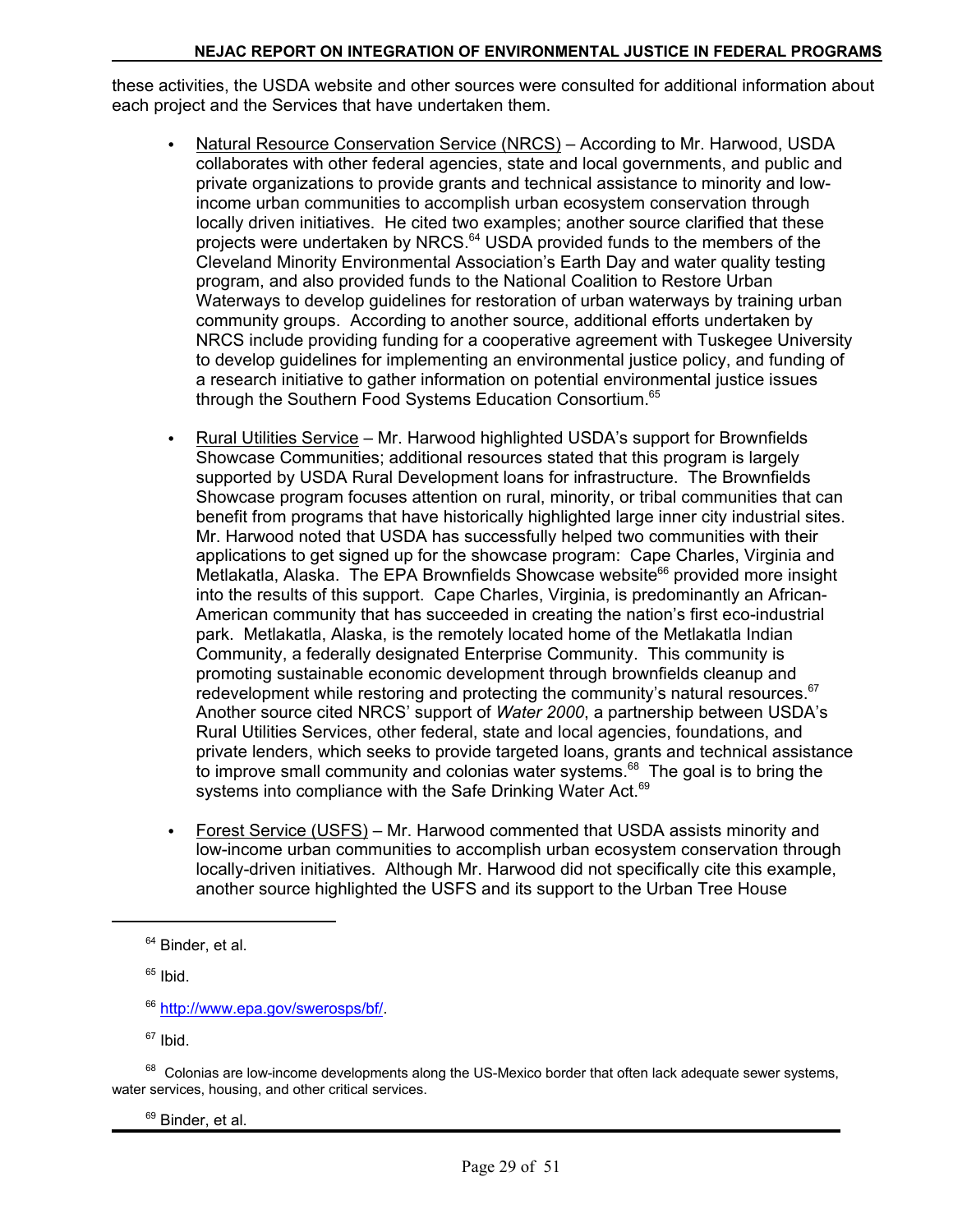these activities, the USDA website and other sources were consulted for additional information about each project and the Services that have undertaken them.

- Natural Resource Conservation Service (NRCS) – According to Mr. Harwood, USDA collaborates with other federal agencies, state and local governments, and public and private organizations to provide grants and technical assistance to minority and low-income urban communities to accomplish urban ecosystem conservation through locally driven initiatives. He cited two examples; another source clarified that these projects were undertaken by NRCS.[64] USDA provided funds to the members of the Cleveland Minority Environmental Association's Earth Day and water quality testing program, and also provided funds to the National Coalition to Restore Urban Waterways to develop guidelines for restoration of urban waterways by training urban community groups. According to another source, additional efforts undertaken by NRCS include providing funding for a cooperative agreement with Tuskegee University to develop guidelines for implementing an environmental justice policy, and funding of a research initiative to gather information on potential environmental justice issues through the Southern Food Systems Education Consortium.[65]

- Rural Utilities Service – Mr. Harwood highlighted USDA's support for Brownfields Showcase Communities; additional resources stated that this program is largely supported by USDA Rural Development loans for infrastructure. The Brownfields Showcase program focuses attention on rural, minority, or tribal communities that can benefit from programs that have historically highlighted large inner city industrial sites. Mr. Harwood noted that USDA has successfully helped two communities with their applications to get signed up for the showcase program: Cape Charles, Virginia and Metlakatla, Alaska. The EPA Brownfields Showcase website[66] provided more insight into the results of this support. Cape Charles, Virginia, is predominantly an African-American community that has succeeded in creating the nation's first eco-industrial park. Metlakatla, Alaska, is the remotely located home of the Metlakatla Indian Community, a federally designated Enterprise Community. This community is promoting sustainable economic development through brownfields cleanup and redevelopment while restoring and protecting the community's natural resources.[67] Another source cited NRCS' support of *Water 2000*, a partnership between USDA's Rural Utilities Services, other federal, state and local agencies, foundations, and private lenders, which seeks to provide targeted loans, grants and technical assistance to improve small community and colonias water systems.[68] The goal is to bring the systems into compliance with the Safe Drinking Water Act.[69]

- Forest Service (USFS) – Mr. Harwood commented that USDA assists minority and low-income urban communities to accomplish urban ecosystem conservation through locally-driven initiatives. Although Mr. Harwood did not specifically cite this example, another source highlighted the USFS and its support to the Urban Tree House

---

[64] Binder, et al.

[65] Ibid.

[66] http://www.epa.gov/swerosps/bf/.

[67] Ibid.

[68] Colonias are low-income developments along the US-Mexico border that often lack adequate sewer systems, water services, housing, and other critical services.

[69] Binder, et al.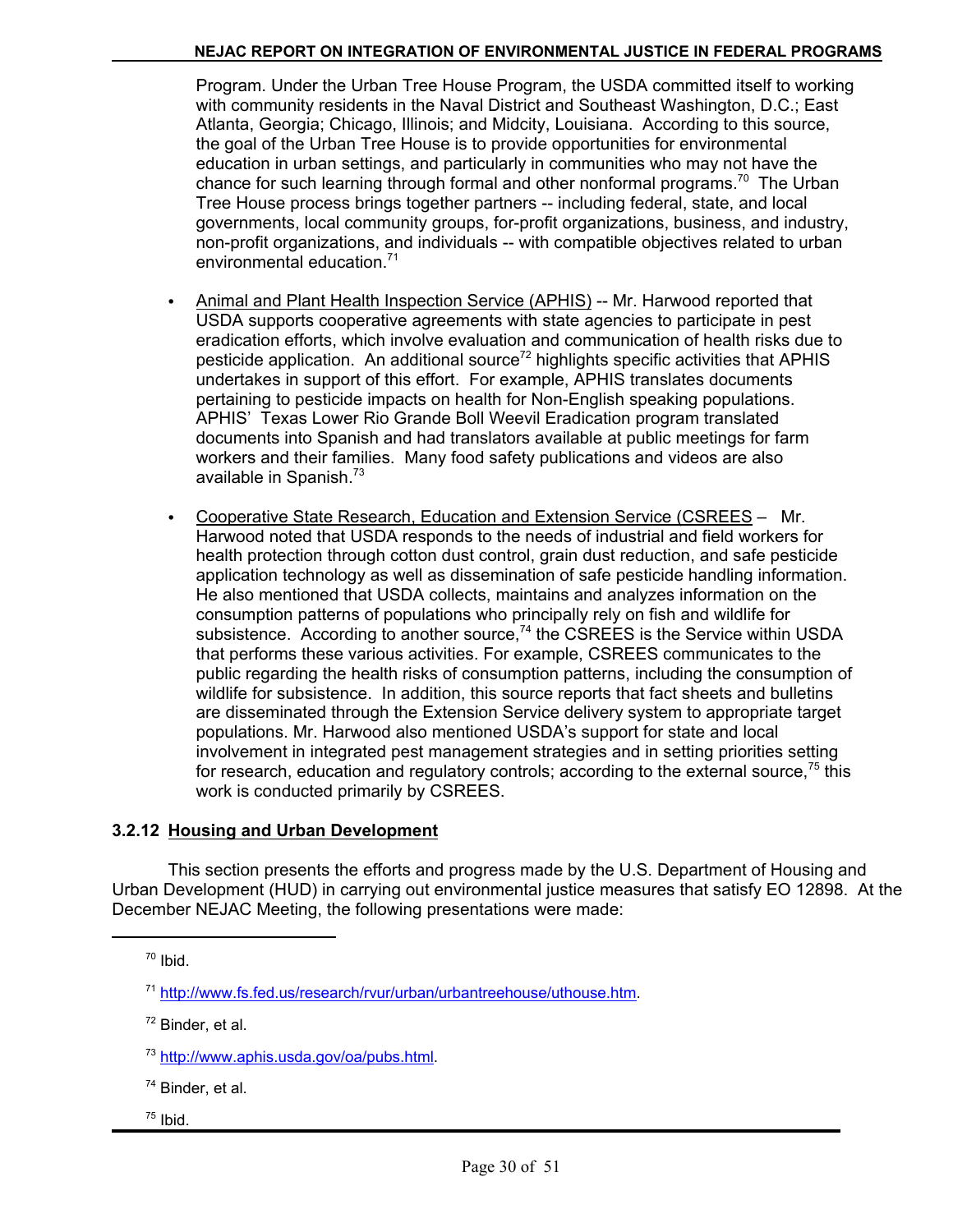Program. Under the Urban Tree House Program, the USDA committed itself to working with community residents in the Naval District and Southeast Washington, D.C.; East Atlanta, Georgia; Chicago, Illinois; and Midcity, Louisiana. According to this source, the goal of the Urban Tree House is to provide opportunities for environmental education in urban settings, and particularly in communities who may not have the chance for such learning through formal and other nonformal programs.[70] The Urban Tree House process brings together partners -- including federal, state, and local governments, local community groups, for-profit organizations, business, and industry, non-profit organizations, and individuals -- with compatible objectives related to urban environmental education.[71]

- Animal and Plant Health Inspection Service (APHIS) -- Mr. Harwood reported that USDA supports cooperative agreements with state agencies to participate in pest eradication efforts, which involve evaluation and communication of health risks due to pesticide application. An additional source[72] highlights specific activities that APHIS undertakes in support of this effort. For example, APHIS translates documents pertaining to pesticide impacts on health for Non-English speaking populations. APHIS' Texas Lower Rio Grande Boll Weevil Eradication program translated documents into Spanish and had translators available at public meetings for farm workers and their families. Many food safety publications and videos are also available in Spanish.[73]

- Cooperative State Research, Education and Extension Service (CSREES – Mr. Harwood noted that USDA responds to the needs of industrial and field workers for health protection through cotton dust control, grain dust reduction, and safe pesticide application technology as well as dissemination of safe pesticide handling information. He also mentioned that USDA collects, maintains and analyzes information on the consumption patterns of populations who principally rely on fish and wildlife for subsistence. According to another source,[74] the CSREES is the Service within USDA that performs these various activities. For example, CSREES communicates to the public regarding the health risks of consumption patterns, including the consumption of wildlife for subsistence. In addition, this source reports that fact sheets and bulletins are disseminated through the Extension Service delivery system to appropriate target populations. Mr. Harwood also mentioned USDA's support for state and local involvement in integrated pest management strategies and in setting priorities setting for research, education and regulatory controls; according to the external source,[75] this work is conducted primarily by CSREES.

### 3.2.12 Housing and Urban Development

This section presents the efforts and progress made by the U.S. Department of Housing and Urban Development (HUD) in carrying out environmental justice measures that satisfy EO 12898. At the December NEJAC Meeting, the following presentations were made:

---

[70] Ibid.

[71] http://www.fs.fed.us/research/rvur/urban/urbantreehouse/uthouse.htm.

[72] Binder, et al.

[73] http://www.aphis.usda.gov/oa/pubs.html.

[74] Binder, et al.

[75] Ibid.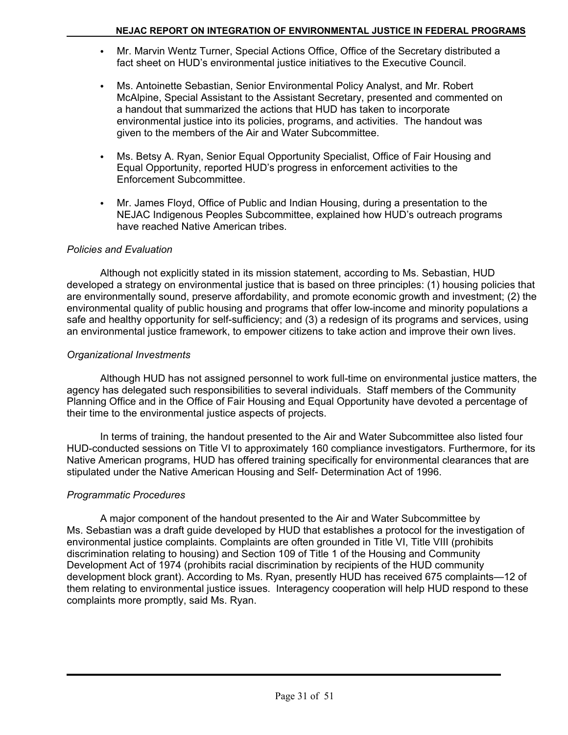- Mr. Marvin Wentz Turner, Special Actions Office, Office of the Secretary distributed a fact sheet on HUD's environmental justice initiatives to the Executive Council.

- Ms. Antoinette Sebastian, Senior Environmental Policy Analyst, and Mr. Robert McAlpine, Special Assistant to the Assistant Secretary, presented and commented on a handout that summarized the actions that HUD has taken to incorporate environmental justice into its policies, programs, and activities. The handout was given to the members of the Air and Water Subcommittee.

- Ms. Betsy A. Ryan, Senior Equal Opportunity Specialist, Office of Fair Housing and Equal Opportunity, reported HUD's progress in enforcement activities to the Enforcement Subcommittee.

- Mr. James Floyd, Office of Public and Indian Housing, during a presentation to the NEJAC Indigenous Peoples Subcommittee, explained how HUD's outreach programs have reached Native American tribes.

*Policies and Evaluation*

Although not explicitly stated in its mission statement, according to Ms. Sebastian, HUD developed a strategy on environmental justice that is based on three principles: (1) housing policies that are environmentally sound, preserve affordability, and promote economic growth and investment; (2) the environmental quality of public housing and programs that offer low-income and minority populations a safe and healthy opportunity for self-sufficiency; and (3) a redesign of its programs and services, using an environmental justice framework, to empower citizens to take action and improve their own lives.

*Organizational Investments*

Although HUD has not assigned personnel to work full-time on environmental justice matters, the agency has delegated such responsibilities to several individuals. Staff members of the Community Planning Office and in the Office of Fair Housing and Equal Opportunity have devoted a percentage of their time to the environmental justice aspects of projects.

In terms of training, the handout presented to the Air and Water Subcommittee also listed four HUD-conducted sessions on Title VI to approximately 160 compliance investigators. Furthermore, for its Native American programs, HUD has offered training specifically for environmental clearances that are stipulated under the Native American Housing and Self- Determination Act of 1996.

*Programmatic Procedures*

A major component of the handout presented to the Air and Water Subcommittee by Ms. Sebastian was a draft guide developed by HUD that establishes a protocol for the investigation of environmental justice complaints. Complaints are often grounded in Title VI, Title VIII (prohibits discrimination relating to housing) and Section 109 of Title 1 of the Housing and Community Development Act of 1974 (prohibits racial discrimination by recipients of the HUD community development block grant). According to Ms. Ryan, presently HUD has received 675 complaints—12 of them relating to environmental justice issues. Interagency cooperation will help HUD respond to these complaints more promptly, said Ms. Ryan.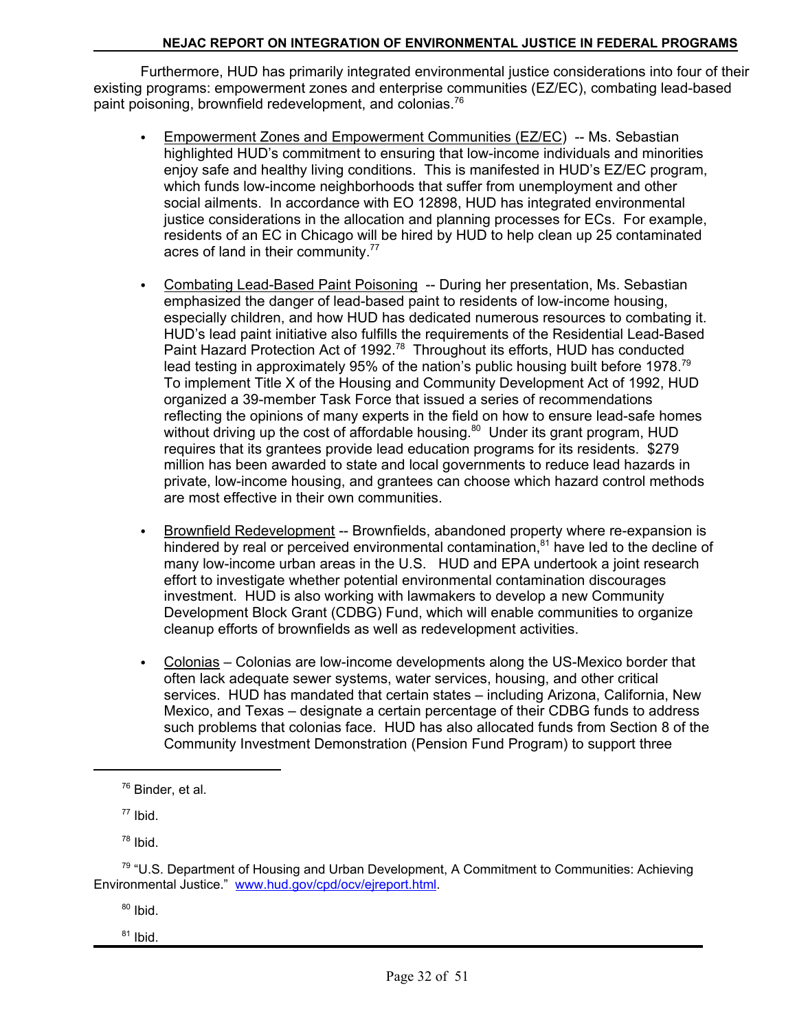Furthermore, HUD has primarily integrated environmental justice considerations into four of their existing programs: empowerment zones and enterprise communities (EZ/EC), combating lead-based paint poisoning, brownfield redevelopment, and colonias.[76]

- Empowerment Zones and Empowerment Communities (EZ/EC) -- Ms. Sebastian highlighted HUD's commitment to ensuring that low-income individuals and minorities enjoy safe and healthy living conditions. This is manifested in HUD's EZ/EC program, which funds low-income neighborhoods that suffer from unemployment and other social ailments. In accordance with EO 12898, HUD has integrated environmental justice considerations in the allocation and planning processes for ECs. For example, residents of an EC in Chicago will be hired by HUD to help clean up 25 contaminated acres of land in their community.[77]

- Combating Lead-Based Paint Poisoning -- During her presentation, Ms. Sebastian emphasized the danger of lead-based paint to residents of low-income housing, especially children, and how HUD has dedicated numerous resources to combating it. HUD's lead paint initiative also fulfills the requirements of the Residential Lead-Based Paint Hazard Protection Act of 1992.[78] Throughout its efforts, HUD has conducted lead testing in approximately 95% of the nation's public housing built before 1978.[79] To implement Title X of the Housing and Community Development Act of 1992, HUD organized a 39-member Task Force that issued a series of recommendations reflecting the opinions of many experts in the field on how to ensure lead-safe homes without driving up the cost of affordable housing.[80] Under its grant program, HUD requires that its grantees provide lead education programs for its residents. $279 million has been awarded to state and local governments to reduce lead hazards in private, low-income housing, and grantees can choose which hazard control methods are most effective in their own communities.

- Brownfield Redevelopment -- Brownfields, abandoned property where re-expansion is hindered by real or perceived environmental contamination,[81] have led to the decline of many low-income urban areas in the U.S. HUD and EPA undertook a joint research effort to investigate whether potential environmental contamination discourages investment. HUD is also working with lawmakers to develop a new Community Development Block Grant (CDBG) Fund, which will enable communities to organize cleanup efforts of brownfields as well as redevelopment activities.

- Colonias – Colonias are low-income developments along the US-Mexico border that often lack adequate sewer systems, water services, housing, and other critical services. HUD has mandated that certain states – including Arizona, California, New Mexico, and Texas – designate a certain percentage of their CDBG funds to address such problems that colonias face. HUD has also allocated funds from Section 8 of the Community Investment Demonstration (Pension Fund Program) to support three

---

[76] Binder, et al.

[77] Ibid.

[78] Ibid.

[79] "U.S. Department of Housing and Urban Development, A Commitment to Communities: Achieving Environmental Justice." www.hud.gov/cpd/ocv/ejreport.html.

[80] Ibid.

[81] Ibid.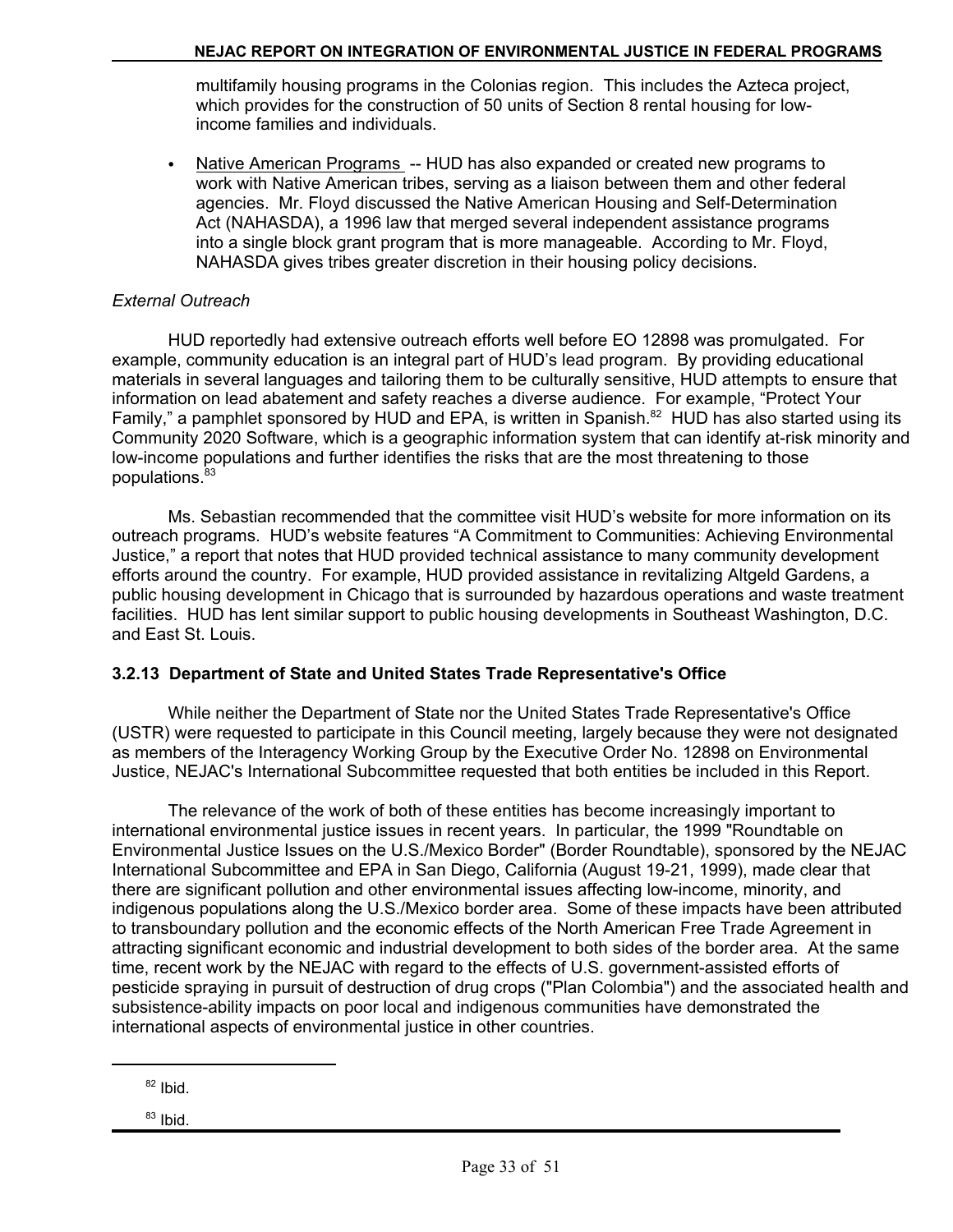multifamily housing programs in the Colonias region. This includes the Azteca project, which provides for the construction of 50 units of Section 8 rental housing for low-income families and individuals.

- Native American Programs -- HUD has also expanded or created new programs to work with Native American tribes, serving as a liaison between them and other federal agencies. Mr. Floyd discussed the Native American Housing and Self-Determination Act (NAHASDA), a 1996 law that merged several independent assistance programs into a single block grant program that is more manageable. According to Mr. Floyd, NAHASDA gives tribes greater discretion in their housing policy decisions.

*External Outreach*

HUD reportedly had extensive outreach efforts well before EO 12898 was promulgated. For example, community education is an integral part of HUD's lead program. By providing educational materials in several languages and tailoring them to be culturally sensitive, HUD attempts to ensure that information on lead abatement and safety reaches a diverse audience. For example, "Protect Your Family," a pamphlet sponsored by HUD and EPA, is written in Spanish.[82] HUD has also started using its Community 2020 Software, which is a geographic information system that can identify at-risk minority and low-income populations and further identifies the risks that are the most threatening to those populations.[83]

Ms. Sebastian recommended that the committee visit HUD's website for more information on its outreach programs. HUD's website features "A Commitment to Communities: Achieving Environmental Justice," a report that notes that HUD provided technical assistance to many community development efforts around the country. For example, HUD provided assistance in revitalizing Altgeld Gardens, a public housing development in Chicago that is surrounded by hazardous operations and waste treatment facilities. HUD has lent similar support to public housing developments in Southeast Washington, D.C. and East St. Louis.

### 3.2.13 Department of State and United States Trade Representative's Office

While neither the Department of State nor the United States Trade Representative's Office (USTR) were requested to participate in this Council meeting, largely because they were not designated as members of the Interagency Working Group by the Executive Order No. 12898 on Environmental Justice, NEJAC's International Subcommittee requested that both entities be included in this Report.

The relevance of the work of both of these entities has become increasingly important to international environmental justice issues in recent years. In particular, the 1999 "Roundtable on Environmental Justice Issues on the U.S./Mexico Border" (Border Roundtable), sponsored by the NEJAC International Subcommittee and EPA in San Diego, California (August 19-21, 1999), made clear that there are significant pollution and other environmental issues affecting low-income, minority, and indigenous populations along the U.S./Mexico border area. Some of these impacts have been attributed to transboundary pollution and the economic effects of the North American Free Trade Agreement in attracting significant economic and industrial development to both sides of the border area. At the same time, recent work by the NEJAC with regard to the effects of U.S. government-assisted efforts of pesticide spraying in pursuit of destruction of drug crops ("Plan Colombia") and the associated health and subsistence-ability impacts on poor local and indigenous communities have demonstrated the international aspects of environmental justice in other countries.

[82] Ibid.

[83] Ibid.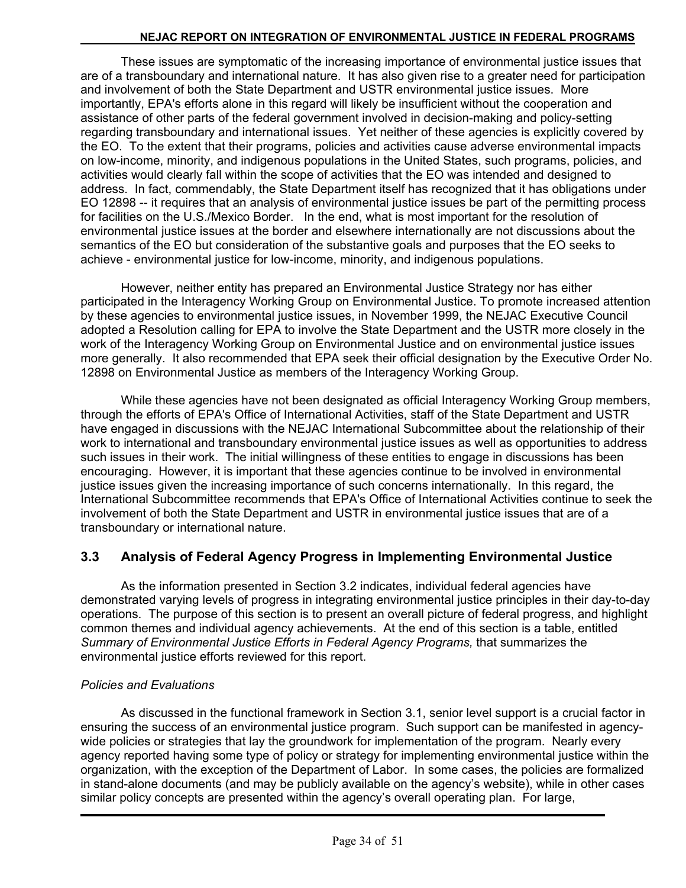These issues are symptomatic of the increasing importance of environmental justice issues that are of a transboundary and international nature. It has also given rise to a greater need for participation and involvement of both the State Department and USTR environmental justice issues. More importantly, EPA's efforts alone in this regard will likely be insufficient without the cooperation and assistance of other parts of the federal government involved in decision-making and policy-setting regarding transboundary and international issues. Yet neither of these agencies is explicitly covered by the EO. To the extent that their programs, policies and activities cause adverse environmental impacts on low-income, minority, and indigenous populations in the United States, such programs, policies, and activities would clearly fall within the scope of activities that the EO was intended and designed to address. In fact, commendably, the State Department itself has recognized that it has obligations under EO 12898 -- it requires that an analysis of environmental justice issues be part of the permitting process for facilities on the U.S./Mexico Border. In the end, what is most important for the resolution of environmental justice issues at the border and elsewhere internationally are not discussions about the semantics of the EO but consideration of the substantive goals and purposes that the EO seeks to achieve - environmental justice for low-income, minority, and indigenous populations.

However, neither entity has prepared an Environmental Justice Strategy nor has either participated in the Interagency Working Group on Environmental Justice. To promote increased attention by these agencies to environmental justice issues, in November 1999, the NEJAC Executive Council adopted a Resolution calling for EPA to involve the State Department and the USTR more closely in the work of the Interagency Working Group on Environmental Justice and on environmental justice issues more generally. It also recommended that EPA seek their official designation by the Executive Order No. 12898 on Environmental Justice as members of the Interagency Working Group.

While these agencies have not been designated as official Interagency Working Group members, through the efforts of EPA's Office of International Activities, staff of the State Department and USTR have engaged in discussions with the NEJAC International Subcommittee about the relationship of their work to international and transboundary environmental justice issues as well as opportunities to address such issues in their work. The initial willingness of these entities to engage in discussions has been encouraging. However, it is important that these agencies continue to be involved in environmental justice issues given the increasing importance of such concerns internationally. In this regard, the International Subcommittee recommends that EPA's Office of International Activities continue to seek the involvement of both the State Department and USTR in environmental justice issues that are of a transboundary or international nature.

## 3.3 Analysis of Federal Agency Progress in Implementing Environmental Justice

As the information presented in Section 3.2 indicates, individual federal agencies have demonstrated varying levels of progress in integrating environmental justice principles in their day-to-day operations. The purpose of this section is to present an overall picture of federal progress, and highlight common themes and individual agency achievements. At the end of this section is a table, entitled *Summary of Environmental Justice Efforts in Federal Agency Programs,* that summarizes the environmental justice efforts reviewed for this report.

*Policies and Evaluations*

As discussed in the functional framework in Section 3.1, senior level support is a crucial factor in ensuring the success of an environmental justice program. Such support can be manifested in agency-wide policies or strategies that lay the groundwork for implementation of the program. Nearly every agency reported having some type of policy or strategy for implementing environmental justice within the organization, with the exception of the Department of Labor. In some cases, the policies are formalized in stand-alone documents (and may be publicly available on the agency's website), while in other cases similar policy concepts are presented within the agency's overall operating plan. For large,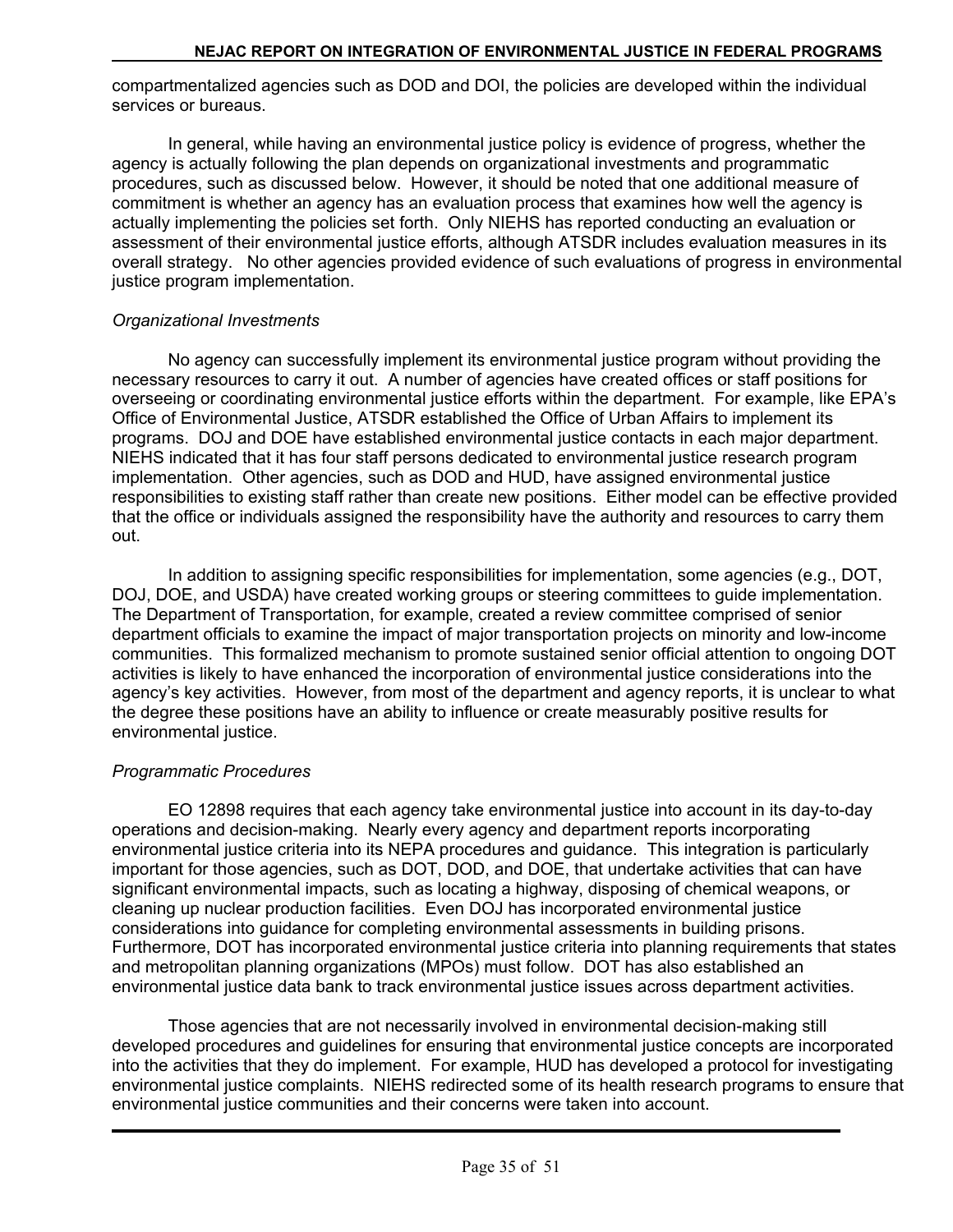compartmentalized agencies such as DOD and DOI, the policies are developed within the individual services or bureaus.

In general, while having an environmental justice policy is evidence of progress, whether the agency is actually following the plan depends on organizational investments and programmatic procedures, such as discussed below. However, it should be noted that one additional measure of commitment is whether an agency has an evaluation process that examines how well the agency is actually implementing the policies set forth. Only NIEHS has reported conducting an evaluation or assessment of their environmental justice efforts, although ATSDR includes evaluation measures in its overall strategy. No other agencies provided evidence of such evaluations of progress in environmental justice program implementation.

*Organizational Investments*

No agency can successfully implement its environmental justice program without providing the necessary resources to carry it out. A number of agencies have created offices or staff positions for overseeing or coordinating environmental justice efforts within the department. For example, like EPA's Office of Environmental Justice, ATSDR established the Office of Urban Affairs to implement its programs. DOJ and DOE have established environmental justice contacts in each major department. NIEHS indicated that it has four staff persons dedicated to environmental justice research program implementation. Other agencies, such as DOD and HUD, have assigned environmental justice responsibilities to existing staff rather than create new positions. Either model can be effective provided that the office or individuals assigned the responsibility have the authority and resources to carry them out.

In addition to assigning specific responsibilities for implementation, some agencies (e.g., DOT, DOJ, DOE, and USDA) have created working groups or steering committees to guide implementation. The Department of Transportation, for example, created a review committee comprised of senior department officials to examine the impact of major transportation projects on minority and low-income communities. This formalized mechanism to promote sustained senior official attention to ongoing DOT activities is likely to have enhanced the incorporation of environmental justice considerations into the agency's key activities. However, from most of the department and agency reports, it is unclear to what the degree these positions have an ability to influence or create measurably positive results for environmental justice.

*Programmatic Procedures*

EO 12898 requires that each agency take environmental justice into account in its day-to-day operations and decision-making. Nearly every agency and department reports incorporating environmental justice criteria into its NEPA procedures and guidance. This integration is particularly important for those agencies, such as DOT, DOD, and DOE, that undertake activities that can have significant environmental impacts, such as locating a highway, disposing of chemical weapons, or cleaning up nuclear production facilities. Even DOJ has incorporated environmental justice considerations into guidance for completing environmental assessments in building prisons. Furthermore, DOT has incorporated environmental justice criteria into planning requirements that states and metropolitan planning organizations (MPOs) must follow. DOT has also established an environmental justice data bank to track environmental justice issues across department activities.

Those agencies that are not necessarily involved in environmental decision-making still developed procedures and guidelines for ensuring that environmental justice concepts are incorporated into the activities that they do implement. For example, HUD has developed a protocol for investigating environmental justice complaints. NIEHS redirected some of its health research programs to ensure that environmental justice communities and their concerns were taken into account.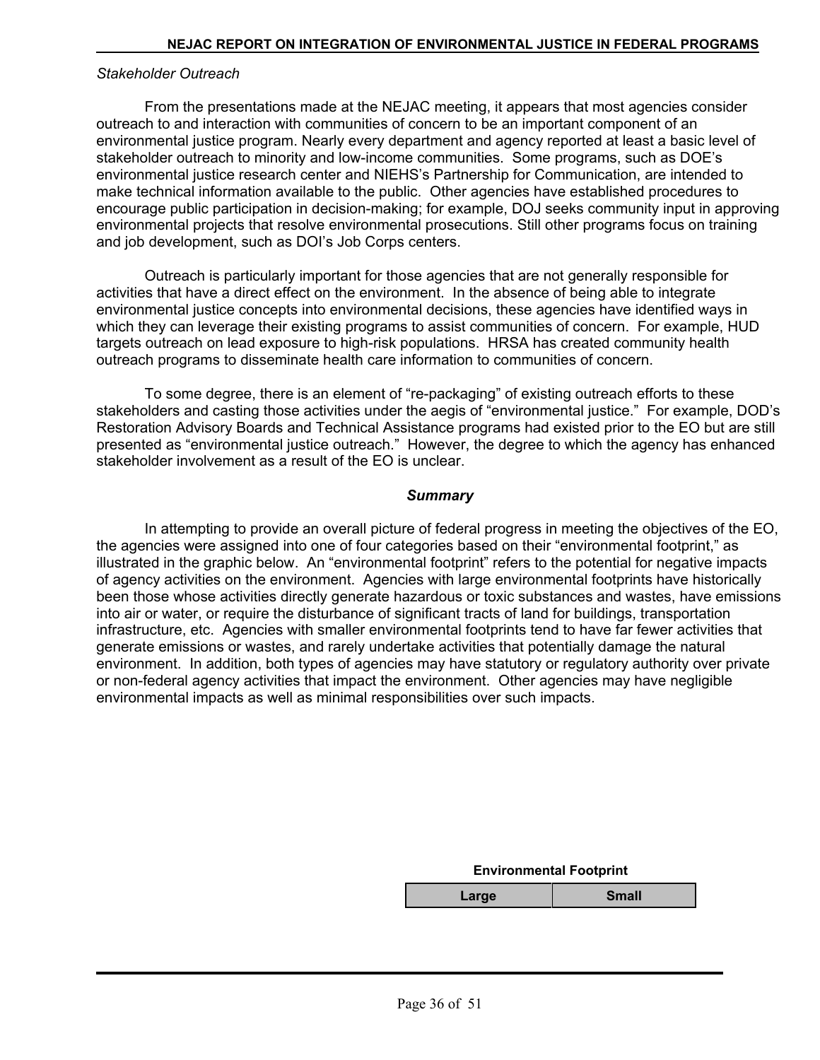*Stakeholder Outreach*

From the presentations made at the NEJAC meeting, it appears that most agencies consider outreach to and interaction with communities of concern to be an important component of an environmental justice program. Nearly every department and agency reported at least a basic level of stakeholder outreach to minority and low-income communities. Some programs, such as DOE's environmental justice research center and NIEHS's Partnership for Communication, are intended to make technical information available to the public. Other agencies have established procedures to encourage public participation in decision-making; for example, DOJ seeks community input in approving environmental projects that resolve environmental prosecutions. Still other programs focus on training and job development, such as DOI's Job Corps centers.

Outreach is particularly important for those agencies that are not generally responsible for activities that have a direct effect on the environment. In the absence of being able to integrate environmental justice concepts into environmental decisions, these agencies have identified ways in which they can leverage their existing programs to assist communities of concern. For example, HUD targets outreach on lead exposure to high-risk populations. HRSA has created community health outreach programs to disseminate health care information to communities of concern.

To some degree, there is an element of "re-packaging" of existing outreach efforts to these stakeholders and casting those activities under the aegis of "environmental justice." For example, DOD's Restoration Advisory Boards and Technical Assistance programs had existed prior to the EO but are still presented as "environmental justice outreach." However, the degree to which the agency has enhanced stakeholder involvement as a result of the EO is unclear.

### *Summary*

In attempting to provide an overall picture of federal progress in meeting the objectives of the EO, the agencies were assigned into one of four categories based on their "environmental footprint," as illustrated in the graphic below. An "environmental footprint" refers to the potential for negative impacts of agency activities on the environment. Agencies with large environmental footprints have historically been those whose activities directly generate hazardous or toxic substances and wastes, have emissions into air or water, or require the disturbance of significant tracts of land for buildings, transportation infrastructure, etc. Agencies with smaller environmental footprints tend to have far fewer activities that generate emissions or wastes, and rarely undertake activities that potentially damage the natural environment. In addition, both types of agencies may have statutory or regulatory authority over private or non-federal agency activities that impact the environment. Other agencies may have negligible environmental impacts as well as minimal responsibilities over such impacts.

| Environmental Footprint | |
|---|---|
| Large | Small |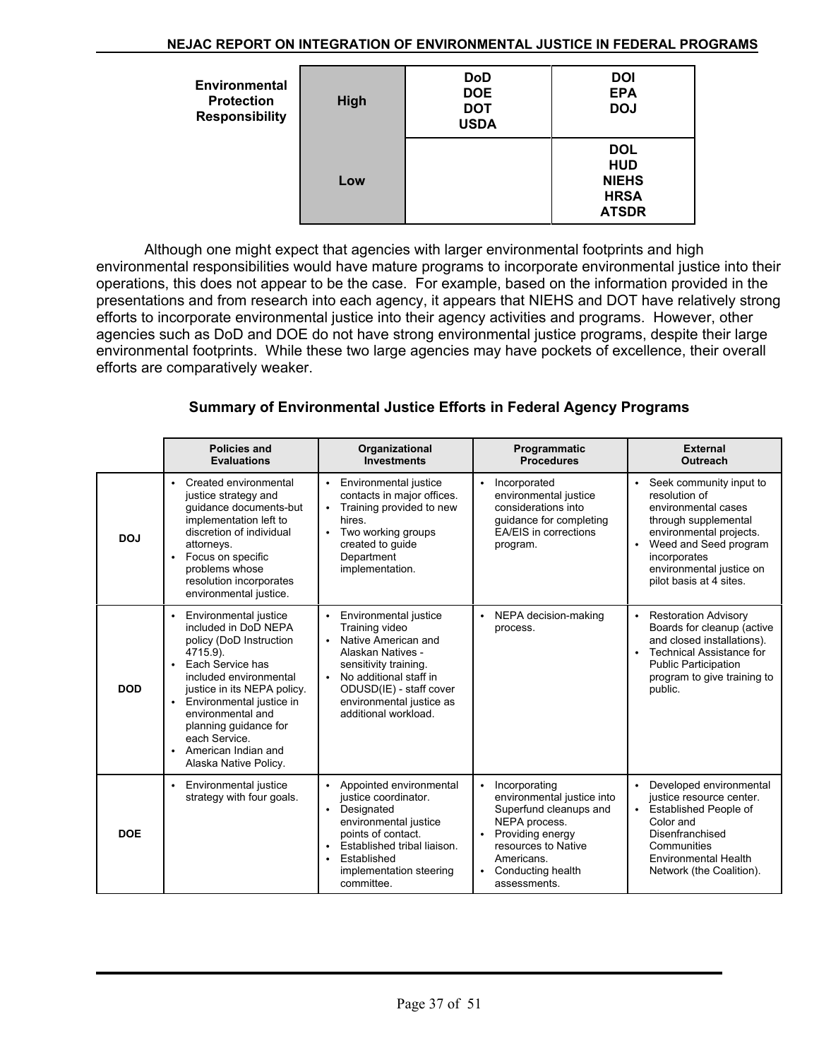| Environmental Protection Responsibility | | | |
|---|---|---|---|
| | High | DoD<br>DOE<br>DOT<br>USDA | DOI<br>EPA<br>DOJ |
| | Low | | DOL<br>HUD<br>NIEHS<br>HRSA<br>ATSDR |

Although one might expect that agencies with larger environmental footprints and high environmental responsibilities would have mature programs to incorporate environmental justice into their operations, this does not appear to be the case. For example, based on the information provided in the presentations and from research into each agency, it appears that NIEHS and DOT have relatively strong efforts to incorporate environmental justice into their agency activities and programs. However, other agencies such as DoD and DOE do not have strong environmental justice programs, despite their large environmental footprints. While these two large agencies may have pockets of excellence, their overall efforts are comparatively weaker.

### Summary of Environmental Justice Efforts in Federal Agency Programs

| | Policies and Evaluations | Organizational Investments | Programmatic Procedures | External Outreach |
|---|---|---|---|---|
| **DOJ** | • Created environmental justice strategy and guidance documents-but implementation left to discretion of individual attorneys.<br>• Focus on specific problems whose resolution incorporates environmental justice. | • Environmental justice contacts in major offices.<br>• Training provided to new hires.<br>• Two working groups created to guide Department implementation. | • Incorporated environmental justice considerations into guidance for completing EA/EIS in corrections program. | • Seek community input to resolution of environmental cases through supplemental environmental projects.<br>• Weed and Seed program incorporates environmental justice on pilot basis at 4 sites. |
| **DOD** | • Environmental justice included in DoD NEPA policy (DoD Instruction 4715.9).<br>• Each Service has included environmental justice in its NEPA policy.<br>• Environmental justice in environmental and planning guidance for each Service.<br>• American Indian and Alaska Native Policy. | • Environmental justice Training video<br>• Native American and Alaskan Natives - sensitivity training.<br>• No additional staff in ODUSD(IE) - staff cover environmental justice as additional workload. | • NEPA decision-making process. | • Restoration Advisory Boards for cleanup (active and closed installations).<br>• Technical Assistance for Public Participation program to give training to public. |
| **DOE** | • Environmental justice strategy with four goals. | • Appointed environmental justice coordinator.<br>• Designated environmental justice points of contact.<br>• Established tribal liaison.<br>• Established implementation steering committee. | • Incorporating environmental justice into Superfund cleanups and NEPA process.<br>• Providing energy resources to Native Americans.<br>• Conducting health assessments. | • Developed environmental justice resource center.<br>• Established People of Color and Disenfranchised Communities Environmental Health Network (the Coalition). |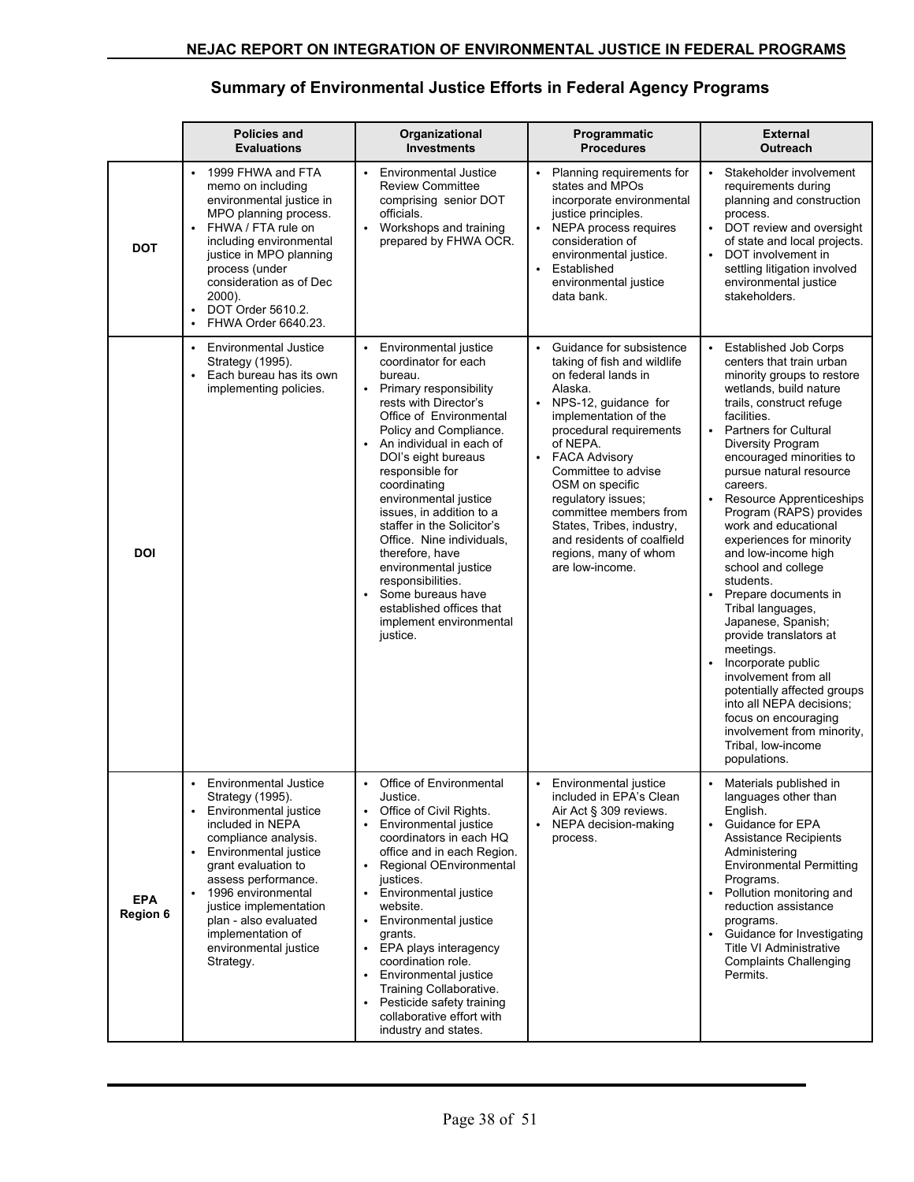## Summary of Environmental Justice Efforts in Federal Agency Programs

| | Policies and Evaluations | Organizational Investments | Programmatic Procedures | External Outreach |
|---|---|---|---|---|
| **DOT** | • 1999 FHWA and FTA memo on including environmental justice in MPO planning process.<br>• FHWA / FTA rule on including environmental justice in MPO planning process (under consideration as of Dec 2000).<br>• DOT Order 5610.2.<br>• FHWA Order 6640.23. | • Environmental Justice Review Committee comprising senior DOT officials.<br>• Workshops and training prepared by FHWA OCR. | • Planning requirements for states and MPOs incorporate environmental justice principles.<br>• NEPA process requires consideration of environmental justice.<br>• Established environmental justice data bank. | • Stakeholder involvement requirements during planning and construction process.<br>• DOT review and oversight of state and local projects.<br>• DOT involvement in settling litigation involved environmental justice stakeholders. |
| **DOI** | • Environmental Justice Strategy (1995).<br>• Each bureau has its own implementing policies. | • Environmental justice coordinator for each bureau.<br>• Primary responsibility rests with Director's Office of Environmental Policy and Compliance.<br>• An individual in each of DOI's eight bureaus responsible for coordinating environmental justice issues, in addition to a staffer in the Solicitor's Office. Nine individuals, therefore, have environmental justice responsibilities.<br>• Some bureaus have established offices that implement environmental justice. | • Guidance for subsistence taking of fish and wildlife on federal lands in Alaska.<br>• NPS-12, guidance for implementation of the procedural requirements of NEPA.<br>• FACA Advisory Committee to advise OSM on specific regulatory issues; committee members from States, Tribes, industry, and residents of coalfield regions, many of whom are low-income. | • Established Job Corps centers that train urban minority groups to restore wetlands, build nature trails, construct refuge facilities.<br>• Partners for Cultural Diversity Program encouraged minorities to pursue natural resource careers.<br>• Resource Apprenticeships Program (RAPS) provides work and educational experiences for minority and low-income high school and college students.<br>• Prepare documents in Tribal languages, Japanese, Spanish; provide translators at meetings.<br>• Incorporate public involvement from all potentially affected groups into all NEPA decisions; focus on encouraging involvement from minority, Tribal, low-income populations. |
| **EPA Region 6** | • Environmental Justice Strategy (1995).<br>• Environmental justice included in NEPA compliance analysis.<br>• Environmental justice grant evaluation to assess performance.<br>• 1996 environmental justice implementation plan - also evaluated implementation of environmental justice Strategy. | • Office of Environmental Justice.<br>• Office of Civil Rights.<br>• Environmental justice coordinators in each HQ office and in each Region.<br>• Regional OEnvironmental justices.<br>• Environmental justice website.<br>• Environmental justice grants.<br>• EPA plays interagency coordination role.<br>• Environmental justice Training Collaborative.<br>• Pesticide safety training collaborative effort with industry and states. | • Environmental justice included in EPA's Clean Air Act § 309 reviews.<br>• NEPA decision-making process. | • Materials published in languages other than English.<br>• Guidance for EPA Assistance Recipients Administering Environmental Permitting Programs.<br>• Pollution monitoring and reduction assistance programs.<br>• Guidance for Investigating Title VI Administrative Complaints Challenging Permits. |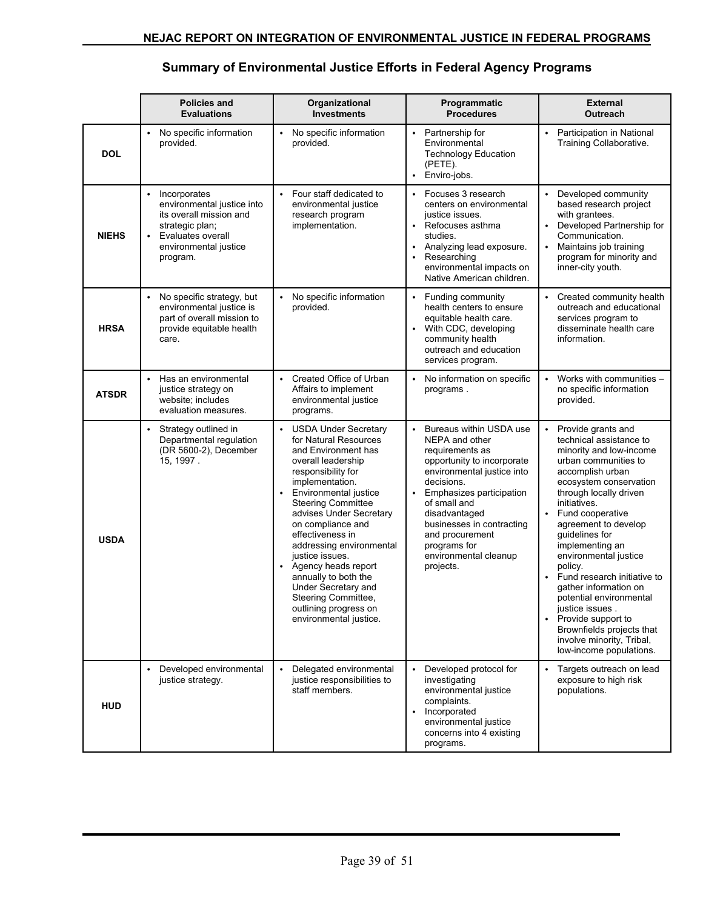## Summary of Environmental Justice Efforts in Federal Agency Programs

| | Policies and Evaluations | Organizational Investments | Programmatic Procedures | External Outreach |
|---|---|---|---|---|
| **DOL** | • No specific information provided. | • No specific information provided. | • Partnership for Environmental Technology Education (PETE).<br>• Enviro-jobs. | • Participation in National Training Collaborative. |
| **NIEHS** | • Incorporates environmental justice into its overall mission and strategic plan;<br>• Evaluates overall environmental justice program. | • Four staff dedicated to environmental justice research program implementation. | • Focuses 3 research centers on environmental justice issues.<br>• Refocuses asthma studies.<br>• Analyzing lead exposure.<br>• Researching environmental impacts on Native American children. | • Developed community based research project with grantees.<br>• Developed Partnership for Communication.<br>• Maintains job training program for minority and inner-city youth. |
| **HRSA** | • No specific strategy, but environmental justice is part of overall mission to provide equitable health care. | • No specific information provided. | • Funding community health centers to ensure equitable health care.<br>• With CDC, developing community health outreach and education services program. | • Created community health outreach and educational services program to disseminate health care information. |
| **ATSDR** | • Has an environmental justice strategy on website; includes evaluation measures. | • Created Office of Urban Affairs to implement environmental justice programs. | • No information on specific programs . | • Works with communities – no specific information provided. |
| **USDA** | • Strategy outlined in Departmental regulation (DR 5600-2), December 15, 1997 . | • USDA Under Secretary for Natural Resources and Environment has overall leadership responsibility for implementation.<br>• Environmental justice Steering Committee advises Under Secretary on compliance and effectiveness in addressing environmental justice issues.<br>• Agency heads report annually to both the Under Secretary and Steering Committee, outlining progress on environmental justice. | • Bureaus within USDA use NEPA and other requirements as opportunity to incorporate environmental justice into decisions.<br>• Emphasizes participation of small and disadvantaged businesses in contracting and procurement programs for environmental cleanup projects. | • Provide grants and technical assistance to minority and low-income urban communities to accomplish urban ecosystem conservation through locally driven initiatives.<br>• Fund cooperative agreement to develop guidelines for implementing an environmental justice policy.<br>• Fund research initiative to gather information on potential environmental justice issues .<br>• Provide support to Brownfields projects that involve minority, Tribal, low-income populations. |
| **HUD** | • Developed environmental justice strategy. | • Delegated environmental justice responsibilities to staff members. | • Developed protocol for investigating environmental justice complaints.<br>• Incorporated environmental justice concerns into 4 existing programs. | • Targets outreach on lead exposure to high risk populations. |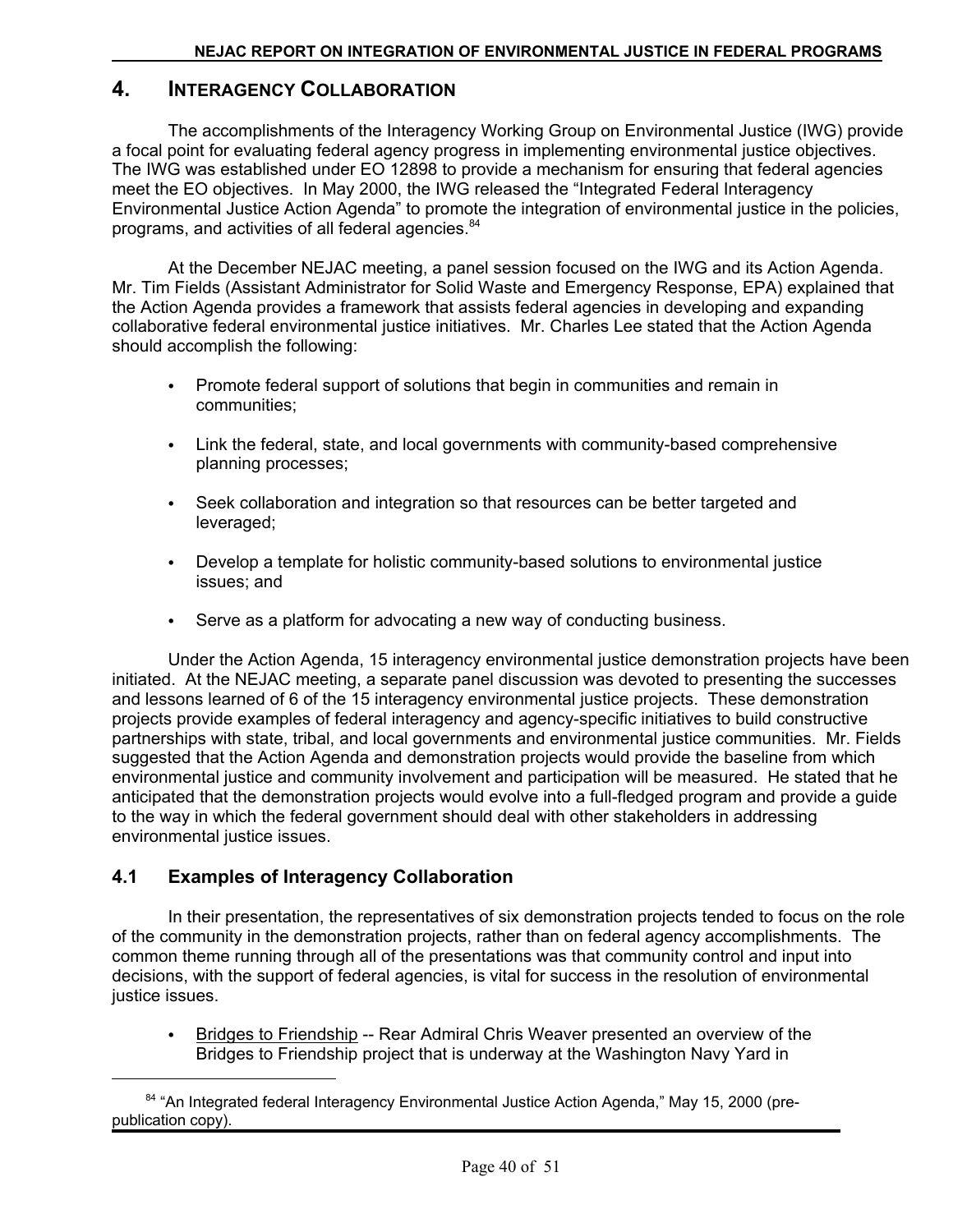## 4. INTERAGENCY COLLABORATION

The accomplishments of the Interagency Working Group on Environmental Justice (IWG) provide a focal point for evaluating federal agency progress in implementing environmental justice objectives. The IWG was established under EO 12898 to provide a mechanism for ensuring that federal agencies meet the EO objectives. In May 2000, the IWG released the "Integrated Federal Interagency Environmental Justice Action Agenda" to promote the integration of environmental justice in the policies, programs, and activities of all federal agencies.[84]

At the December NEJAC meeting, a panel session focused on the IWG and its Action Agenda. Mr. Tim Fields (Assistant Administrator for Solid Waste and Emergency Response, EPA) explained that the Action Agenda provides a framework that assists federal agencies in developing and expanding collaborative federal environmental justice initiatives. Mr. Charles Lee stated that the Action Agenda should accomplish the following:

- Promote federal support of solutions that begin in communities and remain in communities;
- Link the federal, state, and local governments with community-based comprehensive planning processes;
- Seek collaboration and integration so that resources can be better targeted and leveraged;
- Develop a template for holistic community-based solutions to environmental justice issues; and
- Serve as a platform for advocating a new way of conducting business.

Under the Action Agenda, 15 interagency environmental justice demonstration projects have been initiated. At the NEJAC meeting, a separate panel discussion was devoted to presenting the successes and lessons learned of 6 of the 15 interagency environmental justice projects. These demonstration projects provide examples of federal interagency and agency-specific initiatives to build constructive partnerships with state, tribal, and local governments and environmental justice communities. Mr. Fields suggested that the Action Agenda and demonstration projects would provide the baseline from which environmental justice and community involvement and participation will be measured. He stated that he anticipated that the demonstration projects would evolve into a full-fledged program and provide a guide to the way in which the federal government should deal with other stakeholders in addressing environmental justice issues.

### 4.1 Examples of Interagency Collaboration

In their presentation, the representatives of six demonstration projects tended to focus on the role of the community in the demonstration projects, rather than on federal agency accomplishments. The common theme running through all of the presentations was that community control and input into decisions, with the support of federal agencies, is vital for success in the resolution of environmental justice issues.

- Bridges to Friendship -- Rear Admiral Chris Weaver presented an overview of the Bridges to Friendship project that is underway at the Washington Navy Yard in

[84] "An Integrated federal Interagency Environmental Justice Action Agenda," May 15, 2000 (pre-publication copy).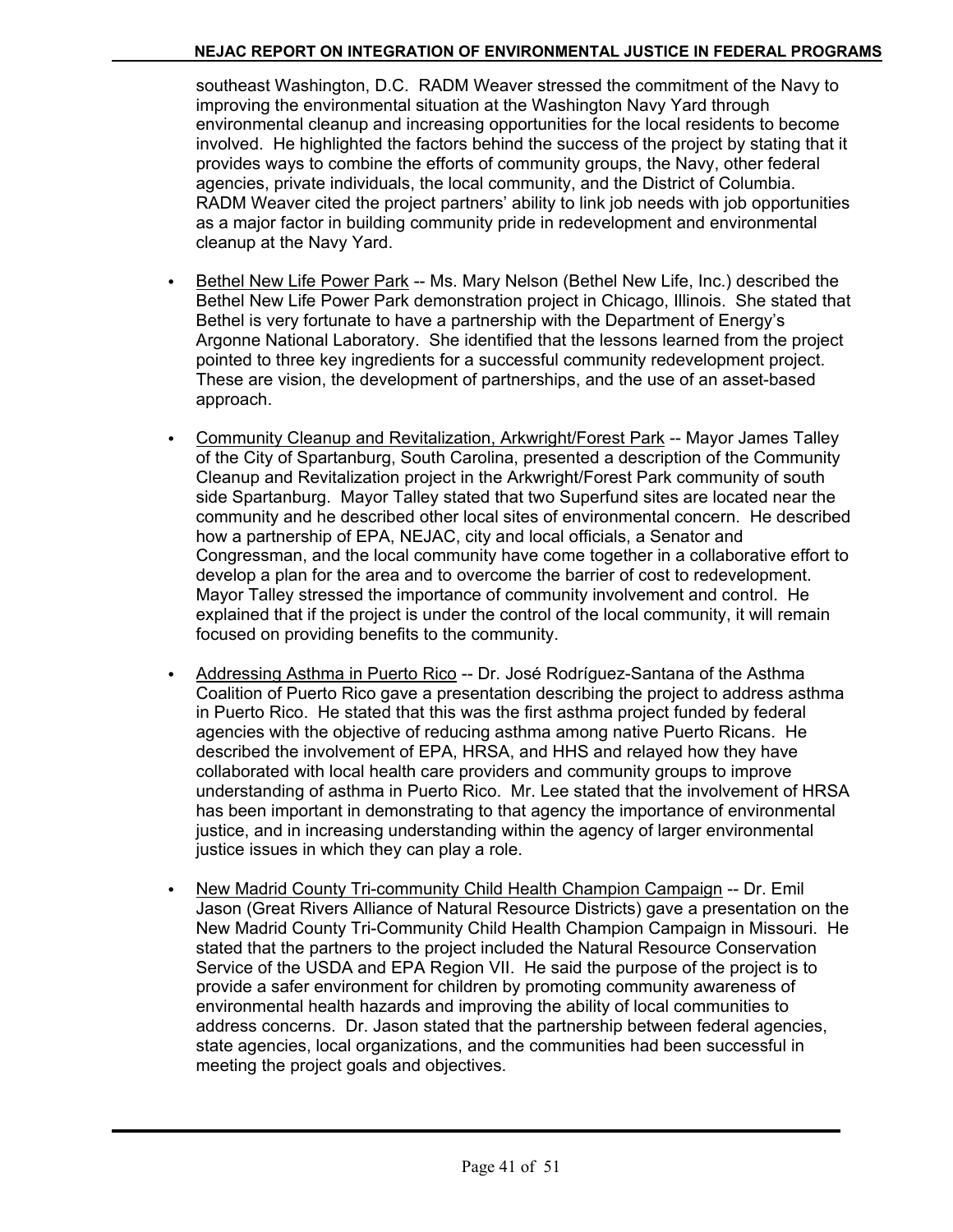southeast Washington, D.C. RADM Weaver stressed the commitment of the Navy to improving the environmental situation at the Washington Navy Yard through environmental cleanup and increasing opportunities for the local residents to become involved. He highlighted the factors behind the success of the project by stating that it provides ways to combine the efforts of community groups, the Navy, other federal agencies, private individuals, the local community, and the District of Columbia. RADM Weaver cited the project partners' ability to link job needs with job opportunities as a major factor in building community pride in redevelopment and environmental cleanup at the Navy Yard.

- Bethel New Life Power Park -- Ms. Mary Nelson (Bethel New Life, Inc.) described the Bethel New Life Power Park demonstration project in Chicago, Illinois. She stated that Bethel is very fortunate to have a partnership with the Department of Energy's Argonne National Laboratory. She identified that the lessons learned from the project pointed to three key ingredients for a successful community redevelopment project. These are vision, the development of partnerships, and the use of an asset-based approach.

- Community Cleanup and Revitalization, Arkwright/Forest Park -- Mayor James Talley of the City of Spartanburg, South Carolina, presented a description of the Community Cleanup and Revitalization project in the Arkwright/Forest Park community of south side Spartanburg. Mayor Talley stated that two Superfund sites are located near the community and he described other local sites of environmental concern. He described how a partnership of EPA, NEJAC, city and local officials, a Senator and Congressman, and the local community have come together in a collaborative effort to develop a plan for the area and to overcome the barrier of cost to redevelopment. Mayor Talley stressed the importance of community involvement and control. He explained that if the project is under the control of the local community, it will remain focused on providing benefits to the community.

- Addressing Asthma in Puerto Rico -- Dr. José Rodríguez-Santana of the Asthma Coalition of Puerto Rico gave a presentation describing the project to address asthma in Puerto Rico. He stated that this was the first asthma project funded by federal agencies with the objective of reducing asthma among native Puerto Ricans. He described the involvement of EPA, HRSA, and HHS and relayed how they have collaborated with local health care providers and community groups to improve understanding of asthma in Puerto Rico. Mr. Lee stated that the involvement of HRSA has been important in demonstrating to that agency the importance of environmental justice, and in increasing understanding within the agency of larger environmental justice issues in which they can play a role.

- New Madrid County Tri-community Child Health Champion Campaign -- Dr. Emil Jason (Great Rivers Alliance of Natural Resource Districts) gave a presentation on the New Madrid County Tri-Community Child Health Champion Campaign in Missouri. He stated that the partners to the project included the Natural Resource Conservation Service of the USDA and EPA Region VII. He said the purpose of the project is to provide a safer environment for children by promoting community awareness of environmental health hazards and improving the ability of local communities to address concerns. Dr. Jason stated that the partnership between federal agencies, state agencies, local organizations, and the communities had been successful in meeting the project goals and objectives.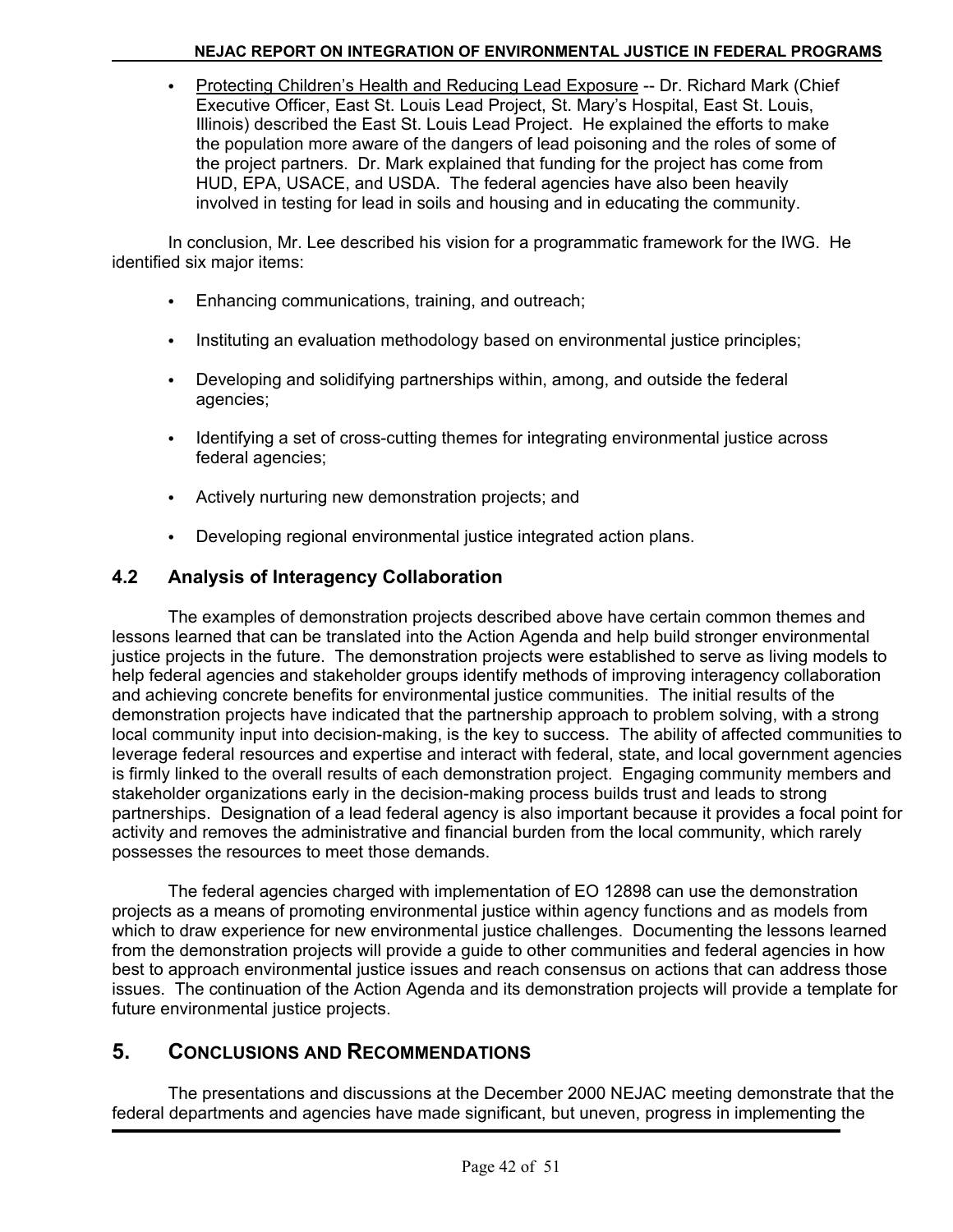- <u>Protecting Children's Health and Reducing Lead Exposure</u> -- Dr. Richard Mark (Chief Executive Officer, East St. Louis Lead Project, St. Mary's Hospital, East St. Louis, Illinois) described the East St. Louis Lead Project. He explained the efforts to make the population more aware of the dangers of lead poisoning and the roles of some of the project partners. Dr. Mark explained that funding for the project has come from HUD, EPA, USACE, and USDA. The federal agencies have also been heavily involved in testing for lead in soils and housing and in educating the community.

In conclusion, Mr. Lee described his vision for a programmatic framework for the IWG. He identified six major items:

- Enhancing communications, training, and outreach;
- Instituting an evaluation methodology based on environmental justice principles;
- Developing and solidifying partnerships within, among, and outside the federal agencies;
- Identifying a set of cross-cutting themes for integrating environmental justice across federal agencies;
- Actively nurturing new demonstration projects; and
- Developing regional environmental justice integrated action plans.

### 4.2 Analysis of Interagency Collaboration

The examples of demonstration projects described above have certain common themes and lessons learned that can be translated into the Action Agenda and help build stronger environmental justice projects in the future. The demonstration projects were established to serve as living models to help federal agencies and stakeholder groups identify methods of improving interagency collaboration and achieving concrete benefits for environmental justice communities. The initial results of the demonstration projects have indicated that the partnership approach to problem solving, with a strong local community input into decision-making, is the key to success. The ability of affected communities to leverage federal resources and expertise and interact with federal, state, and local government agencies is firmly linked to the overall results of each demonstration project. Engaging community members and stakeholder organizations early in the decision-making process builds trust and leads to strong partnerships. Designation of a lead federal agency is also important because it provides a focal point for activity and removes the administrative and financial burden from the local community, which rarely possesses the resources to meet those demands.

The federal agencies charged with implementation of EO 12898 can use the demonstration projects as a means of promoting environmental justice within agency functions and as models from which to draw experience for new environmental justice challenges. Documenting the lessons learned from the demonstration projects will provide a guide to other communities and federal agencies in how best to approach environmental justice issues and reach consensus on actions that can address those issues. The continuation of the Action Agenda and its demonstration projects will provide a template for future environmental justice projects.

## 5. Conclusions and Recommendations

The presentations and discussions at the December 2000 NEJAC meeting demonstrate that the federal departments and agencies have made significant, but uneven, progress in implementing the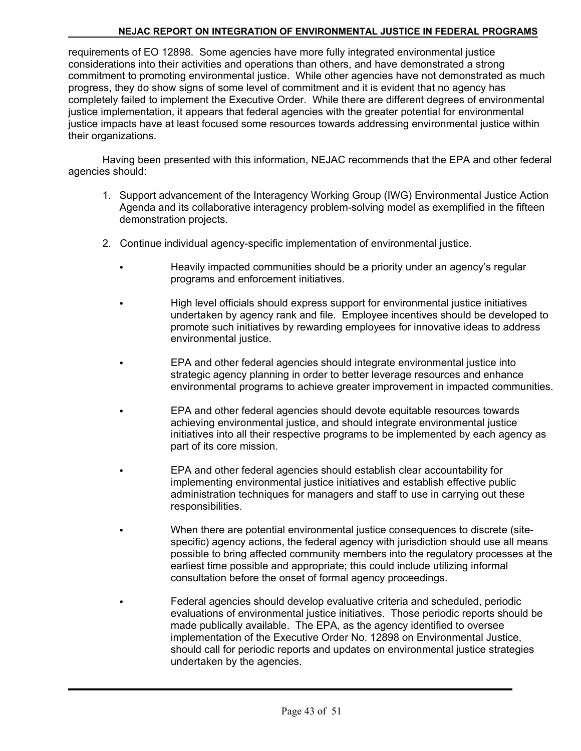requirements of EO 12898. Some agencies have more fully integrated environmental justice considerations into their activities and operations than others, and have demonstrated a strong commitment to promoting environmental justice. While other agencies have not demonstrated as much progress, they do show signs of some level of commitment and it is evident that no agency has completely failed to implement the Executive Order. While there are different degrees of environmental justice implementation, it appears that federal agencies with the greater potential for environmental justice impacts have at least focused some resources towards addressing environmental justice within their organizations.

Having been presented with this information, NEJAC recommends that the EPA and other federal agencies should:

1. Support advancement of the Interagency Working Group (IWG) Environmental Justice Action Agenda and its collaborative interagency problem-solving model as exemplified in the fifteen demonstration projects.

2. Continue individual agency-specific implementation of environmental justice.

   - Heavily impacted communities should be a priority under an agency's regular programs and enforcement initiatives.

   - High level officials should express support for environmental justice initiatives undertaken by agency rank and file. Employee incentives should be developed to promote such initiatives by rewarding employees for innovative ideas to address environmental justice.

   - EPA and other federal agencies should integrate environmental justice into strategic agency planning in order to better leverage resources and enhance environmental programs to achieve greater improvement in impacted communities.

   - EPA and other federal agencies should devote equitable resources towards achieving environmental justice, and should integrate environmental justice initiatives into all their respective programs to be implemented by each agency as part of its core mission.

   - EPA and other federal agencies should establish clear accountability for implementing environmental justice initiatives and establish effective public administration techniques for managers and staff to use in carrying out these responsibilities.

   - When there are potential environmental justice consequences to discrete (site-specific) agency actions, the federal agency with jurisdiction should use all means possible to bring affected community members into the regulatory processes at the earliest time possible and appropriate; this could include utilizing informal consultation before the onset of formal agency proceedings.

   - Federal agencies should develop evaluative criteria and scheduled, periodic evaluations of environmental justice initiatives. Those periodic reports should be made publically available. The EPA, as the agency identified to oversee implementation of the Executive Order No. 12898 on Environmental Justice, should call for periodic reports and updates on environmental justice strategies undertaken by the agencies.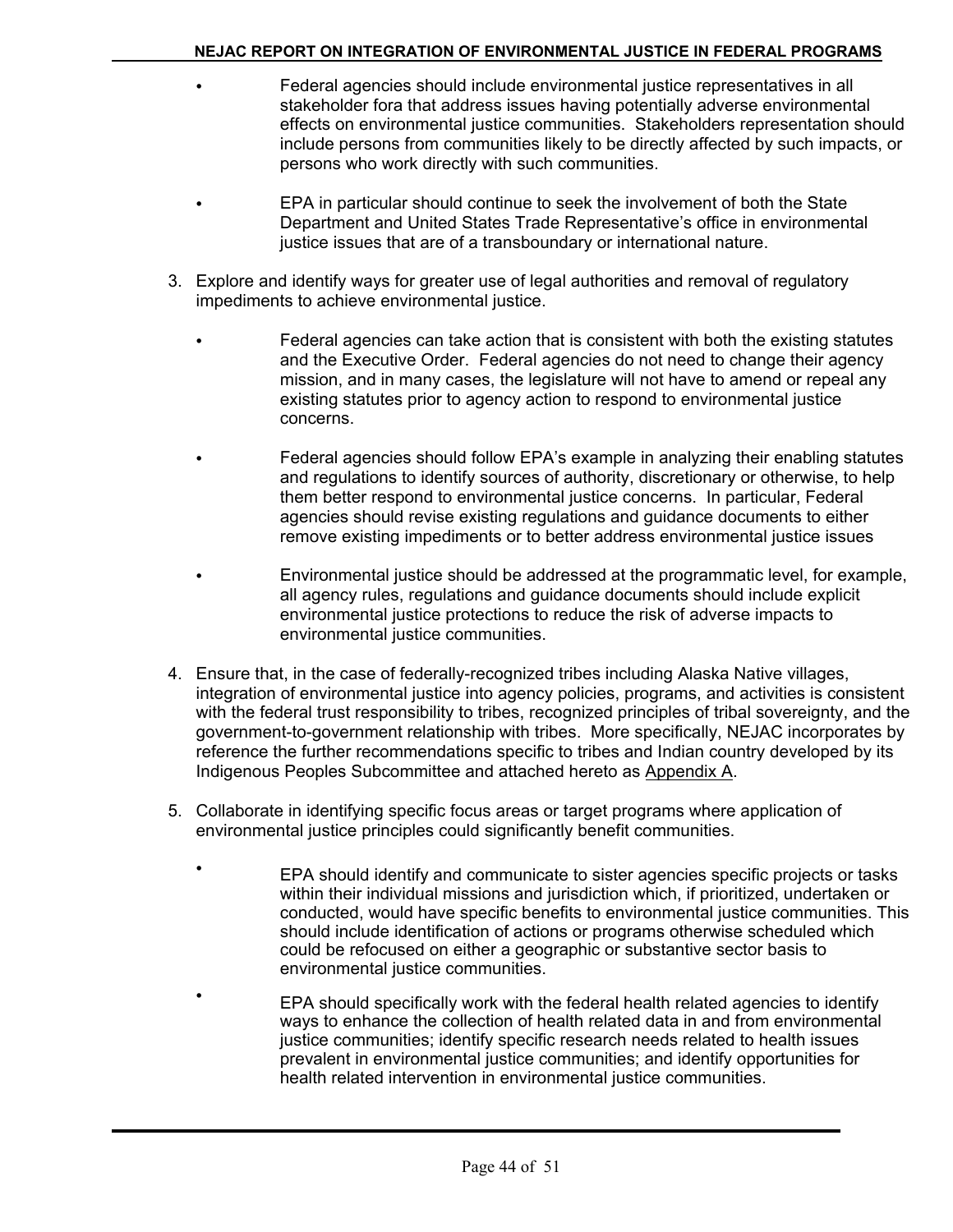- Federal agencies should include environmental justice representatives in all stakeholder fora that address issues having potentially adverse environmental effects on environmental justice communities. Stakeholders representation should include persons from communities likely to be directly affected by such impacts, or persons who work directly with such communities.

- EPA in particular should continue to seek the involvement of both the State Department and United States Trade Representative's office in environmental justice issues that are of a transboundary or international nature.

3. Explore and identify ways for greater use of legal authorities and removal of regulatory impediments to achieve environmental justice.

   - Federal agencies can take action that is consistent with both the existing statutes and the Executive Order. Federal agencies do not need to change their agency mission, and in many cases, the legislature will not have to amend or repeal any existing statutes prior to agency action to respond to environmental justice concerns.

   - Federal agencies should follow EPA's example in analyzing their enabling statutes and regulations to identify sources of authority, discretionary or otherwise, to help them better respond to environmental justice concerns. In particular, Federal agencies should revise existing regulations and guidance documents to either remove existing impediments or to better address environmental justice issues

   - Environmental justice should be addressed at the programmatic level, for example, all agency rules, regulations and guidance documents should include explicit environmental justice protections to reduce the risk of adverse impacts to environmental justice communities.

4. Ensure that, in the case of federally-recognized tribes including Alaska Native villages, integration of environmental justice into agency policies, programs, and activities is consistent with the federal trust responsibility to tribes, recognized principles of tribal sovereignty, and the government-to-government relationship with tribes. More specifically, NEJAC incorporates by reference the further recommendations specific to tribes and Indian country developed by its Indigenous Peoples Subcommittee and attached hereto as Appendix A.

5. Collaborate in identifying specific focus areas or target programs where application of environmental justice principles could significantly benefit communities.

   - EPA should identify and communicate to sister agencies specific projects or tasks within their individual missions and jurisdiction which, if prioritized, undertaken or conducted, would have specific benefits to environmental justice communities. This should include identification of actions or programs otherwise scheduled which could be refocused on either a geographic or substantive sector basis to environmental justice communities.

   - EPA should specifically work with the federal health related agencies to identify ways to enhance the collection of health related data in and from environmental justice communities; identify specific research needs related to health issues prevalent in environmental justice communities; and identify opportunities for health related intervention in environmental justice communities.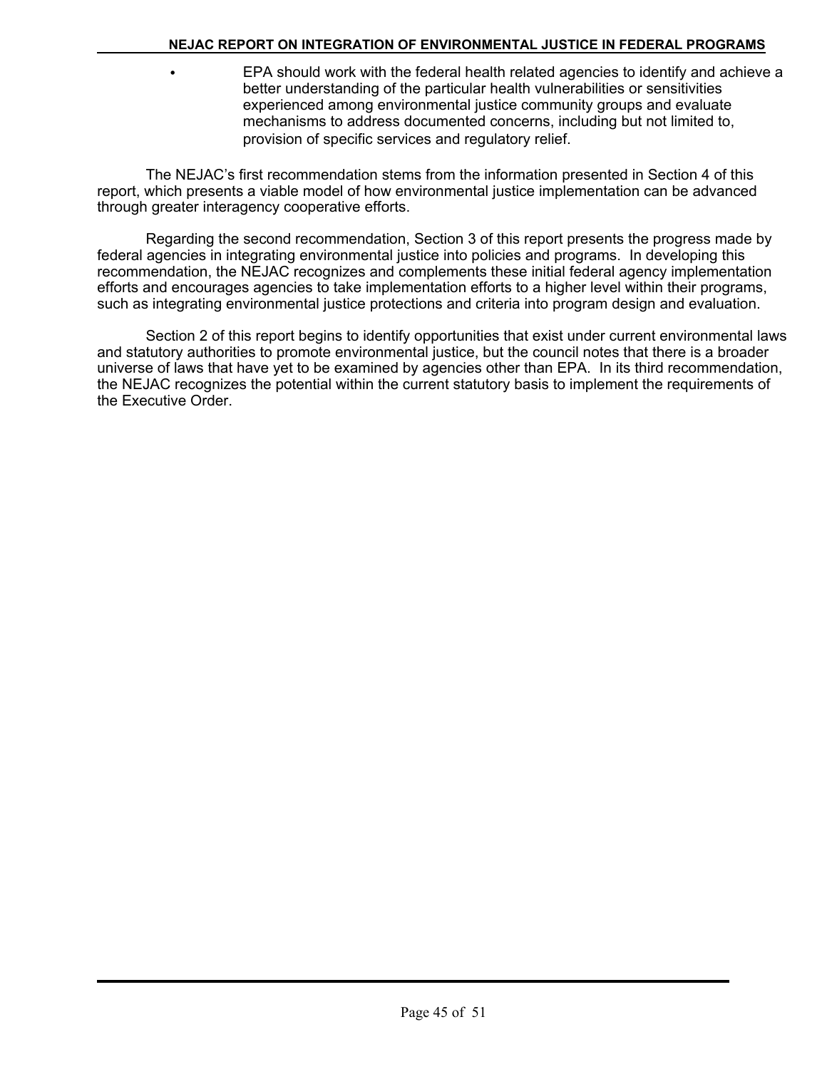- EPA should work with the federal health related agencies to identify and achieve a better understanding of the particular health vulnerabilities or sensitivities experienced among environmental justice community groups and evaluate mechanisms to address documented concerns, including but not limited to, provision of specific services and regulatory relief.

The NEJAC's first recommendation stems from the information presented in Section 4 of this report, which presents a viable model of how environmental justice implementation can be advanced through greater interagency cooperative efforts.

Regarding the second recommendation, Section 3 of this report presents the progress made by federal agencies in integrating environmental justice into policies and programs. In developing this recommendation, the NEJAC recognizes and complements these initial federal agency implementation efforts and encourages agencies to take implementation efforts to a higher level within their programs, such as integrating environmental justice protections and criteria into program design and evaluation.

Section 2 of this report begins to identify opportunities that exist under current environmental laws and statutory authorities to promote environmental justice, but the council notes that there is a broader universe of laws that have yet to be examined by agencies other than EPA. In its third recommendation, the NEJAC recognizes the potential within the current statutory basis to implement the requirements of the Executive Order.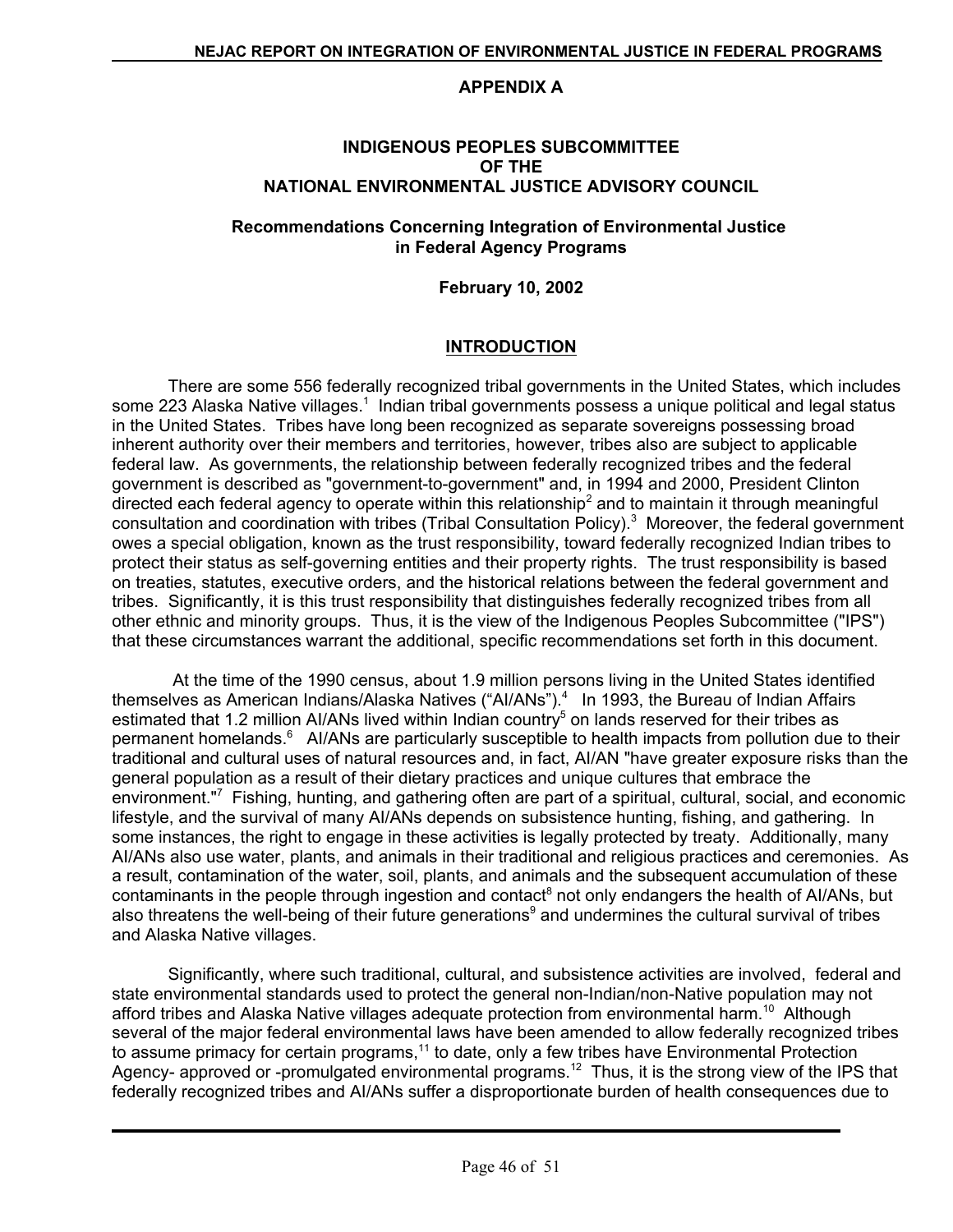## APPENDIX A

### INDIGENOUS PEOPLES SUBCOMMITTEE OF THE NATIONAL ENVIRONMENTAL JUSTICE ADVISORY COUNCIL

### Recommendations Concerning Integration of Environmental Justice in Federal Agency Programs

**February 10, 2002**

## INTRODUCTION

There are some 556 federally recognized tribal governments in the United States, which includes some 223 Alaska Native villages.[1] Indian tribal governments possess a unique political and legal status in the United States. Tribes have long been recognized as separate sovereigns possessing broad inherent authority over their members and territories, however, tribes also are subject to applicable federal law. As governments, the relationship between federally recognized tribes and the federal government is described as "government-to-government" and, in 1994 and 2000, President Clinton directed each federal agency to operate within this relationship[2] and to maintain it through meaningful consultation and coordination with tribes (Tribal Consultation Policy).[3] Moreover, the federal government owes a special obligation, known as the trust responsibility, toward federally recognized Indian tribes to protect their status as self-governing entities and their property rights. The trust responsibility is based on treaties, statutes, executive orders, and the historical relations between the federal government and tribes. Significantly, it is this trust responsibility that distinguishes federally recognized tribes from all other ethnic and minority groups. Thus, it is the view of the Indigenous Peoples Subcommittee ("IPS") that these circumstances warrant the additional, specific recommendations set forth in this document.

At the time of the 1990 census, about 1.9 million persons living in the United States identified themselves as American Indians/Alaska Natives ("AI/ANs").[4] In 1993, the Bureau of Indian Affairs estimated that 1.2 million AI/ANs lived within Indian country[5] on lands reserved for their tribes as permanent homelands.[6] AI/ANs are particularly susceptible to health impacts from pollution due to their traditional and cultural uses of natural resources and, in fact, AI/AN "have greater exposure risks than the general population as a result of their dietary practices and unique cultures that embrace the environment."[7] Fishing, hunting, and gathering often are part of a spiritual, cultural, social, and economic lifestyle, and the survival of many AI/ANs depends on subsistence hunting, fishing, and gathering. In some instances, the right to engage in these activities is legally protected by treaty. Additionally, many AI/ANs also use water, plants, and animals in their traditional and religious practices and ceremonies. As a result, contamination of the water, soil, plants, and animals and the subsequent accumulation of these contaminants in the people through ingestion and contact[8] not only endangers the health of AI/ANs, but also threatens the well-being of their future generations[9] and undermines the cultural survival of tribes and Alaska Native villages.

Significantly, where such traditional, cultural, and subsistence activities are involved, federal and state environmental standards used to protect the general non-Indian/non-Native population may not afford tribes and Alaska Native villages adequate protection from environmental harm.[10] Although several of the major federal environmental laws have been amended to allow federally recognized tribes to assume primacy for certain programs,[11] to date, only a few tribes have Environmental Protection Agency- approved or -promulgated environmental programs.[12] Thus, it is the strong view of the IPS that federally recognized tribes and AI/ANs suffer a disproportionate burden of health consequences due to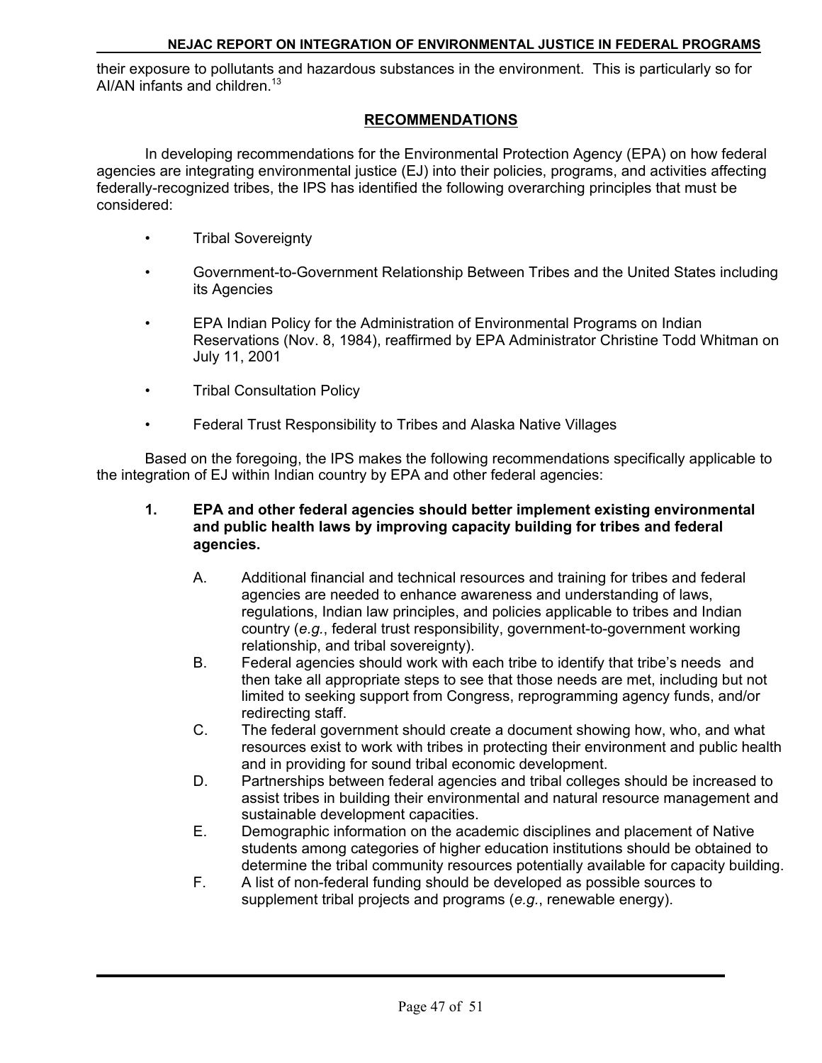their exposure to pollutants and hazardous substances in the environment. This is particularly so for AI/AN infants and children.[13]

## RECOMMENDATIONS

In developing recommendations for the Environmental Protection Agency (EPA) on how federal agencies are integrating environmental justice (EJ) into their policies, programs, and activities affecting federally-recognized tribes, the IPS has identified the following overarching principles that must be considered:

- Tribal Sovereignty
- Government-to-Government Relationship Between Tribes and the United States including its Agencies
- EPA Indian Policy for the Administration of Environmental Programs on Indian Reservations (Nov. 8, 1984), reaffirmed by EPA Administrator Christine Todd Whitman on July 11, 2001
- Tribal Consultation Policy
- Federal Trust Responsibility to Tribes and Alaska Native Villages

Based on the foregoing, the IPS makes the following recommendations specifically applicable to the integration of EJ within Indian country by EPA and other federal agencies:

**1. EPA and other federal agencies should better implement existing environmental and public health laws by improving capacity building for tribes and federal agencies.**

A. Additional financial and technical resources and training for tribes and federal agencies are needed to enhance awareness and understanding of laws, regulations, Indian law principles, and policies applicable to tribes and Indian country (*e.g.*, federal trust responsibility, government-to-government working relationship, and tribal sovereignty).

B. Federal agencies should work with each tribe to identify that tribe's needs and then take all appropriate steps to see that those needs are met, including but not limited to seeking support from Congress, reprogramming agency funds, and/or redirecting staff.

C. The federal government should create a document showing how, who, and what resources exist to work with tribes in protecting their environment and public health and in providing for sound tribal economic development.

D. Partnerships between federal agencies and tribal colleges should be increased to assist tribes in building their environmental and natural resource management and sustainable development capacities.

E. Demographic information on the academic disciplines and placement of Native students among categories of higher education institutions should be obtained to determine the tribal community resources potentially available for capacity building.

F. A list of non-federal funding should be developed as possible sources to supplement tribal projects and programs (*e.g.*, renewable energy).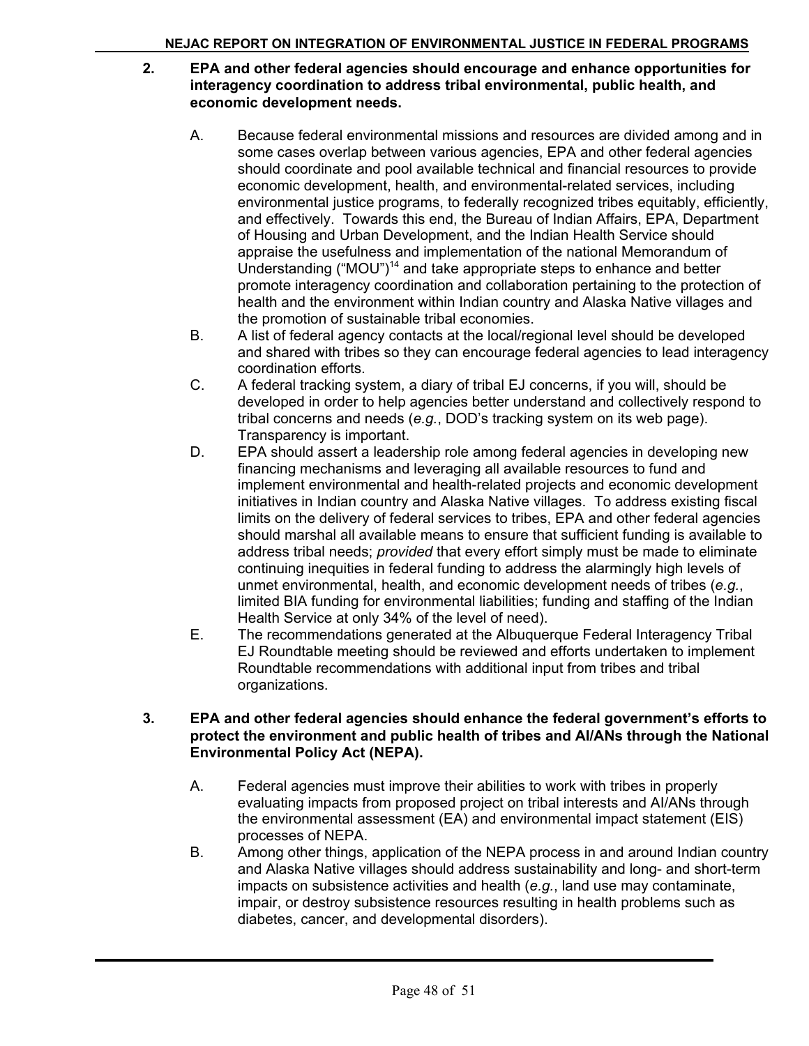**2. EPA and other federal agencies should encourage and enhance opportunities for interagency coordination to address tribal environmental, public health, and economic development needs.**

A. Because federal environmental missions and resources are divided among and in some cases overlap between various agencies, EPA and other federal agencies should coordinate and pool available technical and financial resources to provide economic development, health, and environmental-related services, including environmental justice programs, to federally recognized tribes equitably, efficiently, and effectively. Towards this end, the Bureau of Indian Affairs, EPA, Department of Housing and Urban Development, and the Indian Health Service should appraise the usefulness and implementation of the national Memorandum of Understanding ("MOU")[14] and take appropriate steps to enhance and better promote interagency coordination and collaboration pertaining to the protection of health and the environment within Indian country and Alaska Native villages and the promotion of sustainable tribal economies.

B. A list of federal agency contacts at the local/regional level should be developed and shared with tribes so they can encourage federal agencies to lead interagency coordination efforts.

C. A federal tracking system, a diary of tribal EJ concerns, if you will, should be developed in order to help agencies better understand and collectively respond to tribal concerns and needs (*e.g.*, DOD's tracking system on its web page). Transparency is important.

D. EPA should assert a leadership role among federal agencies in developing new financing mechanisms and leveraging all available resources to fund and implement environmental and health-related projects and economic development initiatives in Indian country and Alaska Native villages. To address existing fiscal limits on the delivery of federal services to tribes, EPA and other federal agencies should marshal all available means to ensure that sufficient funding is available to address tribal needs; *provided* that every effort simply must be made to eliminate continuing inequities in federal funding to address the alarmingly high levels of unmet environmental, health, and economic development needs of tribes (*e.g.*, limited BIA funding for environmental liabilities; funding and staffing of the Indian Health Service at only 34% of the level of need).

E. The recommendations generated at the Albuquerque Federal Interagency Tribal EJ Roundtable meeting should be reviewed and efforts undertaken to implement Roundtable recommendations with additional input from tribes and tribal organizations.

**3. EPA and other federal agencies should enhance the federal government's efforts to protect the environment and public health of tribes and AI/ANs through the National Environmental Policy Act (NEPA).**

A. Federal agencies must improve their abilities to work with tribes in properly evaluating impacts from proposed project on tribal interests and AI/ANs through the environmental assessment (EA) and environmental impact statement (EIS) processes of NEPA.

B. Among other things, application of the NEPA process in and around Indian country and Alaska Native villages should address sustainability and long- and short-term impacts on subsistence activities and health (*e.g.*, land use may contaminate, impair, or destroy subsistence resources resulting in health problems such as diabetes, cancer, and developmental disorders).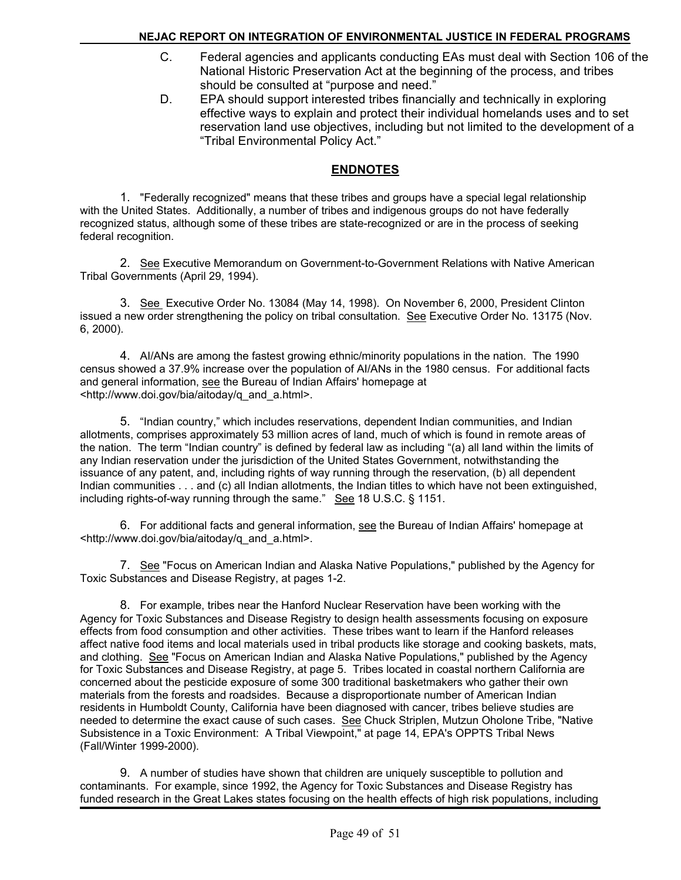C. Federal agencies and applicants conducting EAs must deal with Section 106 of the National Historic Preservation Act at the beginning of the process, and tribes should be consulted at "purpose and need."

D. EPA should support interested tribes financially and technically in exploring effective ways to explain and protect their individual homelands uses and to set reservation land use objectives, including but not limited to the development of a "Tribal Environmental Policy Act."

## ENDNOTES

1. "Federally recognized" means that these tribes and groups have a special legal relationship with the United States. Additionally, a number of tribes and indigenous groups do not have federally recognized status, although some of these tribes are state-recognized or are in the process of seeking federal recognition.

2. See Executive Memorandum on Government-to-Government Relations with Native American Tribal Governments (April 29, 1994).

3. See Executive Order No. 13084 (May 14, 1998). On November 6, 2000, President Clinton issued a new order strengthening the policy on tribal consultation. See Executive Order No. 13175 (Nov. 6, 2000).

4. AI/ANs are among the fastest growing ethnic/minority populations in the nation. The 1990 census showed a 37.9% increase over the population of AI/ANs in the 1980 census. For additional facts and general information, see the Bureau of Indian Affairs' homepage at <http://www.doi.gov/bia/aitoday/q_and_a.html>.

5. "Indian country," which includes reservations, dependent Indian communities, and Indian allotments, comprises approximately 53 million acres of land, much of which is found in remote areas of the nation. The term "Indian country" is defined by federal law as including "(a) all land within the limits of any Indian reservation under the jurisdiction of the United States Government, notwithstanding the issuance of any patent, and, including rights of way running through the reservation, (b) all dependent Indian communities . . . and (c) all Indian allotments, the Indian titles to which have not been extinguished, including rights-of-way running through the same." See 18 U.S.C. § 1151.

6. For additional facts and general information, see the Bureau of Indian Affairs' homepage at <http://www.doi.gov/bia/aitoday/q_and_a.html>.

7. See "Focus on American Indian and Alaska Native Populations," published by the Agency for Toxic Substances and Disease Registry, at pages 1-2.

8. For example, tribes near the Hanford Nuclear Reservation have been working with the Agency for Toxic Substances and Disease Registry to design health assessments focusing on exposure effects from food consumption and other activities. These tribes want to learn if the Hanford releases affect native food items and local materials used in tribal products like storage and cooking baskets, mats, and clothing. See "Focus on American Indian and Alaska Native Populations," published by the Agency for Toxic Substances and Disease Registry, at page 5. Tribes located in coastal northern California are concerned about the pesticide exposure of some 300 traditional basketmakers who gather their own materials from the forests and roadsides. Because a disproportionate number of American Indian residents in Humboldt County, California have been diagnosed with cancer, tribes believe studies are needed to determine the exact cause of such cases. See Chuck Striplen, Mutzun Oholone Tribe, "Native Subsistence in a Toxic Environment: A Tribal Viewpoint," at page 14, EPA's OPPTS Tribal News (Fall/Winter 1999-2000).

9. A number of studies have shown that children are uniquely susceptible to pollution and contaminants. For example, since 1992, the Agency for Toxic Substances and Disease Registry has funded research in the Great Lakes states focusing on the health effects of high risk populations, including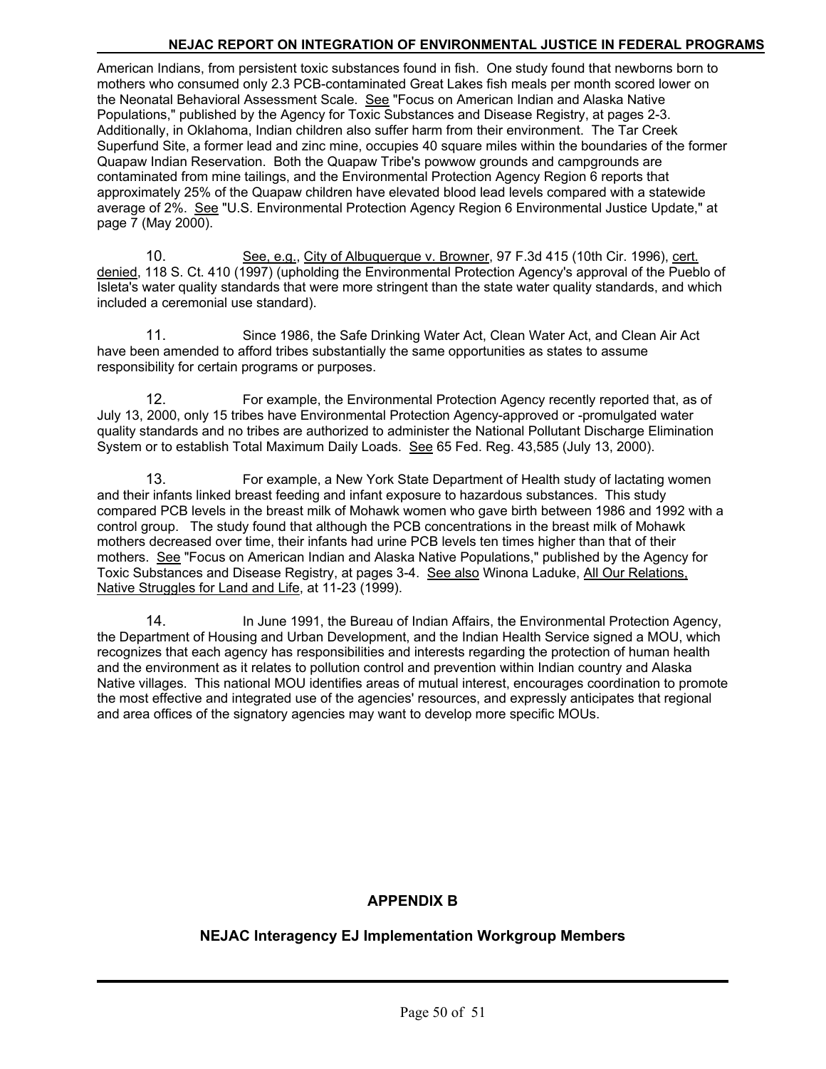American Indians, from persistent toxic substances found in fish. One study found that newborns born to mothers who consumed only 2.3 PCB-contaminated Great Lakes fish meals per month scored lower on the Neonatal Behavioral Assessment Scale. See "Focus on American Indian and Alaska Native Populations," published by the Agency for Toxic Substances and Disease Registry, at pages 2-3. Additionally, in Oklahoma, Indian children also suffer harm from their environment. The Tar Creek Superfund Site, a former lead and zinc mine, occupies 40 square miles within the boundaries of the former Quapaw Indian Reservation. Both the Quapaw Tribe's powwow grounds and campgrounds are contaminated from mine tailings, and the Environmental Protection Agency Region 6 reports that approximately 25% of the Quapaw children have elevated blood lead levels compared with a statewide average of 2%. See "U.S. Environmental Protection Agency Region 6 Environmental Justice Update," at page 7 (May 2000).

10. See, e.g., City of Albuquerque v. Browner, 97 F.3d 415 (10th Cir. 1996), cert. denied, 118 S. Ct. 410 (1997) (upholding the Environmental Protection Agency's approval of the Pueblo of Isleta's water quality standards that were more stringent than the state water quality standards, and which included a ceremonial use standard).

11. Since 1986, the Safe Drinking Water Act, Clean Water Act, and Clean Air Act have been amended to afford tribes substantially the same opportunities as states to assume responsibility for certain programs or purposes.

12. For example, the Environmental Protection Agency recently reported that, as of July 13, 2000, only 15 tribes have Environmental Protection Agency-approved or -promulgated water quality standards and no tribes are authorized to administer the National Pollutant Discharge Elimination System or to establish Total Maximum Daily Loads. See 65 Fed. Reg. 43,585 (July 13, 2000).

13. For example, a New York State Department of Health study of lactating women and their infants linked breast feeding and infant exposure to hazardous substances. This study compared PCB levels in the breast milk of Mohawk women who gave birth between 1986 and 1992 with a control group. The study found that although the PCB concentrations in the breast milk of Mohawk mothers decreased over time, their infants had urine PCB levels ten times higher than that of their mothers. See "Focus on American Indian and Alaska Native Populations," published by the Agency for Toxic Substances and Disease Registry, at pages 3-4. See also Winona Laduke, All Our Relations, Native Struggles for Land and Life, at 11-23 (1999).

14. In June 1991, the Bureau of Indian Affairs, the Environmental Protection Agency, the Department of Housing and Urban Development, and the Indian Health Service signed a MOU, which recognizes that each agency has responsibilities and interests regarding the protection of human health and the environment as it relates to pollution control and prevention within Indian country and Alaska Native villages. This national MOU identifies areas of mutual interest, encourages coordination to promote the most effective and integrated use of the agencies' resources, and expressly anticipates that regional and area offices of the signatory agencies may want to develop more specific MOUs.

# APPENDIX B

## NEJAC Interagency EJ Implementation Workgroup Members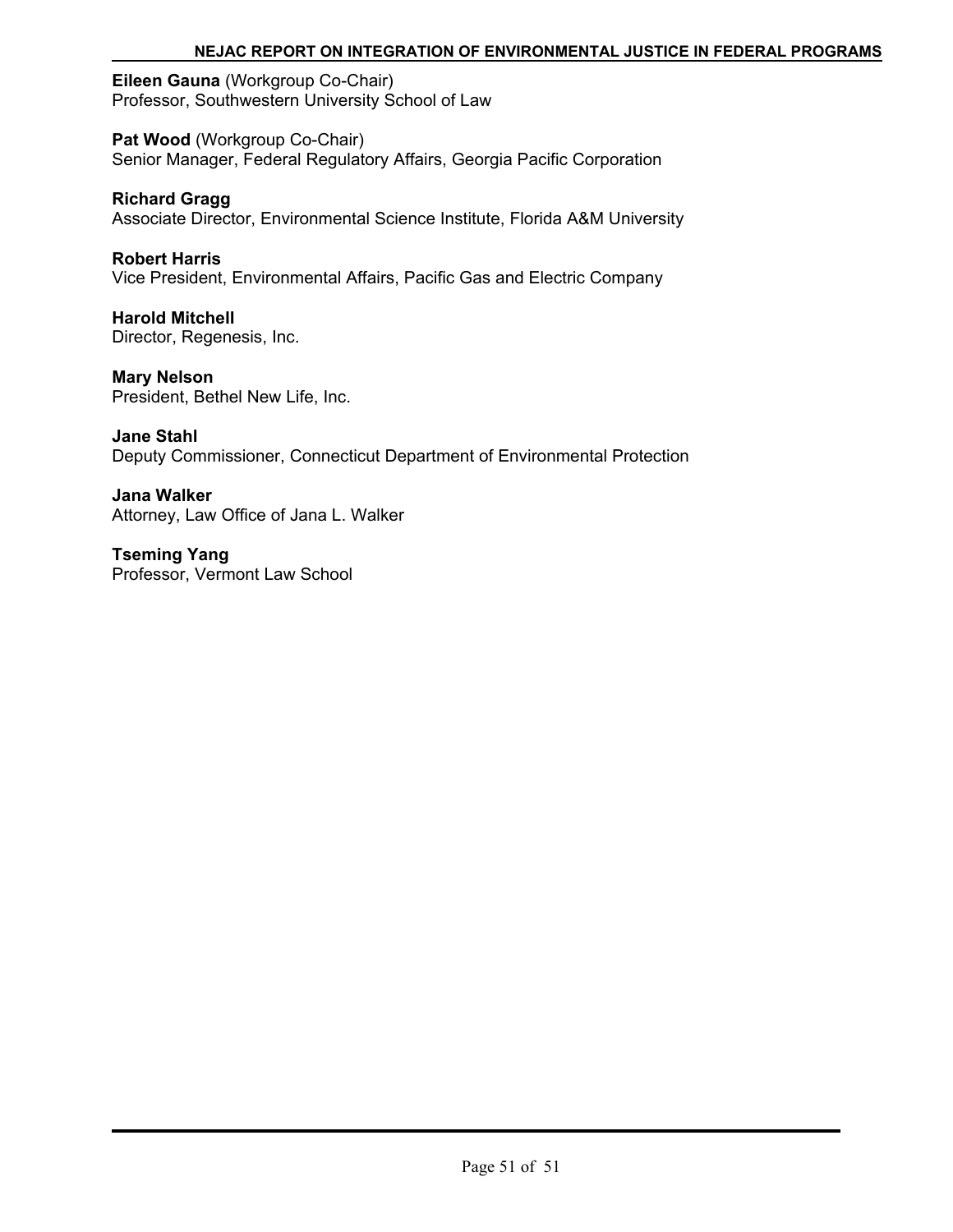**Eileen Gauna** (Workgroup Co-Chair)
Professor, Southwestern University School of Law

**Pat Wood** (Workgroup Co-Chair)
Senior Manager, Federal Regulatory Affairs, Georgia Pacific Corporation

**Richard Gragg**
Associate Director, Environmental Science Institute, Florida A&M University

**Robert Harris**
Vice President, Environmental Affairs, Pacific Gas and Electric Company

**Harold Mitchell**
Director, Regenesis, Inc.

**Mary Nelson**
President, Bethel New Life, Inc.

**Jane Stahl**
Deputy Commissioner, Connecticut Department of Environmental Protection

**Jana Walker**
Attorney, Law Office of Jana L. Walker

**Tseming Yang**
Professor, Vermont Law School